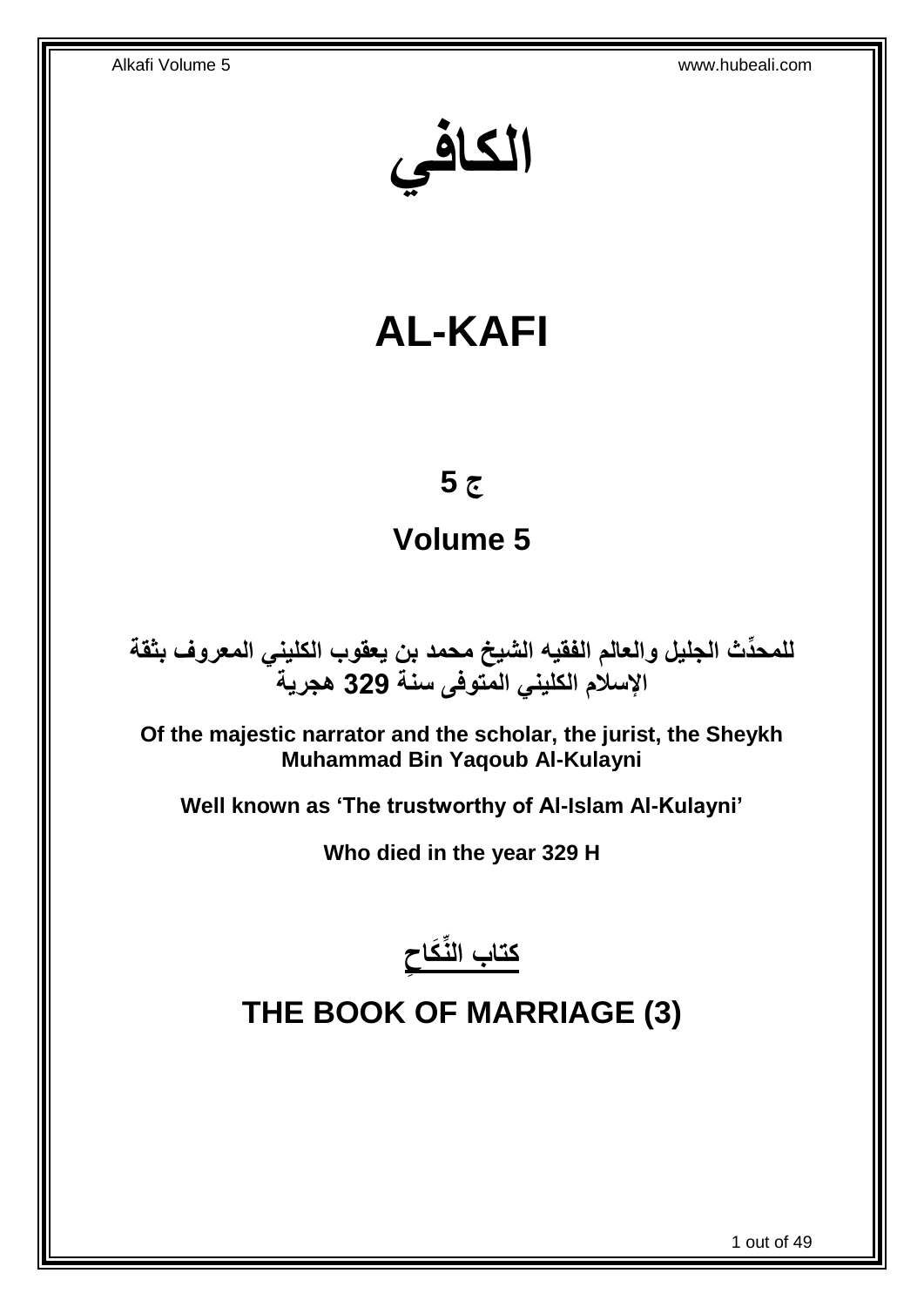# الكافي

# AL-KAFI

## ج 5

## Volume 5

**للمحدِّث الجليل والعالم الفقيه الشيخ محمد بن يعقوب الكليني المعروف بثقة الإسلام الكليني المتوفى سنة 329 هجرية**

**Of the majestic narrator and the scholar, the jurist, the Sheykh Muhammad Bin Yaqoub Al-Kulayni**

**Well known as 'The trustworthy of Al-Islam Al-Kulayni'**

**Who died in the year 329 H**

## كتاب النِّكَاحِ

## THE BOOK OF MARRIAGE (3)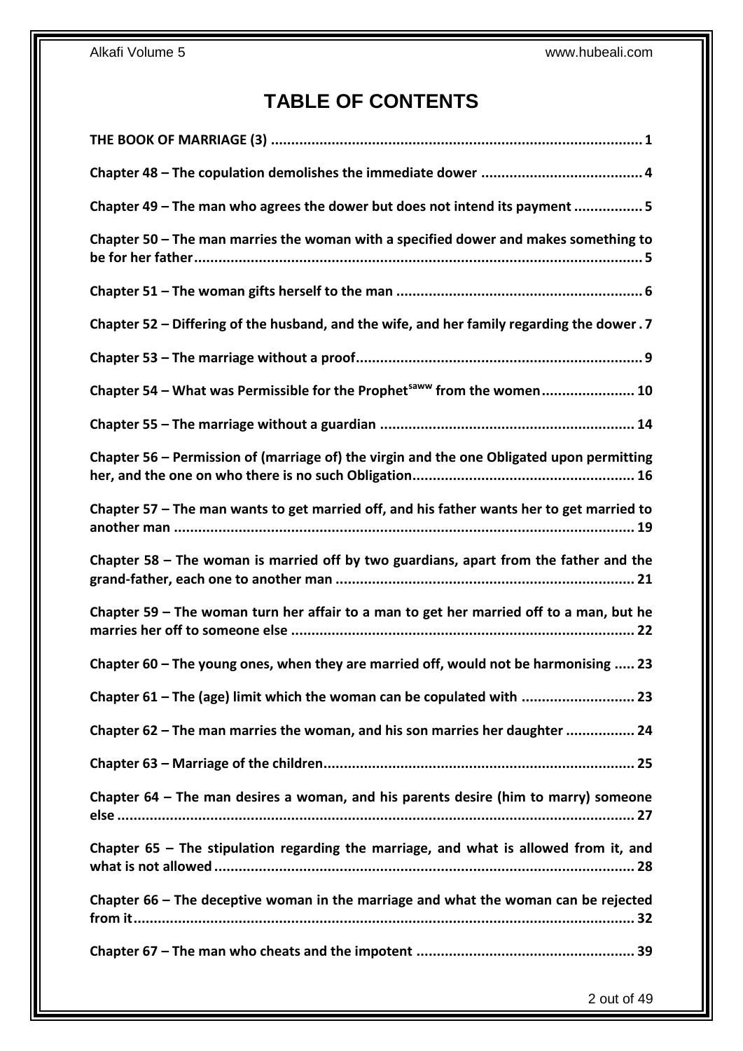# TABLE OF CONTENTS

**THE BOOK OF MARRIAGE (3) .......................................................................................... 1**

**Chapter 48 – The copulation demolishes the immediate dower ........................................ 4**

**Chapter 49 – The man who agrees the dower but does not intend its payment ................. 5**

**Chapter 50 – The man marries the woman with a specified dower and makes something to be for her father.............................................................................................................. 5**

**Chapter 51 – The woman gifts herself to the man ............................................................. 6**

**Chapter 52 – Differing of the husband, and the wife, and her family regarding the dower . 7**

**Chapter 53 – The marriage without a proof....................................................................... 9**

**Chapter 54 – What was Permissible for the Prophet[saww] from the women....................... 10**

**Chapter 55 – The marriage without a guardian ............................................................... 14**

**Chapter 56 – Permission of (marriage of) the virgin and the one Obligated upon permitting her, and the one on who there is no such Obligation....................................................... 16**

**Chapter 57 – The man wants to get married off, and his father wants her to get married to another man .................................................................................................................. 19**

**Chapter 58 – The woman is married off by two guardians, apart from the father and the grand-father, each one to another man ........................................................................ 21**

**Chapter 59 – The woman turn her affair to a man to get her married off to a man, but he marries her off to someone else .................................................................................... 22**

**Chapter 60 – The young ones, when they are married off, would not be harmonising ..... 23**

**Chapter 61 – The (age) limit which the woman can be copulated with ............................ 23**

**Chapter 62 – The man marries the woman, and his son marries her daughter ................. 24**

**Chapter 63 – Marriage of the children............................................................................. 25**

**Chapter 64 – The man desires a woman, and his parents desire (him to marry) someone else .............................................................................................................................. 27**

**Chapter 65 – The stipulation regarding the marriage, and what is allowed from it, and what is not allowed ........................................................................................................ 28**

**Chapter 66 – The deceptive woman in the marriage and what the woman can be rejected from it........................................................................................................................... 32**

**Chapter 67 – The man who cheats and the impotent ...................................................... 39**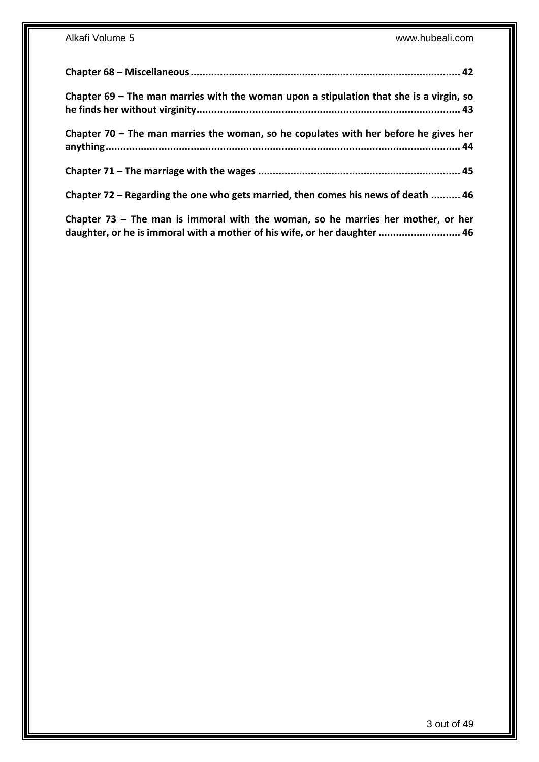**Chapter 68 – Miscellaneous ........................................................................................ 42**

**Chapter 69 – The man marries with the woman upon a stipulation that she is a virgin, so he finds her without virginity ........................................................................................ 43**

**Chapter 70 – The man marries the woman, so he copulates with her before he gives her anything ........................................................................................................................ 44**

**Chapter 71 – The marriage with the wages .................................................................... 45**

**Chapter 72 – Regarding the one who gets married, then comes his news of death .......... 46**

**Chapter 73 – The man is immoral with the woman, so he marries her mother, or her daughter, or he is immoral with a mother of his wife, or her daughter ............................ 46**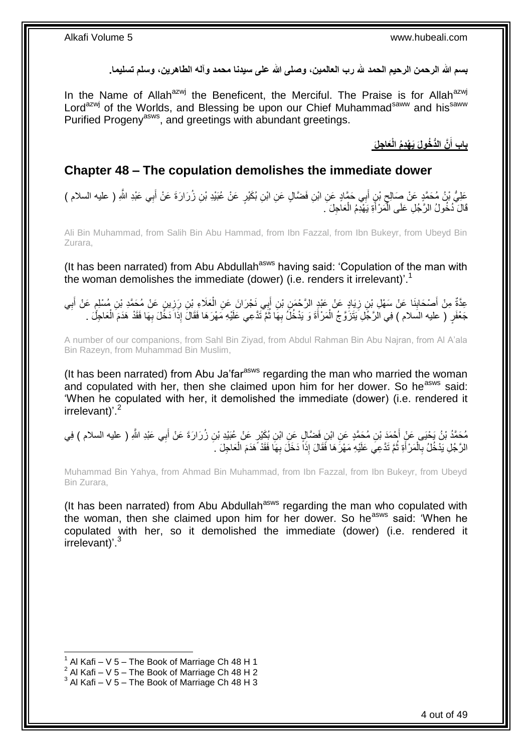**بسم الله الرحمن الرحيم الحمد لله رب العالمين، وصلى الله على سيدنا محمد وآله الطاهرين، وسلم تسليما.**

In the Name of Allah[azwj] the Beneficent, the Merciful. The Praise is for Allah[azwj] Lord[azwj] of the Worlds, and Blessing be upon our Chief Muhammad[saww] and his[saww] Purified Progeny[asws], and greetings with abundant greetings.

## **بَابِ أَنَّ الدُّخُولَ يَهْدِمُ الْعَاجِلَ**

## **Chapter 48 – The copulation demolishes the immediate dower**

عَلِيُّ بْنُ مُحَمَّدٍ عَنْ صَالِحِ بْنِ أَبِي حَمَّادٍ عَنِ ابْنِ فَضَّالٍ عَنِ ابْنِ بُكَيْرٍ عَنْ عُبَيْدِ بْنِ زُرَارَةَ عَنْ أَبِي عَبْدِ اللَّهِ ( عليه السلام ) قَالَ دُخُولُ الرَّجُلِ عَلَى الْمَرْأَةِ يَهْدِمُ الْعَاجِلَ .

Ali Bin Muhammad, from Salih Bin Abu Hammad, from Ibn Fazzal, from Ibn Bukeyr, from Ubeyd Bin Zurara,

(It has been narrated) from Abu Abdullah[asws] having said: 'Copulation of the man with the woman demolishes the immediate (dower) (i.e. renders it irrelevant)'.[1]

عِدَّةٌ مِنْ أَصْحَابِنَا عَنْ سَهْلِ بْنِ زِيَادٍ عَنْ عَبْدِ الرَّحْمَنِ بْنِ أَبِي نَجْرَانَ عَنِ الْعَلَاءِ بْنِ رَزِينٍ عَنْ مُحَمَّدِ بْنِ مُسْلِمٍ عَنْ أَبِي جَعْفَرٍ ( عليه السلام ) فِي الرَّجُلِ يَتَزَوَّجُ الْمَرْأَةَ وَ يَدْخُلُ بِهَا ثُمَّ تَدَّعِي عَلَيْهِ مَهْرَهَا فَقَالَ إِذَا دَخَلَ بِهَا فَقَدْ هَدَمَ الْعَاجِلَ .

A number of our companions, from Sahl Bin Ziyad, from Abdul Rahman Bin Abu Najran, from Al A'ala Bin Razeyn, from Muhammad Bin Muslim,

(It has been narrated) from Abu Ja'far[asws] regarding the man who married the woman and copulated with her, then she claimed upon him for her dower. So he[asws] said: 'When he copulated with her, it demolished the immediate (dower) (i.e. rendered it irrelevant)'.[2]

مُحَمَّدُ بْنُ يَحْيَى عَنْ أَحْمَدَ بْنِ مُحَمَّدٍ عَنِ ابْنِ فَضَّالٍ عَنِ ابْنِ بُكَيْرٍ عَنْ عُبَيْدِ بْنِ زُرَارَةَ عَنْ أَبِي عَبْدِ اللَّهِ ( عليه السلام ) فِي الرَّجُلِ يَدْخُلُ بِالْمَرْأَةِ ثُمَّ تَدَّعِي عَلَيْهِ مَهْرَهَا فَقَالَ إِذَا دَخَلَ بِهَا فَقَدْ هَدَمَ الْعَاجِلَ .

Muhammad Bin Yahya, from Ahmad Bin Muhammad, from Ibn Fazzal, from Ibn Bukeyr, from Ubeyd Bin Zurara,

(It has been narrated) from Abu Abdullah[asws] regarding the man who copulated with the woman, then she claimed upon him for her dower. So he[asws] said: 'When he copulated with her, so it demolished the immediate (dower) (i.e. rendered it irrelevant)'.[3]

[1] Al Kafi – V 5 – The Book of Marriage Ch 48 H 1
[2] Al Kafi – V 5 – The Book of Marriage Ch 48 H 2
[3] Al Kafi – V 5 – The Book of Marriage Ch 48 H 3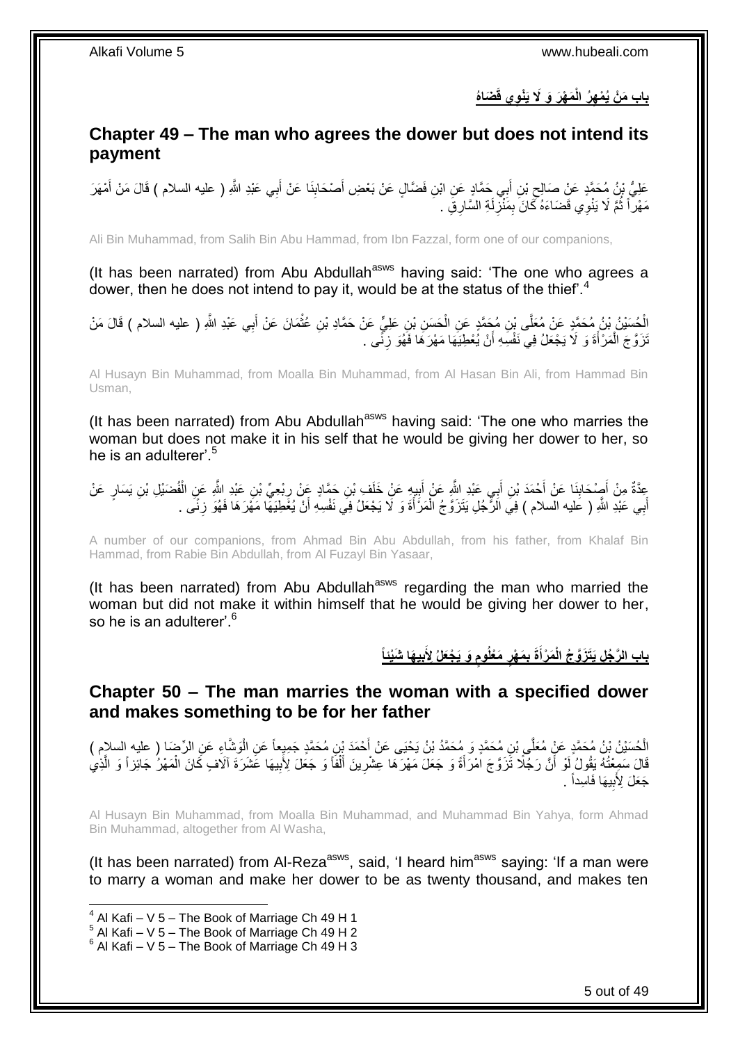## بابُ مَنْ يُمْهِرُ الْمَهْرَ وَ لَا يَنْوِي قَضَاهُ

## Chapter 49 – The man who agrees the dower but does not intend its payment

عَلِيُّ بْنُ مُحَمَّدٍ عَنْ صَالِحِ بْنِ أَبِي حَمَّادٍ عَنِ ابْنِ فَضَّالٍ عَنْ بَعْضِ أَصْحَابِنَا عَنْ أَبِي عَبْدِ اللَّهِ ( عليه السلام ) قَالَ مَنْ أَمْهَرَ مَهْراً ثُمَّ لَا يَنْوِي قَضَاءَهُ كَانَ بِمَنْزِلَةِ السَّارِقِ .

Ali Bin Muhammad, from Salih Bin Abu Hammad, from Ibn Fazzal, form one of our companions,

(It has been narrated) from Abu Abdullah[asws] having said: 'The one who agrees a dower, then he does not intend to pay it, would be at the status of the thief'.[4]

الْحُسَيْنُ بْنُ مُحَمَّدٍ عَنْ مُعَلَّى بْنِ مُحَمَّدٍ عَنِ الْحَسَنِ بْنِ عَلِيٍّ عَنْ حَمَّادِ بْنِ عُثْمَانَ عَنْ أَبِي عَبْدِ اللَّهِ ( عليه السلام ) قَالَ مَنْ تَزَوَّجَ الْمَرْأَةَ وَ لَا يَجْعَلُ فِي نَفْسِهِ أَنْ يُعْطِيَهَا مَهْرَهَا فَهُوَ زِنًى .

Al Husayn Bin Muhammad, from Moalla Bin Muhammad, from Al Hasan Bin Ali, from Hammad Bin Usman,

(It has been narrated) from Abu Abdullah[asws] having said: 'The one who marries the woman but does not make it in his self that he would be giving her dower to her, so he is an adulterer'.[5]

عِدَّةٌ مِنْ أَصْحَابِنَا عَنْ أَحْمَدَ بْنِ أَبِي عَبْدِ اللَّهِ عَنْ أَبِيهِ عَنْ خَلَفِ بْنِ حَمَّادٍ عَنْ رِبْعِيِّ بْنِ عَبْدِ اللَّهِ عَنِ الْفُضَيْلِ بْنِ يَسَارٍ عَنْ أَبِي عَبْدِ اللَّهِ ( عليه السلام ) فِي الرَّجُلِ يَتَزَوَّجُ الْمَرْأَةَ وَ لَا يَجْعَلُ فِي نَفْسِهِ أَنْ يُعْطِيَهَا مَهْرَهَا فَهُوَ زِنًى .

A number of our companions, from Ahmad Bin Abu Abdullah, from his father, from Khalaf Bin Hammad, from Rabie Bin Abdullah, from Al Fuzayl Bin Yasaar,

(It has been narrated) from Abu Abdullah[asws] regarding the man who married the woman but did not make it within himself that he would be giving her dower to her, so he is an adulterer'.[6]

## بابُ الرَّجُلِ يَتَزَوَّجُ الْمَرْأَةَ بِمَهْرٍ مَعْلُومٍ وَ يَجْعَلُ لِأَبِيهَا شَيْئاً

## Chapter 50 – The man marries the woman with a specified dower and makes something to be for her father

الْحُسَيْنُ بْنُ مُحَمَّدٍ عَنْ مُعَلَّى بْنِ مُحَمَّدٍ وَ مُحَمَّدُ بْنُ يَحْيَى عَنْ أَحْمَدَ بْنِ مُحَمَّدٍ جَمِيعاً عَنِ الْوَشَّاءِ عَنِ الرِّضَا ( عليه السلام ) قَالَ سَمِعْتُهُ يَقُولُ لَوْ أَنَّ رَجُلًا تَزَوَّجَ امْرَأَةً وَ جَعَلَ مَهْرَهَا عِشْرِينَ أَلْفاً وَ جَعَلَ لِأَبِيهَا عَشَرَةَ آلَافٍ كَانَ الْمَهْرُ جَائِزاً وَ الَّذِي جَعَلَ لِأَبِيهَا فَاسِداً .

Al Husayn Bin Muhammad, from Moalla Bin Muhammad, and Muhammad Bin Yahya, form Ahmad Bin Muhammad, altogether from Al Washa,

(It has been narrated) from Al-Reza[asws], said, 'I heard him[asws] saying: 'If a man were to marry a woman and make her dower to be as twenty thousand, and makes ten

[4] Al Kafi – V 5 – The Book of Marriage Ch 49 H 1
[5] Al Kafi – V 5 – The Book of Marriage Ch 49 H 2
[6] Al Kafi – V 5 – The Book of Marriage Ch 49 H 3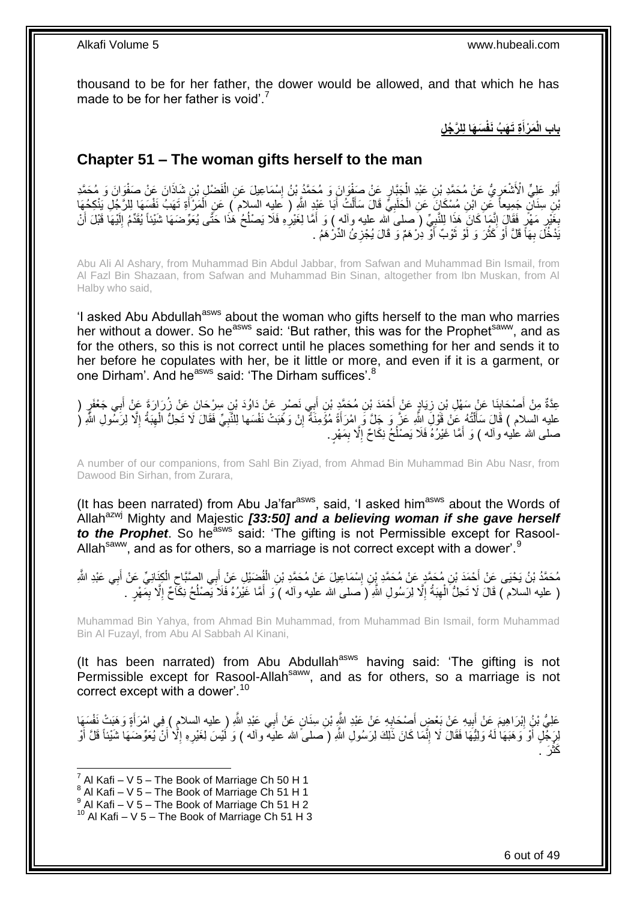thousand to be for her father, the dower would be allowed, and that which he has made to be for her father is void'.[7]

## باب الْمَرْأَةِ تَهَبُ نَفْسَهَا لِلرَّجُلِ

## Chapter 51 – The woman gifts herself to the man

أَبُو عَلِيٍّ الْأَشْعَرِيُّ عَنْ مُحَمَّدِ بْنِ عَبْدِ الْجَبَّارِ عَنْ صَفْوَانَ وَ مُحَمَّدُ بْنُ إِسْمَاعِيلَ عَنِ الْفَضْلِ بْنِ شَاذَانَ عَنْ صَفْوَانَ وَ مُحَمَّدِ بْنِ سِنَانٍ جَمِيعاً عَنِ ابْنِ مُسْكَانَ عَنِ الْحَلَبِيِّ قَالَ سَأَلْتُ أَبَا عَبْدِ اللَّهِ ( عليه السلام ) عَنِ الْمَرْأَةِ تَهَبُ نَفْسَهَا لِلرَّجُلِ يَنْكِحُهَا بِغَيْرِ مَهْرٍ فَقَالَ إِنَّمَا كَانَ هَذَا لِلنَّبِيِّ ( صلى الله عليه وآله ) وَ أَمَّا لِغَيْرِهِ فَلَا يَصْلُحُ هَذَا حَتَّى يُعَوِّضَهَا شَيْئاً يُقَدِّمُ إِلَيْهَا قَبْلَ أَنْ يَدْخُلَ بِهَا قَلَّ أَوْ كَثُرَ وَ لَوْ ثَوْبٌ أَوْ دِرْهَمٌ وَ قَالَ يُجْزِئُ الدِّرْهَمُ .

Abu Ali Al Ashary, from Muhammad Bin Abdul Jabbar, from Safwan and Muhammad Bin Ismail, from Al Fazl Bin Shazaan, from Safwan and Muhammad Bin Sinan, altogether from Ibn Muskan, from Al Halby who said,

'I asked Abu Abdullah[asws] about the woman who gifts herself to the man who marries her without a dower. So he[asws] said: 'But rather, this was for the Prophet[saww], and as for the others, so this is not correct until he places something for her and sends it to her before he copulates with her, be it little or more, and even if it is a garment, or one Dirham'. And he[asws] said: 'The Dirham suffices'.[8]

عِدَّةٌ مِنْ أَصْحَابِنَا عَنْ سَهْلِ بْنِ زِيَادٍ عَنْ أَحْمَدَ بْنِ مُحَمَّدِ بْنِ أَبِي نَصْرٍ عَنْ دَاوُدَ بْنِ سِرْحَانَ عَنْ زُرَارَةَ عَنْ أَبِي جَعْفَرٍ ( عليه السلام ) قَالَ سَأَلْتُهُ عَنْ قَوْلِ اللَّهِ عَزَّ وَ جَلَّ وَ امْرَأَةً مُؤْمِنَةً إِنْ وَهَبَتْ نَفْسَها لِلنَّبِيِّ فَقَالَ لَا تَحِلُّ الْهِبَةُ إِلَّا لِرَسُولِ اللَّهِ ( صلى الله عليه وآله ) وَ أَمَّا غَيْرُهُ فَلَا يَصْلُحُ نِكَاحٌ إِلَّا بِمَهْرٍ.

A number of our companions, from Sahl Bin Ziyad, from Ahmad Bin Muhammad Bin Abu Nasr, from Dawood Bin Sirhan, from Zurara,

(It has been narrated) from Abu Ja'far[asws], said, 'I asked him[asws] about the Words of Allah[azwj] Mighty and Majestic *[33:50] and a believing woman if she gave herself to the Prophet*. So he[asws] said: 'The gifting is not Permissible except for Rasool-Allah[saww], and as for others, so a marriage is not correct except with a dower'.[9]

مُحَمَّدُ بْنُ يَحْيَى عَنْ أَحْمَدَ بْنِ مُحَمَّدٍ عَنْ مُحَمَّدِ بْنِ إِسْمَاعِيلَ عَنْ مُحَمَّدِ بْنِ الْفُضَيْلِ عَنْ أَبِي الصَّبَّاحِ الْكِنَانِيِّ عَنْ أَبِي عَبْدِ اللَّهِ ( عليه السلام ) قَالَ لَا تَحِلُّ الْهِبَةُ إِلَّا لِرَسُولِ اللَّهِ ( صلى الله عليه وآله ) وَ أَمَّا غَيْرُهُ فَلَا يَصْلُحُ نِكَاحٌ إِلَّا بِمَهْرٍ .

Muhammad Bin Yahya, from Ahmad Bin Muhammad, from Muhammad Bin Ismail, form Muhammad Bin Al Fuzayl, from Abu Al Sabbah Al Kinani,

(It has been narrated) from Abu Abdullah[asws] having said: 'The gifting is not Permissible except for Rasool-Allah[saww], and as for others, so a marriage is not correct except with a dower'.[10]

عَلِيُّ بْنُ إِبْرَاهِيمَ عَنْ أَبِيهِ عَنْ بَعْضِ أَصْحَابِهِ عَنْ عَبْدِ اللَّهِ بْنِ سِنَانٍ عَنْ أَبِي عَبْدِ اللَّهِ ( عليه السلام ) فِي امْرَأَةٍ وَهَبَتْ نَفْسَهَا لِرَجُلٍ أَوْ وَهَبَهَا لَهُ وَلِيُّهَا فَقَالَ لَا إِنَّمَا كَانَ ذَلِكَ لِرَسُولِ اللَّهِ ( صلى الله عليه وآله ) وَ لَيْسَ لِغَيْرِهِ إِلَّا أَنْ يُعَوِّضَهَا شَيْئاً قَلَّ أَوْ كَثُرَ .

---

[7] Al Kafi – V 5 – The Book of Marriage Ch 50 H 1
[8] Al Kafi – V 5 – The Book of Marriage Ch 51 H 1
[9] Al Kafi – V 5 – The Book of Marriage Ch 51 H 2
[10] Al Kafi – V 5 – The Book of Marriage Ch 51 H 3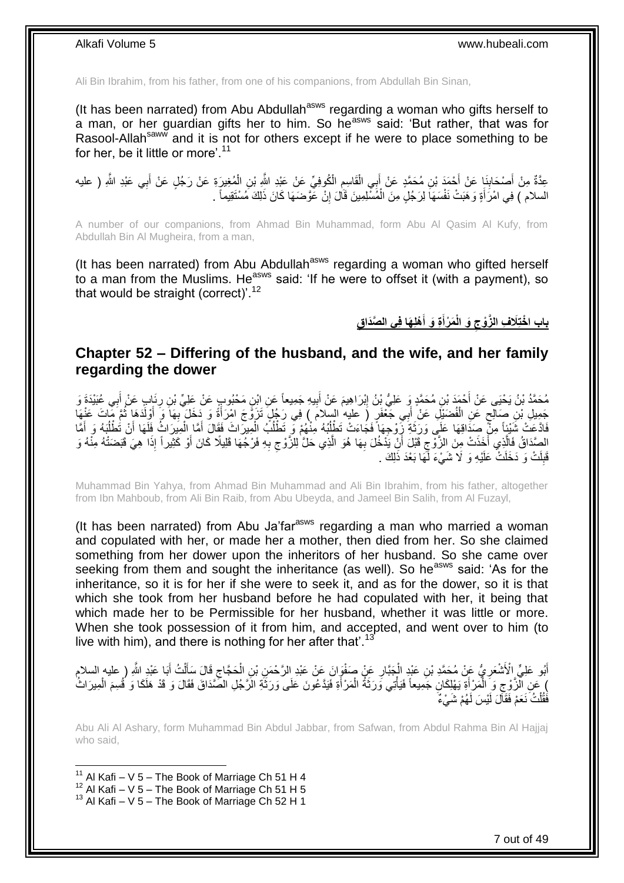Ali Bin Ibrahim, from his father, from one of his companions, from Abdullah Bin Sinan,

(It has been narrated) from Abu Abdullah[asws] regarding a woman who gifts herself to a man, or her guardian gifts her to him. So he[asws] said: 'But rather, that was for Rasool-Allah[saww] and it is not for others except if he were to place something to be for her, be it little or more'.[11]

عِدَّةٌ مِنْ أَصْحَابِنَا عَنْ أَحْمَدَ بْنِ مُحَمَّدٍ عَنْ أَبِي الْقَاسِمِ الْكُوفِيِّ عَنْ عَبْدِ اللَّهِ بْنِ الْمُغِيرَةِ عَنْ رَجُلٍ عَنْ أَبِي عَبْدِ اللَّهِ ( عليه السلام ) فِي امْرَأَةٍ وَهَبَتْ نَفْسَهَا لِرَجُلٍ مِنَ الْمُسْلِمِينَ قَالَ إِنْ عَوَّضَهَا كَانَ ذَلِكَ مُسْتَقِيماً .

A number of our companions, from Ahmad Bin Muhammad, form Abu Al Qasim Al Kufy, from Abdullah Bin Al Mugheira, from a man,

(It has been narrated) from Abu Abdullah[asws] regarding a woman who gifted herself to a man from the Muslims. He[asws] said: 'If he were to offset it (with a payment), so that would be straight (correct)'.[12]

## بَابِ اخْتِلَافِ الزَّوْجِ وَ الْمَرْأَةِ وَ أَهْلِهَا فِي الصَّدَاقِ

## Chapter 52 – Differing of the husband, and the wife, and her family regarding the dower

مُحَمَّدُ بْنُ يَحْيَى عَنْ أَحْمَدَ بْنِ مُحَمَّدٍ وَ عَلِيُّ بْنُ إِبْرَاهِيمَ عَنْ أَبِيهِ جَمِيعاً عَنِ ابْنِ مَحْبُوبٍ عَنْ عَلِيِّ بْنِ رِئَابٍ عَنْ أَبِي عُبَيْدَةَ وَ جَمِيلِ بْنِ صَالِحٍ عَنِ الْفُضَيْلِ عَنْ أَبِي جَعْفَرٍ ( عليه السلام ) فِي رَجُلٍ تَزَوَّجَ امْرَأَةً وَ دَخَلَ بِهَا وَ أَوْلَدَهَا ثُمَّ مَاتَ عَنْهَا فَادَّعَتْ شَيْئاً مِنْ صَدَاقِهَا عَلَى وَرَثَةِ زَوْجِهَا فَجَاءَتْ تَطْلُبُهُ مِنْهُمْ وَ تَطْلُبُ الْمِيرَاثَ فَقَالَ أَمَّا الْمِيرَاثُ فَلَهَا أَنْ تَطْلُبَهُ وَ أَمَّا الصَّدَاقُ فَالَّذِي أَخَذَتْ مِنَ الزَّوْجِ قَبْلَ أَنْ يَدْخُلَ بِهَا هُوَ الَّذِي حَلَّ لِلزَّوْجِ بِهِ فَرْجُهَا قَلِيلًا كَانَ أَوْ كَثِيراً إِذَا هِيَ قَبَضَتْهُ مِنْهُ وَ قَبِلَتْ وَ دَخَلَتْ عَلَيْهِ وَ لَا شَيْءَ لَهَا بَعْدَ ذَلِكَ .

Muhammad Bin Yahya, from Ahmad Bin Muhammad and Ali Bin Ibrahim, from his father, altogether from Ibn Mahboub, from Ali Bin Raib, from Abu Ubeyda, and Jameel Bin Salih, from Al Fuzayl,

(It has been narrated) from Abu Ja'far[asws] regarding a man who married a woman and copulated with her, or made her a mother, then died from her. So she claimed something from her dower upon the inheritors of her husband. So she came over seeking from them and sought the inheritance (as well). So he[asws] said: 'As for the inheritance, so it is for her if she were to seek it, and as for the dower, so it is that which she took from her husband before he had copulated with her, it being that which made her to be Permissible for her husband, whether it was little or more. When she took possession of it from him, and accepted, and went over to him (to live with him), and there is nothing for her after that'.[13]

أَبُو عَلِيٍّ الْأَشْعَرِيُّ عَنْ مُحَمَّدِ بْنِ عَبْدِ الْجَبَّارِ عَنْ صَفْوَانَ عَنْ عَبْدِ الرَّحْمَنِ بْنِ الْحَجَّاجِ قَالَ سَأَلْتُ أَبَا عَبْدِ اللَّهِ ( عليه السلام ) عَنِ الزَّوْجِ وَ الْمَرْأَةِ يَهْلِكَانِ جَمِيعاً فَيَأْتِي وَرَثَةُ الْمَرْأَةِ فَيَدَّعُونَ عَلَى وَرَثَةِ الرَّجُلِ الصَّدَاقَ فَقَالَ وَ قَدْ هَلَكَا وَ قُسِمَ الْمِيرَاثُ فَقُلْتُ نَعَمْ فَقَالَ لَيْسَ لَهُمْ شَيْءٌ

Abu Ali Al Ashary, form Muhammad Bin Abdul Jabbar, from Safwan, from Abdul Rahma Bin Al Hajjaj who said,

---

[11] Al Kafi – V 5 – The Book of Marriage Ch 51 H 4
[12] Al Kafi – V 5 – The Book of Marriage Ch 51 H 5
[13] Al Kafi – V 5 – The Book of Marriage Ch 52 H 1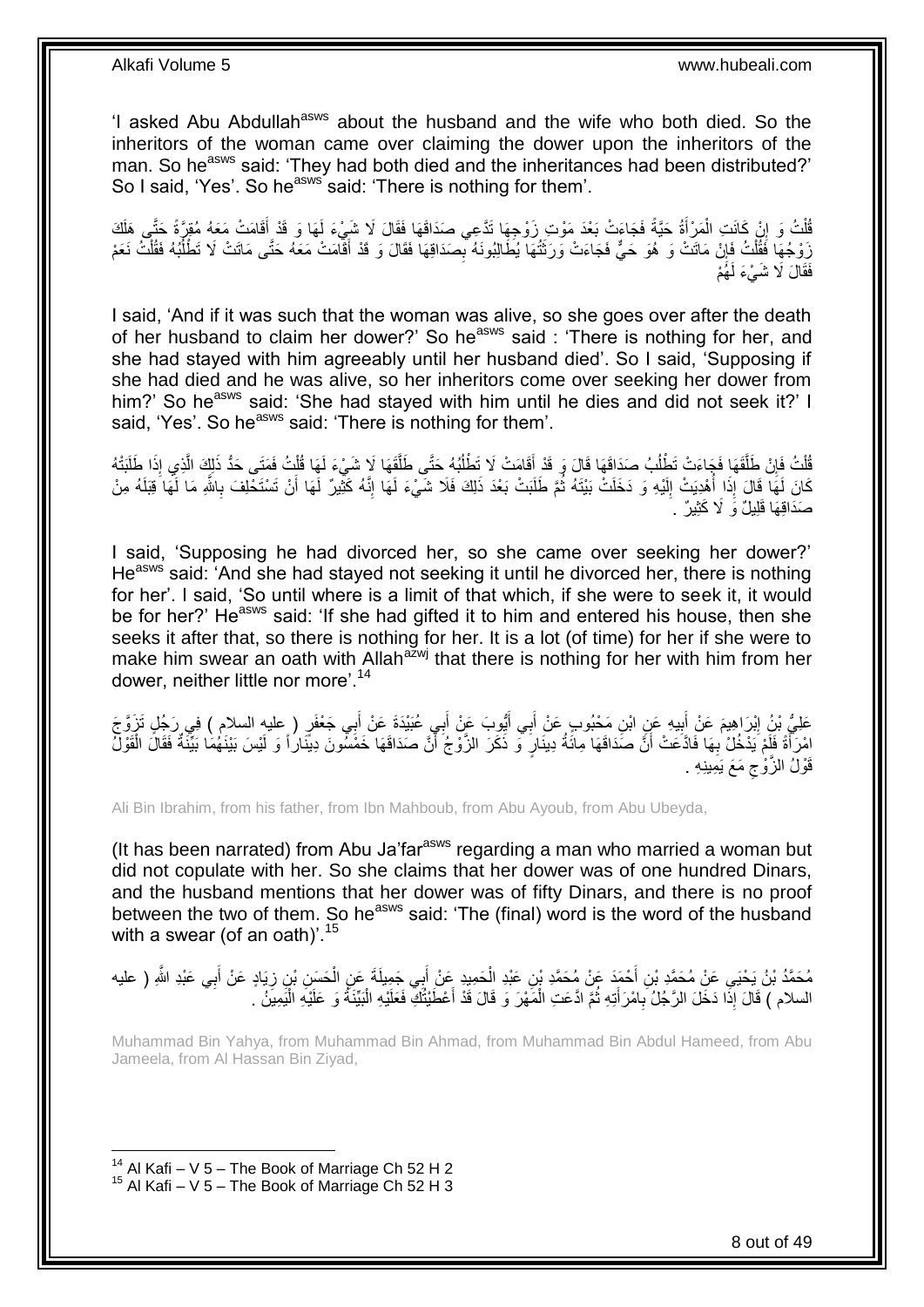'I asked Abu Abdullah[asws] about the husband and the wife who both died. So the inheritors of the woman came over claiming the dower upon the inheritors of the man. So he[asws] said: 'They had both died and the inheritances had been distributed?' So I said, 'Yes'. So he[asws] said: 'There is nothing for them'.

قُلْتُ وَ إِنْ كَانَتِ الْمَرْأَةُ حَيَّةً فَجَاءَتْ بَعْدَ مَوْتِ زَوْجِهَا تَدَّعِي صَدَاقَهَا فَقَالَ لَا شَيْءَ لَهَا وَ قَدْ أَقَامَتْ مَعَهُ مُقِرَّةً حَتَّى هَلَكَ زَوْجُهَا فَقُلْتُ فَإِنْ مَاتَتْ وَ هُوَ حَيٌّ فَجَاءَتْ وَرَثَتُهَا يُطَالِبُونَهُ بِصَدَاقِهَا فَقَالَ وَ قَدْ أَقَامَتْ مَعَهُ حَتَّى مَاتَتْ لَا تَطْلُبُهُ فَقُلْتُ نَعَمْ فَقَالَ لَا شَيْءَ لَهُمْ

I said, 'And if it was such that the woman was alive, so she goes over after the death of her husband to claim her dower?' So he[asws] said : 'There is nothing for her, and she had stayed with him agreeably until her husband died'. So I said, 'Supposing if she had died and he was alive, so her inheritors come over seeking her dower from him?' So he[asws] said: 'She had stayed with him until he dies and did not seek it?' I said, 'Yes'. So he[asws] said: 'There is nothing for them'.

قُلْتُ فَإِنْ طَلَّقَهَا فَجَاءَتْ تَطْلُبُ صَدَاقَهَا قَالَ وَ قَدْ أَقَامَتْ لَا تَطْلُبُهُ حَتَّى طَلَّقَهَا لَا شَيْءَ لَهَا قُلْتُ فَمَتَى حَدُّ ذَلِكَ الَّذِي إِذَا طَلَبَتْهُ كَانَ لَهَا قَالَ إِذَا أُهْدِيَتْ إِلَيْهِ وَ دَخَلَتْ بَيْتَهُ ثُمَّ طَلَبَتْ بَعْدَ ذَلِكَ فَلَا شَيْءَ لَهَا إِنَّهُ كَثِيرٌ لَهَا أَنْ تَسْتَحْلِفَ بِاللَّهِ مَا لَهَا قِبَلَهُ مِنْ صَدَاقِهَا قَلِيلٌ وَ لَا كَثِيرٌ .

I said, 'Supposing he had divorced her, so she came over seeking her dower?' He[asws] said: 'And she had stayed not seeking it until he divorced her, there is nothing for her'. I said, 'So until where is a limit of that which, if she were to seek it, it would be for her?' He[asws] said: 'If she had gifted it to him and entered his house, then she seeks it after that, so there is nothing for her. It is a lot (of time) for her if she were to make him swear an oath with Allah[azwj] that there is nothing for her with him from her dower, neither little nor more'.[14]

عَلِيُّ بْنُ إِبْرَاهِيمَ عَنْ أَبِيهِ عَنِ ابْنِ مَحْبُوبٍ عَنْ أَبِي أَيُّوبَ عَنْ أَبِي عُبَيْدَةَ عَنْ أَبِي جَعْفَرٍ ( عليه السلام ) فِي رَجُلٍ تَزَوَّجَ امْرَأَةً فَلَمْ يَدْخُلْ بِهَا فَادَّعَتْ أَنَّ صَدَاقَهَا مِائَةُ دِينَارٍ وَ ذَكَرَ الزَّوْجُ أَنَّ صَدَاقَهَا خَمْسُونَ دِينَاراً وَ لَيْسَ بَيْنَهُمَا بَيِّنَةٌ فَقَالَ الْقَوْلُ قَوْلُ الزَّوْجِ مَعَ يَمِينِهِ .

Ali Bin Ibrahim, from his father, from Ibn Mahboub, from Abu Ayoub, from Abu Ubeyda,

(It has been narrated) from Abu Ja'far[asws] regarding a man who married a woman but did not copulate with her. So she claims that her dower was of one hundred Dinars, and the husband mentions that her dower was of fifty Dinars, and there is no proof between the two of them. So he[asws] said: 'The (final) word is the word of the husband with a swear (of an oath)'.[15]

مُحَمَّدُ بْنُ يَحْيَى عَنْ مُحَمَّدِ بْنِ أَحْمَدَ عَنْ مُحَمَّدِ بْنِ عَبْدِ الْحَمِيدِ عَنْ أَبِي جَمِيلَةَ عَنِ الْحَسَنِ بْنِ زِيَادٍ عَنْ أَبِي عَبْدِ اللَّهِ ( عليه السلام ) قَالَ إِذَا دَخَلَ الرَّجُلُ بِامْرَأَتِهِ ثُمَّ ادَّعَتِ الْمَهْرَ وَ قَالَ قَدْ أَعْطَيْتُكِ فَعَلَيْهِ الْبَيِّنَةُ وَ عَلَيْهِ الْيَمِينُ .

Muhammad Bin Yahya, from Muhammad Bin Ahmad, from Muhammad Bin Abdul Hameed, from Abu Jameela, from Al Hassan Bin Ziyad,

---

[14] Al Kafi – V 5 – The Book of Marriage Ch 52 H 2
[15] Al Kafi – V 5 – The Book of Marriage Ch 52 H 3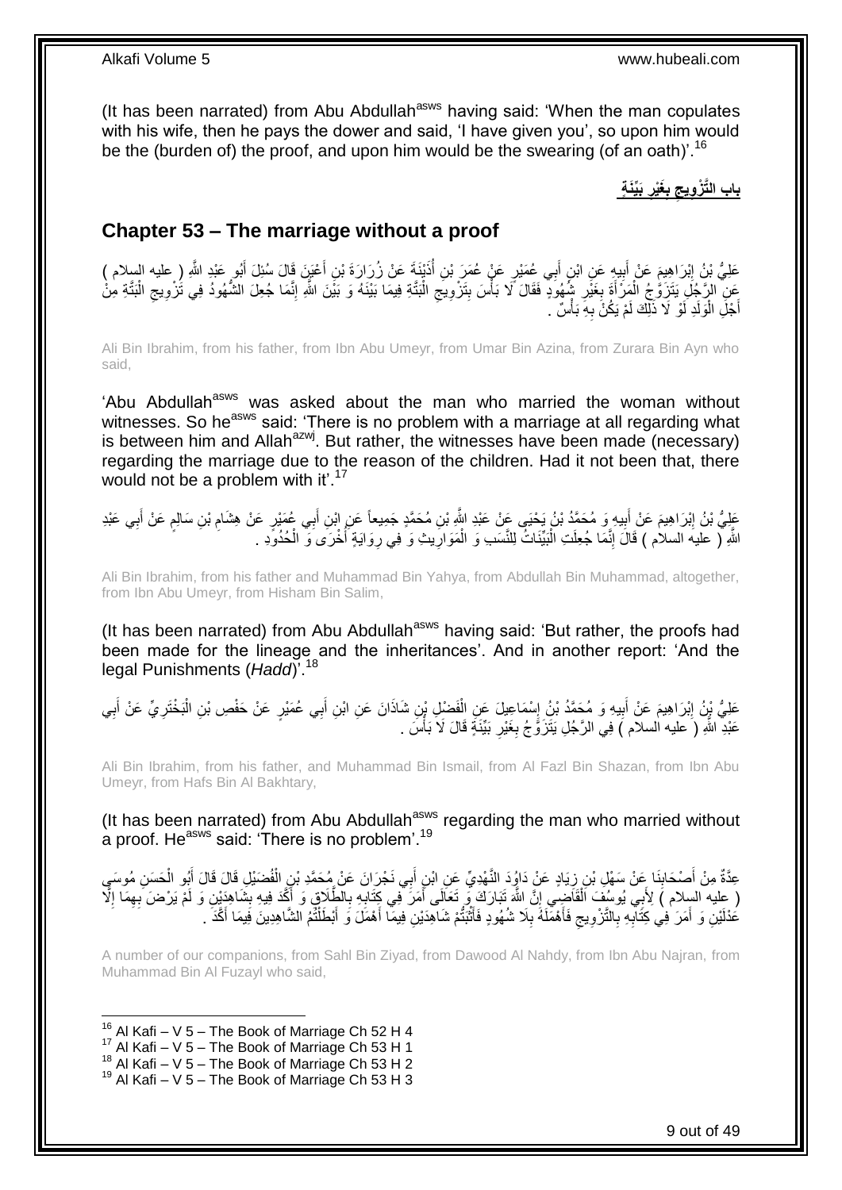(It has been narrated) from Abu Abdullah[asws] having said: 'When the man copulates with his wife, then he pays the dower and said, 'I have given you', so upon him would be the (burden of) the proof, and upon him would be the swearing (of an oath)'.[16]

## بَابُ التَّزْوِيجِ بِغَيْرِ بَيِّنَةٍ

## Chapter 53 – The marriage without a proof

عَلِيُّ بْنُ إِبْرَاهِيمَ عَنْ أَبِيهِ عَنِ ابْنِ أَبِي عُمَيْرٍ عَنْ عُمَرَ بْنِ أُذَيْنَةَ عَنْ زُرَارَةَ بْنِ أَعْيَنَ قَالَ سُئِلَ أَبُو عَبْدِ اللَّهِ ( عليه السلام ) عَنِ الرَّجُلِ يَتَزَوَّجُ الْمَرْأَةَ بِغَيْرِ شُهُودٍ فَقَالَ لَا بَأْسَ بِتَزْوِيجِ الْبَتَّةِ فِيمَا بَيْنَهُ وَ بَيْنَ اللَّهِ إِنَّمَا جُعِلَ الشُّهُودُ فِي تَزْوِيجِ الْبَتَّةِ مِنْ أَجْلِ الْوَلَدِ لَوْ لَا ذَلِكَ لَمْ يَكُنْ بِهِ بَأْسٌ .

Ali Bin Ibrahim, from his father, from Ibn Abu Umeyr, from Umar Bin Azina, from Zurara Bin Ayn who said,

'Abu Abdullah[asws] was asked about the man who married the woman without witnesses. So he[asws] said: 'There is no problem with a marriage at all regarding what is between him and Allah[azwj]. But rather, the witnesses have been made (necessary) regarding the marriage due to the reason of the children. Had it not been that, there would not be a problem with it'.[17]

عَلِيُّ بْنُ إِبْرَاهِيمَ عَنْ أَبِيهِ وَ مُحَمَّدُ بْنُ يَحْيَى عَنْ عَبْدِ اللَّهِ بْنِ مُحَمَّدٍ جَمِيعاً عَنِ ابْنِ أَبِي عُمَيْرٍ عَنْ هِشَامِ بْنِ سَالِمٍ عَنْ أَبِي عَبْدِ اللَّهِ ( عليه السلام ) قَالَ إِنَّمَا جُعِلَتِ الْبَيِّنَاتُ لِلنَّسَبِ وَ الْمَوَارِيثِ وَ فِي رِوَايَةٍ أُخْرَى وَ الْحُدُودِ .

Ali Bin Ibrahim, from his father and Muhammad Bin Yahya, from Abdullah Bin Muhammad, altogether, from Ibn Abu Umeyr, from Hisham Bin Salim,

(It has been narrated) from Abu Abdullah[asws] having said: 'But rather, the proofs had been made for the lineage and the inheritances'. And in another report: 'And the legal Punishments (*Hadd*)'.[18]

عَلِيُّ بْنُ إِبْرَاهِيمَ عَنْ أَبِيهِ وَ مُحَمَّدُ بْنُ إِسْمَاعِيلَ عَنِ الْفَضْلِ بْنِ شَاذَانَ عَنِ ابْنِ أَبِي عُمَيْرٍ عَنْ حَفْصِ بْنِ الْبَخْتَرِيِّ عَنْ أَبِي عَبْدِ اللَّهِ ( عليه السلام ) فِي الرَّجُلِ يَتَزَوَّجُ بِغَيْرِ بَيِّنَةٍ قَالَ لَا بَأْسَ .

Ali Bin Ibrahim, from his father, and Muhammad Bin Ismail, from Al Fazl Bin Shazan, from Ibn Abu Umeyr, from Hafs Bin Al Bakhtary,

(It has been narrated) from Abu Abdullah[asws] regarding the man who married without a proof. He[asws] said: 'There is no problem'.[19]

عِدَّةٌ مِنْ أَصْحَابِنَا عَنْ سَهْلِ بْنِ زِيَادٍ عَنْ دَاوُدَ النَّهْدِيِّ عَنِ ابْنِ أَبِي نَجْرَانَ عَنْ مُحَمَّدِ بْنِ الْفُضَيْلِ قَالَ قَالَ أَبُو الْحَسَنِ مُوسَى ( عليه السلام ) لِأَبِي يُوسُفَ الْقَاضِي إِنَّ اللَّهَ تَبَارَكَ وَ تَعَالَى أَمَرَ فِي كِتَابِهِ بِالطَّلَاقِ وَ أَكَّدَ فِيهِ بِشَاهِدَيْنِ وَ لَمْ يَرْضَ بِهِمَا إِلَّا عَدْلَيْنِ وَ أَمَرَ فِي كِتَابِهِ بِالتَّزْوِيجِ فَأَهْمَلَهُ بِلَا شُهُودٍ فَأَثْبَتُّمْ شَاهِدَيْنِ فِيمَا أَهْمَلَ وَ أَبْطَلْتُمُ الشَّاهِدِينَ فِيمَا أَكَّدَ .

A number of our companions, from Sahl Bin Ziyad, from Dawood Al Nahdy, from Ibn Abu Najran, from Muhammad Bin Al Fuzayl who said,

---

[16] Al Kafi – V 5 – The Book of Marriage Ch 52 H 4
[17] Al Kafi – V 5 – The Book of Marriage Ch 53 H 1
[18] Al Kafi – V 5 – The Book of Marriage Ch 53 H 2
[19] Al Kafi – V 5 – The Book of Marriage Ch 53 H 3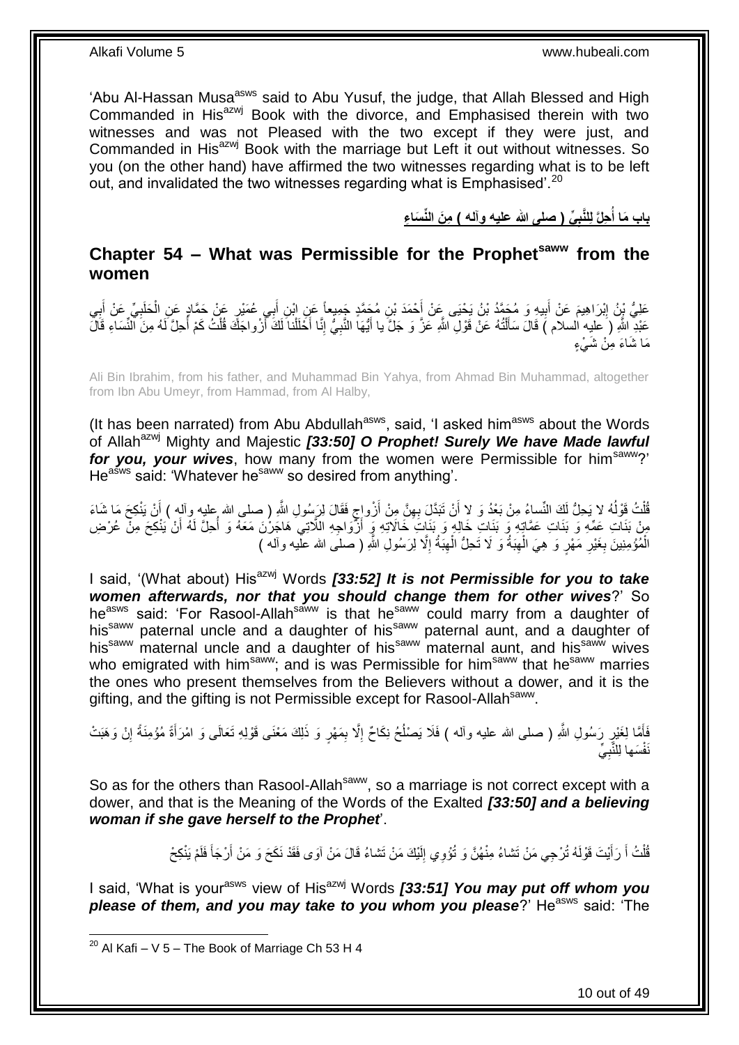'Abu Al-Hassan Musa[asws] said to Abu Yusuf, the judge, that Allah Blessed and High Commanded in His[azwj] Book with the divorce, and Emphasised therein with two witnesses and was not Pleased with the two except if they were just, and Commanded in His[azwj] Book with the marriage but Left it out without witnesses. So you (on the other hand) have affirmed the two witnesses regarding what is to be left out, and invalidated the two witnesses regarding what is Emphasised'.[20]

## باب مَا أُحِلَّ لِلنَّبِيِّ ( صلى الله عليه وآله ) مِنَ النِّسَاءِ

## Chapter 54 – What was Permissible for the Prophet[saww] from the women

عَلِيُّ بْنُ إِبْرَاهِيمَ عَنْ أَبِيهِ وَ مُحَمَّدُ بْنُ يَحْيَى عَنْ أَحْمَدَ بْنِ مُحَمَّدٍ جَمِيعاً عَنِ ابْنِ أَبِي عُمَيْرٍ عَنْ حَمَّادٍ عَنِ الْحَلَبِيِّ عَنْ أَبِي عَبْدِ اللَّهِ ( عليه السلام ) قَالَ سَأَلْتُهُ عَنْ قَوْلِ اللَّهِ عَزَّ وَ جَلَّ يا أَيُّهَا النَّبِيُّ إِنَّا أَحْلَلْنا لَكَ أَزْواجَكَ قُلْتُ كَمْ أُحِلَّ لَهُ مِنَ النِّسَاءِ قَالَ مَا شَاءَ مِنْ شَيْءٍ

Ali Bin Ibrahim, from his father, and Muhammad Bin Yahya, from Ahmad Bin Muhammad, altogether from Ibn Abu Umeyr, from Hammad, from Al Halby,

(It has been narrated) from Abu Abdullah[asws], said, 'I asked him[asws] about the Words of Allah[azwj] Mighty and Majestic ***[33:50] O Prophet! Surely We have Made lawful for you, your wives***, how many from the women were Permissible for him[saww]?' He[asws] said: 'Whatever he[saww] so desired from anything'.

قُلْتُ قَوْلُهُ لا يَحِلُّ لَكَ النِّساءُ مِنْ بَعْدُ وَ لا أَنْ تَبَدَّلَ بِهِنَّ مِنْ أَزْواجٍ فَقَالَ لِرَسُولِ اللَّهِ ( صلى الله عليه وآله ) أَنْ يَنْكِحَ مَا شَاءَ مِنْ بَنَاتِ عَمِّهِ وَ بَنَاتِ عَمَّاتِهِ وَ بَنَاتِ خَالِهِ وَ بَنَاتِ خَالاتِهِ وَ أَزْوَاجِهِ اللَّاتِي هَاجَرْنَ مَعَهُ وَ أُحِلَّ لَهُ أَنْ يَنْكِحَ مِنْ عُرْضِ الْمُؤْمِنِينَ بِغَيْرِ مَهْرٍ وَ هِيَ الْهِبَةُ وَ لَا تَحِلُّ الْهِبَةُ إِلَّا لِرَسُولِ اللَّهِ ( صلى الله عليه وآله )

I said, '(What about) His[azwj] Words ***[33:52] It is not Permissible for you to take women afterwards, nor that you should change them for other wives***?' So he[asws] said: 'For Rasool-Allah[saww] is that he[saww] could marry from a daughter of his[saww] paternal uncle and a daughter of his[saww] paternal aunt, and a daughter of his[saww] maternal uncle and a daughter of his[saww] maternal aunt, and his[saww] wives who emigrated with him[saww]; and is was Permissible for him[saww] that he[saww] marries the ones who present themselves from the Believers without a dower, and it is the gifting, and the gifting is not Permissible except for Rasool-Allah[saww].

فَأَمَّا لِغَيْرِ رَسُولِ اللَّهِ ( صلى الله عليه وآله ) فَلَا يَصْلُحُ نِكَاحٌ إِلَّا بِمَهْرٍ وَ ذَلِكَ مَعْنَى قَوْلِهِ تَعَالَى وَ امْرَأَةً مُؤْمِنَةً إِنْ وَهَبَتْ نَفْسَها لِلنَّبِيِّ

So as for the others than Rasool-Allah[saww], so a marriage is not correct except with a dower, and that is the Meaning of the Words of the Exalted ***[33:50] and a believing woman if she gave herself to the Prophet***'.

قُلْتُ أَ رَأَيْتَ قَوْلَهُ تُرْجِي مَنْ تَشاءُ مِنْهُنَّ وَ تُؤْوِي إِلَيْكَ مَنْ تَشاءُ قَالَ مَنْ آوَى فَقَدْ نَكَحَ وَ مَنْ أَرْجَأَ فَلَمْ يَنْكِحْ

I said, 'What is your[asws] view of His[azwj] Words ***[33:51] You may put off whom you please of them, and you may take to you whom you please***?' He[asws] said: 'The

[20] Al Kafi – V 5 – The Book of Marriage Ch 53 H 4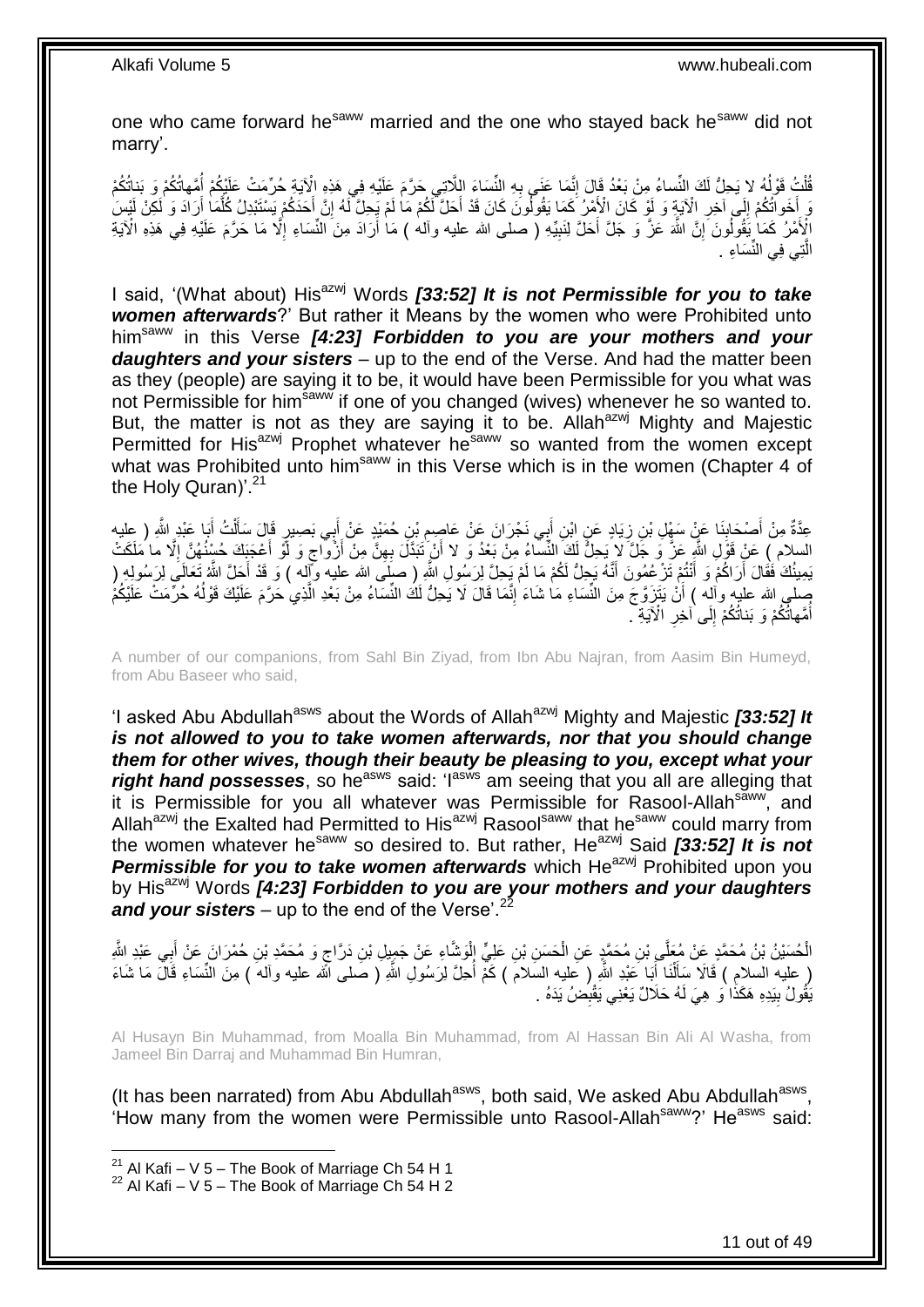one who came forward he[saww] married and the one who stayed back he[saww] did not marry'.

قُلْتُ قَوْلُهُ لا يَحِلُّ لَكَ النِّساءُ مِنْ بَعْدُ قَالَ إِنَّمَا عَنَى بِهِ النِّسَاءَ اللَّاتِي حَرَّمَ عَلَيْهِ فِي هَذِهِ الْآيَةِ حُرِّمَتْ عَلَيْكُمْ أُمَّهاتُكُمْ وَ بَناتُكُمْ وَ أَخَواتُكُمْ إِلَى آخِرِ الْآيَةِ وَ لَوْ كَانَ الْأَمْرُ كَمَا يَقُولُونَ كَانَ قَدْ أَحَلَّ لَكُمْ مَا لَمْ يَحِلَّ لَهُ إِنَّ أَحَدَكُمْ يَسْتَبْدِلُ كُلَّمَا أَرَادَ وَ لَكِنْ لَيْسَ الْأَمْرُ كَمَا يَقُولُونَ إِنَّ اللَّهَ عَزَّ وَ جَلَّ أَحَلَّ لِنَبِيِّهِ ( صلى الله عليه وآله ) مَا أَرَادَ مِنَ النِّسَاءِ إِلَّا مَا حَرَّمَ عَلَيْهِ فِي هَذِهِ الْآيَةِ الَّتِي فِي النِّسَاءِ .

I said, '(What about) His[azwj] Words ***[33:52] It is not Permissible for you to take women afterwards***?' But rather it Means by the women who were Prohibited unto him[saww] in this Verse ***[4:23] Forbidden to you are your mothers and your daughters and your sisters*** – up to the end of the Verse. And had the matter been as they (people) are saying it to be, it would have been Permissible for you what was not Permissible for him[saww] if one of you changed (wives) whenever he so wanted to. But, the matter is not as they are saying it to be. Allah[azwj] Mighty and Majestic Permitted for His[azwj] Prophet whatever he[saww] so wanted from the women except what was Prohibited unto him[saww] in this Verse which is in the women (Chapter 4 of the Holy Quran)'.[21]

عِدَّةٌ مِنْ أَصْحَابِنَا عَنْ سَهْلِ بْنِ زِيَادٍ عَنِ ابْنِ أَبِي نَجْرَانَ عَنْ عَاصِمِ بْنِ حُمَيْدٍ عَنْ أَبِي بَصِيرٍ قَالَ سَأَلْتُ أَبَا عَبْدِ اللَّهِ ( عليه السلام ) عَنْ قَوْلِ اللَّهِ عَزَّ وَ جَلَّ لا يَحِلُّ لَكَ النِّساءُ مِنْ بَعْدُ وَ لا أَنْ تَبَدَّلَ بِهِنَّ مِنْ أَزْواجٍ وَ لَوْ أَعْجَبَكَ حُسْنُهُنَّ إِلَّا ما مَلَكَتْ يَمِينُكَ فَقَالَ أَرَاكُمْ وَ أَنْتُمْ تَزْعُمُونَ أَنَّهُ يَحِلُّ لَكُمْ مَا لَمْ يَحِلَّ لِرَسُولِ اللَّهِ ( صلى الله عليه وآله ) وَ قَدْ أَحَلَّ اللَّهُ تَعَالَى لِرَسُولِهِ ( صلى الله عليه وآله ) أَنْ يَتَزَوَّجَ مِنَ النِّسَاءِ مَا شَاءَ إِنَّمَا قَالَ لَا يَحِلُّ لَكَ النِّسَاءُ مِنْ بَعْدِ الَّذِي حَرَّمَ عَلَيْكَ قَوْلُهُ حُرِّمَتْ عَلَيْكُمْ أُمَّهاتُكُمْ وَ بَناتُكُمْ إِلَى آخِرِ الْآيَةِ .

A number of our companions, from Sahl Bin Ziyad, from Ibn Abu Najran, from Aasim Bin Humeyd, from Abu Baseer who said,

'I asked Abu Abdullah[asws] about the Words of Allah[azwj] Mighty and Majestic ***[33:52] It is not allowed to you to take women afterwards, nor that you should change them for other wives, though their beauty be pleasing to you, except what your right hand possesses***, so he[asws] said: 'I[asws] am seeing that you all are alleging that it is Permissible for you all whatever was Permissible for Rasool-Allah[saww], and Allah[azwj] the Exalted had Permitted to His[azwj] Rasool[saww] that he[saww] could marry from the women whatever he[saww] so desired to. But rather, He[azwj] Said ***[33:52] It is not Permissible for you to take women afterwards*** which He[azwj] Prohibited upon you by His[azwj] Words ***[4:23] Forbidden to you are your mothers and your daughters and your sisters*** – up to the end of the Verse'.[22]

الْحُسَيْنُ بْنُ مُحَمَّدٍ عَنْ مُعَلَّى بْنِ مُحَمَّدٍ عَنِ الْحَسَنِ بْنِ عَلِيٍّ الْوَشَّاءِ عَنْ جَمِيلِ بْنِ دَرَّاجٍ وَ مُحَمَّدِ بْنِ حُمْرَانَ عَنْ أَبِي عَبْدِ اللَّهِ ( عليه السلام ) قَالَا سَأَلْنَا أَبَا عَبْدِ اللَّهِ ( عليه السلام ) كَمْ أُحِلَّ لِرَسُولِ اللَّهِ ( صلى الله عليه وآله ) مِنَ النِّسَاءِ قَالَ مَا شَاءَ يَقُولُ بِيَدِهِ هَكَذَا وَ هِيَ لَهُ حَلَالٌ يَعْنِي يَقْبِضُ يَدَهُ .

Al Husayn Bin Muhammad, from Moalla Bin Muhammad, from Al Hassan Bin Ali Al Washa, from Jameel Bin Darraj and Muhammad Bin Humran,

(It has been narrated) from Abu Abdullah[asws], both said, We asked Abu Abdullah[asws], 'How many from the women were Permissible unto Rasool-Allah[saww]?' He[asws] said:

[21] Al Kafi – V 5 – The Book of Marriage Ch 54 H 1
[22] Al Kafi – V 5 – The Book of Marriage Ch 54 H 2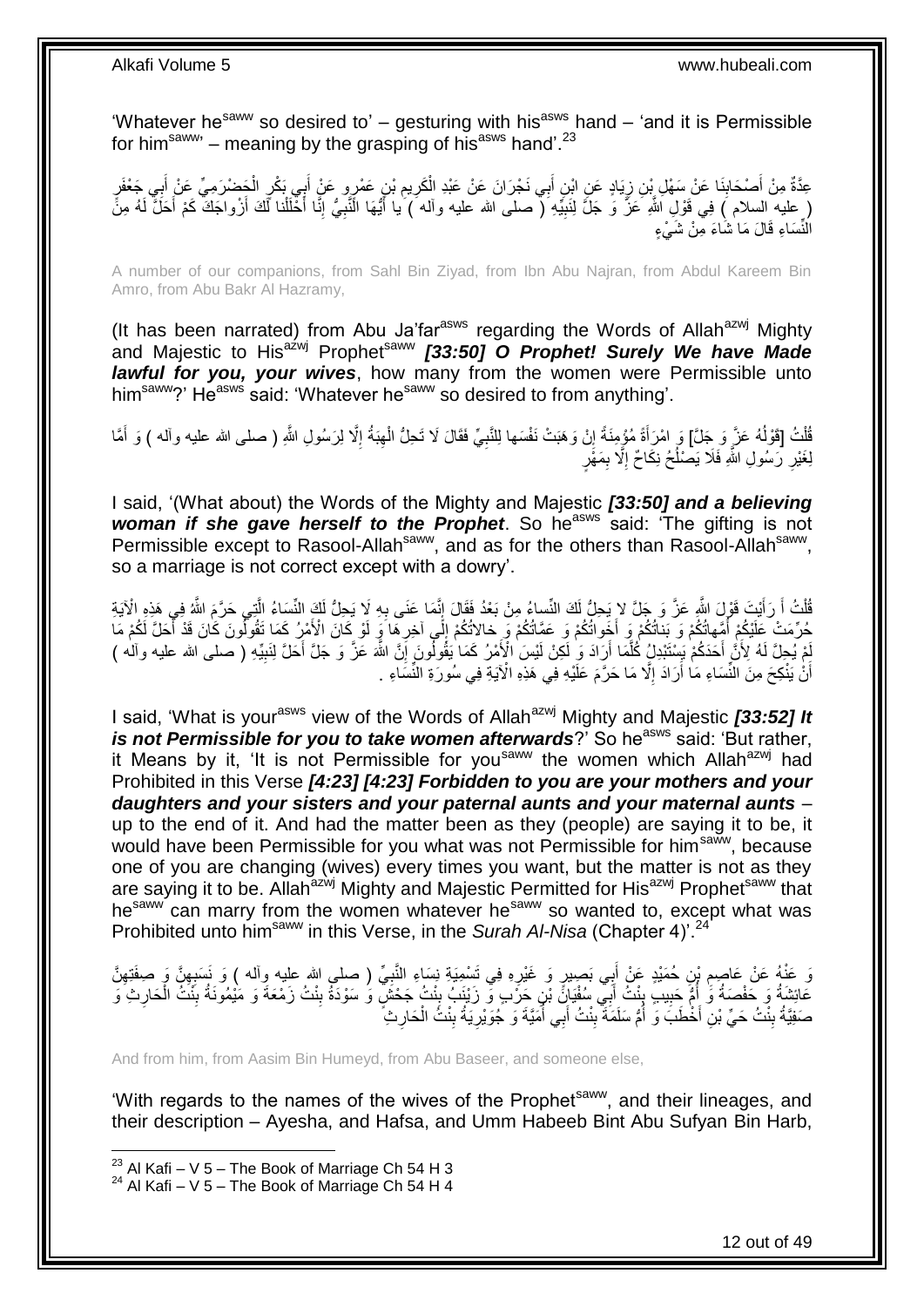'Whatever he[saww] so desired to' – gesturing with his[asws] hand – 'and it is Permissible for him[saww]' – meaning by the grasping of his[asws] hand'.[23]

عِدَّةٌ مِنْ أَصْحَابِنَا عَنْ سَهْلِ بْنِ زِيَادٍ عَنِ ابْنِ أَبِي نَجْرَانَ عَنْ عَبْدِ الْكَرِيمِ بْنِ عَمْرٍو عَنْ أَبِي بَكْرٍ الْحَضْرَمِيِّ عَنْ أَبِي جَعْفَرٍ ( عليه السلام ) فِي قَوْلِ اللَّهِ عَزَّ وَ جَلَّ لِنَبِيِّهِ ( صلى الله عليه وآله ) يا أَيُّهَا النَّبِيُّ إِنَّا أَحْلَلْنا لَكَ أَزْواجَكَ كَمْ أَحَلَّ لَهُ مِنَ النِّسَاءِ قَالَ مَا شَاءَ مِنْ شَيْ‏ءٍ

A number of our companions, from Sahl Bin Ziyad, from Ibn Abu Najran, from Abdul Kareem Bin Amro, from Abu Bakr Al Hazramy,

(It has been narrated) from Abu Ja'far[asws] regarding the Words of Allah[azwj] Mighty and Majestic to His[azwj] Prophet[saww] ***[33:50] O Prophet! Surely We have Made lawful for you, your wives***, how many from the women were Permissible unto him[saww]?' He[asws] said: 'Whatever he[saww] so desired to from anything'.

قُلْتُ [قَوْلُهُ عَزَّ وَ جَلَّ] وَ امْرَأَةً مُؤْمِنَةً إِنْ وَهَبَتْ نَفْسَها لِلنَّبِيِّ فَقَالَ لَا تَحِلُّ الْهِبَةُ إِلَّا لِرَسُولِ اللَّهِ ( صلى الله عليه وآله ) وَ أَمَّا لِغَيْرِ رَسُولِ اللَّهِ فَلَا يَصْلُحُ نِكَاحٌ إِلَّا بِمَهْرٍ

I said, '(What about) the Words of the Mighty and Majestic ***[33:50] and a believing woman if she gave herself to the Prophet***. So he[asws] said: 'The gifting is not Permissible except to Rasool-Allah[saww], and as for the others than Rasool-Allah[saww], so a marriage is not correct except with a dowry'.

قُلْتُ أَ رَأَيْتَ قَوْلَ اللَّهِ عَزَّ وَ جَلَّ لا يَحِلُّ لَكَ النِّساءُ مِنْ بَعْدُ فَقَالَ إِنَّمَا عَنَى بِهِ لَا يَحِلُّ لَكَ النِّسَاءُ الَّتِي حَرَّمَ اللَّهُ فِي هَذِهِ الْآيَةِ حُرِّمَتْ عَلَيْكُمْ أُمَّهاتُكُمْ وَ بَناتُكُمْ وَ أَخَواتُكُمْ وَ عَمَّاتُكُمْ وَ خالاتُكُمْ إِلَى آخِرِهَا وَ لَوْ كَانَ الْأَمْرُ كَمَا تَقُولُونَ كَانَ قَدْ أَحَلَّ لَكُمْ مَا لَمْ يُحِلَّ لَهُ لِأَنَّ أَحَدَكُمْ يَسْتَبْدِلُ كُلَّمَا أَرَادَ وَ لَكِنْ لَيْسَ الْأَمْرُ كَمَا يَقُولُونَ إِنَّ اللَّهَ عَزَّ وَ جَلَّ أَحَلَّ لِنَبِيِّهِ ( صلى الله عليه وآله ) أَنْ يَنْكِحَ مِنَ النِّسَاءِ مَا أَرَادَ إِلَّا مَا حَرَّمَ عَلَيْهِ فِي هَذِهِ الْآيَةِ فِي سُورَةِ النِّسَاءِ .

I said, 'What is your[asws] view of the Words of Allah[azwj] Mighty and Majestic ***[33:52] It is not Permissible for you to take women afterwards***?' So he[asws] said: 'But rather, it Means by it, 'It is not Permissible for you[saww] the women which Allah[azwj] had Prohibited in this Verse ***[4:23] [4:23] Forbidden to you are your mothers and your daughters and your sisters and your paternal aunts and your maternal aunts*** – up to the end of it. And had the matter been as they (people) are saying it to be, it would have been Permissible for you what was not Permissible for him[saww], because one of you are changing (wives) every times you want, but the matter is not as they are saying it to be. Allah[azwj] Mighty and Majestic Permitted for His[azwj] Prophet[saww] that he[saww] can marry from the women whatever he[saww] so wanted to, except what was Prohibited unto him[saww] in this Verse, in the *Surah Al-Nisa* (Chapter 4)'.[24]

وَ عَنْهُ عَنْ عَاصِمِ بْنِ حُمَيْدٍ عَنْ أَبِي بَصِيرٍ وَ غَيْرِهِ فِي تَسْمِيَةِ نِسَاءِ النَّبِيِّ ( صلى الله عليه وآله ) وَ نَسَبِهِنَّ وَ صِفَتِهِنَّ عَائِشَةُ وَ حَفْصَةُ وَ أُمُّ حَبِيبٍ بِنْتُ أَبِي سُفْيَانَ بْنِ حَرْبٍ وَ زَيْنَبُ بِنْتُ جَحْشٍ وَ سَوْدَةُ بِنْتُ زَمْعَةَ وَ مَيْمُونَةُ بِنْتُ الْحَارِثِ وَ صَفِيَّةُ بِنْتُ حَيِّ بْنِ أَخْطَبَ وَ أُمُّ سَلَمَةَ بِنْتُ أَبِي أُمَيَّةَ وَ جُوَيْرِيَةُ بِنْتُ الْحَارِثِ

And from him, from Aasim Bin Humeyd, from Abu Baseer, and someone else,

'With regards to the names of the wives of the Prophet[saww], and their lineages, and their description – Ayesha, and Hafsa, and Umm Habeeb Bint Abu Sufyan Bin Harb,

[23] Al Kafi – V 5 – The Book of Marriage Ch 54 H 3
[24] Al Kafi – V 5 – The Book of Marriage Ch 54 H 4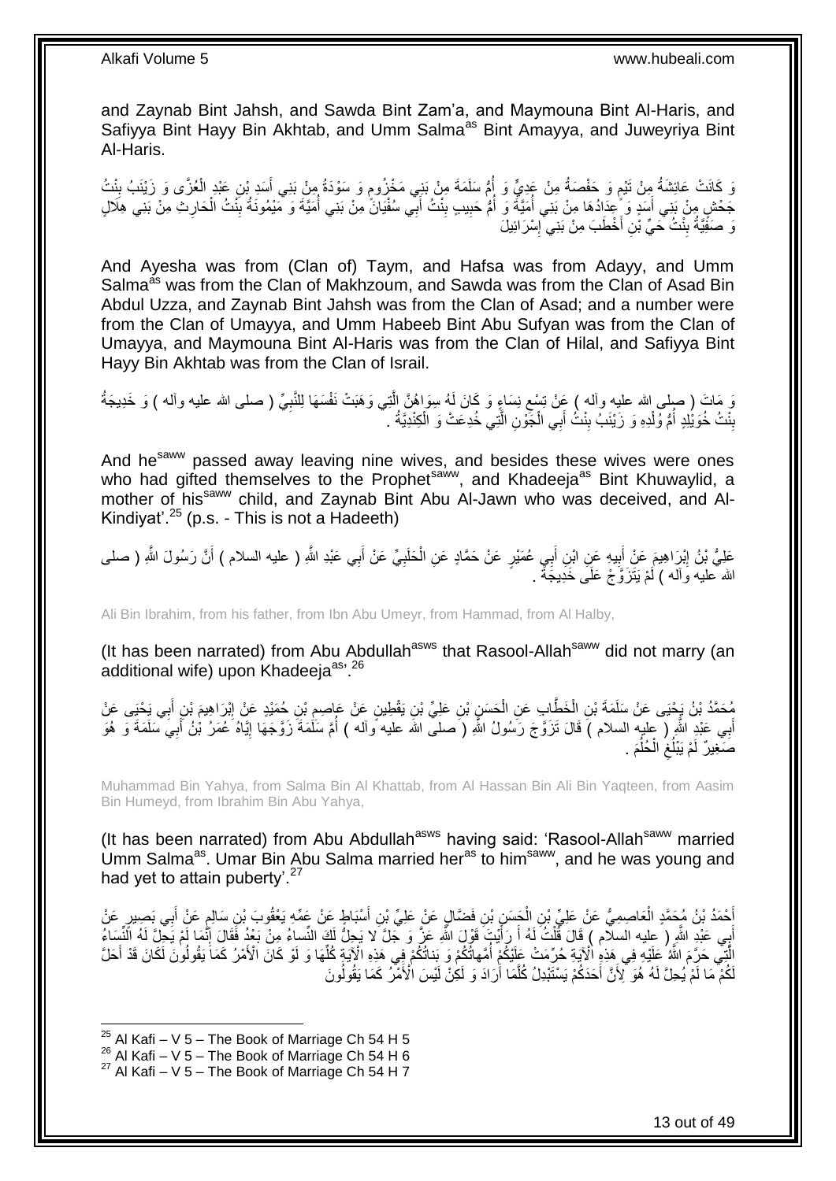and Zaynab Bint Jahsh, and Sawda Bint Zam'a, and Maymouna Bint Al-Haris, and Safiyya Bint Hayy Bin Akhtab, and Umm Salma[as] Bint Amayya, and Juweyriya Bint Al-Haris.

وَ كَانَتْ عَائِشَةُ مِنْ تَيْمٍ وَ حَفْصَةُ مِنْ عَدِيٍّ وَ أُمُّ سَلَمَةَ مِنْ بَنِي مَخْزُومٍ وَ سَوْدَةُ مِنْ بَنِي أَسَدِ بْنِ عَبْدِ الْعُزَّى وَ زَيْنَبُ بِنْتُ جَحْشٍ مِنْ بَنِي أَسَدٍ وَ عِدَادُهَا مِنْ بَنِي أُمَيَّةَ وَ أُمُّ حَبِيبٍ بِنْتُ أَبِي سُفْيَانَ مِنْ بَنِي أُمَيَّةَ وَ مَيْمُونَةُ بِنْتُ الْحَارِثِ مِنْ بَنِي هِلَالٍ وَ صَفِيَّةُ بِنْتُ حَيِّ بْنِ أَخْطَبَ مِنْ بَنِي إِسْرَائِيلَ

And Ayesha was from (Clan of) Taym, and Hafsa was from Adayy, and Umm Salma[as] was from the Clan of Makhzoum, and Sawda was from the Clan of Asad Bin Abdul Uzza, and Zaynab Bint Jahsh was from the Clan of Asad; and a number were from the Clan of Umayya, and Umm Habeeb Bint Abu Sufyan was from the Clan of Umayya, and Maymouna Bint Al-Haris was from the Clan of Hilal, and Safiyya Bint Hayy Bin Akhtab was from the Clan of Israil.

وَ مَاتَ ( صلى الله عليه وآله ) عَنْ تِسْعِ نِسَاءٍ وَ كَانَ لَهُ سِوَاهُنَّ الَّتِي وَهَبَتْ نَفْسَهَا لِلنَّبِيِّ ( صلى الله عليه وآله ) وَ خَدِيجَةُ بِنْتُ خُوَيْلِدٍ أُمُّ وُلْدِهِ وَ زَيْنَبُ بِنْتُ أَبِي الْجَوْنِ الَّتِي خُدِعَتْ وَ الْكِنْدِيَّةُ .

And he[saww] passed away leaving nine wives, and besides these wives were ones who had gifted themselves to the Prophet[saww], and Khadeeja[as] Bint Khuwaylid, a mother of his[saww] child, and Zaynab Bint Abu Al-Jawn who was deceived, and Al-Kindiyat'.[25] (p.s. - This is not a Hadeeth)

عَلِيُّ بْنُ إِبْرَاهِيمَ عَنْ أَبِيهِ عَنِ ابْنِ أَبِي عُمَيْرٍ عَنْ حَمَّادٍ عَنِ الْحَلَبِيِّ عَنْ أَبِي عَبْدِ اللَّهِ ( عليه السلام ) أَنَّ رَسُولَ اللَّهِ ( صلى الله عليه وآله ) لَمْ يَتَزَوَّجْ عَلَى خَدِيجَةَ .

Ali Bin Ibrahim, from his father, from Ibn Abu Umeyr, from Hammad, from Al Halby,

(It has been narrated) from Abu Abdullah[asws] that Rasool-Allah[saww] did not marry (an additional wife) upon Khadeeja[as].[26]

مُحَمَّدُ بْنُ يَحْيَى عَنْ سَلَمَةَ بْنِ الْخَطَّابِ عَنِ الْحَسَنِ بْنِ عَلِيِّ بْنِ يَقْطِينٍ عَنْ عَاصِمِ بْنِ حُمَيْدٍ عَنْ إِبْرَاهِيمَ بْنِ أَبِي يَحْيَى عَنْ أَبِي عَبْدِ اللَّهِ ( عليه السلام ) قَالَ تَزَوَّجَ رَسُولُ اللَّهِ ( صلى الله عليه وآله ) أُمَّ سَلَمَةَ زَوَّجَهَا إِيَّاهُ عُمَرُ بْنُ أَبِي سَلَمَةَ وَ هُوَ صَغِيرٌ لَمْ يَبْلُغِ الْحُلُمَ .

Muhammad Bin Yahya, from Salma Bin Al Khattab, from Al Hassan Bin Ali Bin Yaqteen, from Aasim Bin Humeyd, from Ibrahim Bin Abu Yahya,

(It has been narrated) from Abu Abdullah[asws] having said: 'Rasool-Allah[saww] married Umm Salma[as]. Umar Bin Abu Salma married her[as] to him[saww], and he was young and had yet to attain puberty'.[27]

أَحْمَدُ بْنُ مُحَمَّدٍ الْعَاصِمِيُّ عَنْ عَلِيِّ بْنِ الْحَسَنِ بْنِ فَضَّالٍ عَنْ عَلِيِّ بْنِ أَسْبَاطٍ عَنْ عَمِّهِ يَعْقُوبَ بْنِ سَالِمٍ عَنْ أَبِي بَصِيرٍ عَنْ أَبِي عَبْدِ اللَّهِ ( عليه السلام ) قَالَ قُلْتُ لَهُ أَ رَأَيْتَ قَوْلَ اللَّهِ عَزَّ وَ جَلَّ لا يَحِلُّ لَكَ النِّساءُ مِنْ بَعْدُ فَقَالَ إِنَّمَا لَمْ يَحِلَّ لَهُ النِّسَاءُ الَّتِي حَرَّمَ اللَّهُ عَلَيْهِ فِي هَذِهِ الْآيَةِ حُرِّمَتْ عَلَيْكُمْ أُمَّهاتُكُمْ وَ بَناتُكُمْ فِي هَذِهِ الْآيَةِ كُلِّهَا وَ لَوْ كَانَ الْأَمْرُ كَمَا يَقُولُونَ لَكَانَ قَدْ أَحَلَّ لَكُمْ مَا لَمْ يُحِلَّ لَهُ هُوَ لِأَنَّ أَحَدَكُمْ يَسْتَبْدِلُ كُلَّمَا أَرَادَ وَ لَكِنْ لَيْسَ الْأَمْرُ كَمَا يَقُولُونَ

[25] Al Kafi – V 5 – The Book of Marriage Ch 54 H 5
[26] Al Kafi – V 5 – The Book of Marriage Ch 54 H 6
[27] Al Kafi – V 5 – The Book of Marriage Ch 54 H 7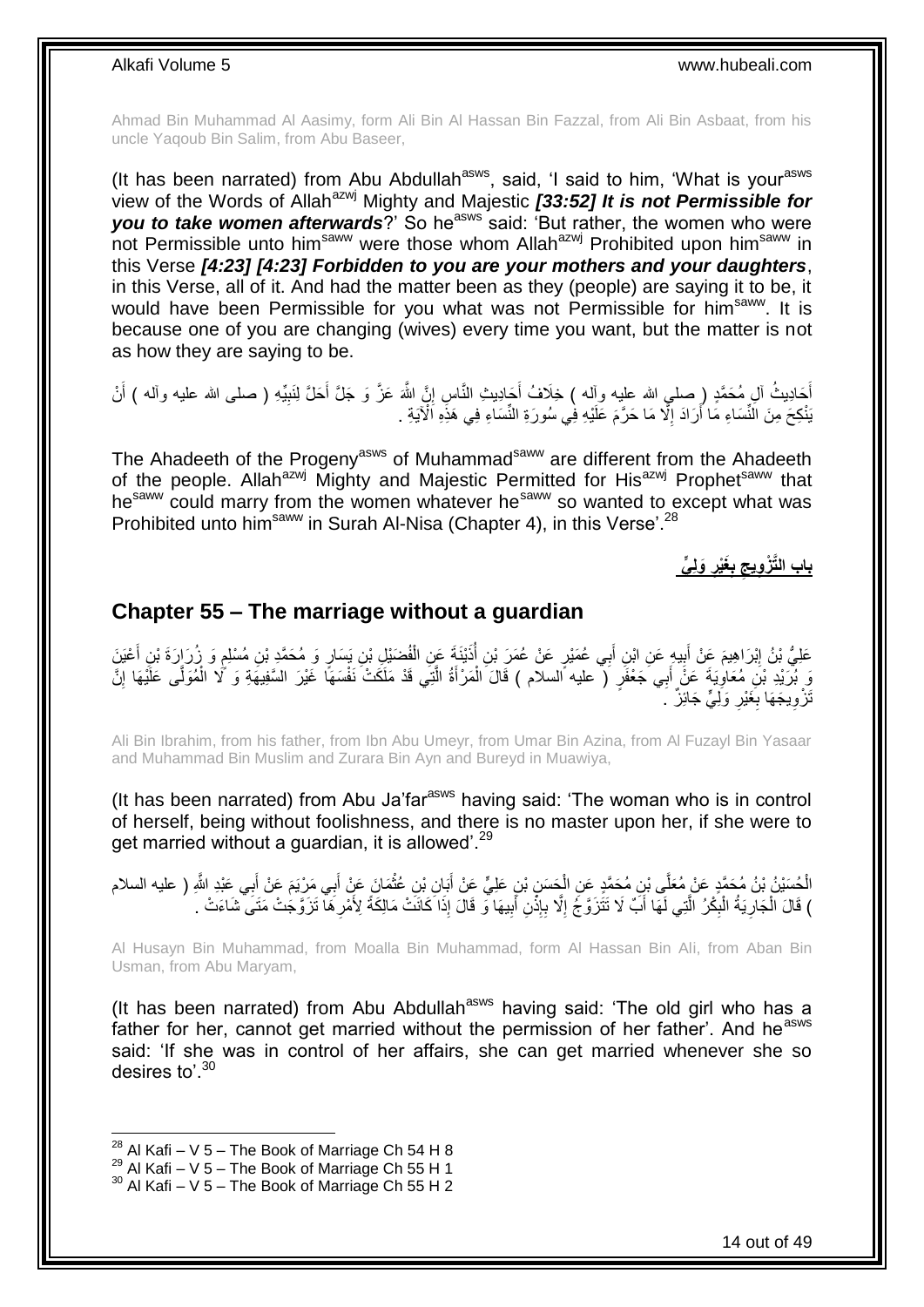Ahmad Bin Muhammad Al Aasimy, form Ali Bin Al Hassan Bin Fazzal, from Ali Bin Asbaat, from his uncle Yaqoub Bin Salim, from Abu Baseer,

(It has been narrated) from Abu Abdullah[asws], said, 'I said to him, 'What is your[asws] view of the Words of Allah[azwj] Mighty and Majestic ***[33:52] It is not Permissible for you to take women afterwards***?' So he[asws] said: 'But rather, the women who were not Permissible unto him[saww] were those whom Allah[azwj] Prohibited upon him[saww] in this Verse ***[4:23] [4:23] Forbidden to you are your mothers and your daughters***, in this Verse, all of it. And had the matter been as they (people) are saying it to be, it would have been Permissible for you what was not Permissible for him[saww]. It is because one of you are changing (wives) every time you want, but the matter is not as how they are saying to be.

أَحَادِيثُ آلِ مُحَمَّدٍ ( صلى الله عليه وآله ) خِلَافُ أَحَادِيثِ النَّاسِ إِنَّ اللَّهَ عَزَّ وَ جَلَّ أَحَلَّ لِنَبِيِّهِ ( صلى الله عليه وآله ) أَنْ يَنْكِحَ مِنَ النِّسَاءِ مَا أَرَادَ إِلَّا مَا حَرَّمَ عَلَيْهِ فِي سُورَةِ النِّسَاءِ فِي هَذِهِ الْآيَةِ .

The Ahadeeth of the Progeny[asws] of Muhammad[saww] are different from the Ahadeeth of the people. Allah[azwj] Mighty and Majestic Permitted for His[azwj] Prophet[saww] that he[saww] could marry from the women whatever he[saww] so wanted to except what was Prohibited unto him[saww] in Surah Al-Nisa (Chapter 4), in this Verse'.[28]

## باب التَّزْوِيجِ بِغَيْرِ وَلِيٍّ

## Chapter 55 – The marriage without a guardian

عَلِيُّ بْنُ إِبْرَاهِيمَ عَنْ أَبِيهِ عَنِ ابْنِ أَبِي عُمَيْرٍ عَنْ عُمَرَ بْنِ أُذَيْنَةَ عَنِ الْفُضَيْلِ بْنِ يَسَارٍ وَ مُحَمَّدِ بْنِ مُسْلِمٍ وَ زُرَارَةَ بْنِ أَعْيَنَ وَ بُرَيْدِ بْنِ مُعَاوِيَةَ عَنْ أَبِي جَعْفَرٍ ( عليه السلام ) قَالَ الْمَرْأَةُ الَّتِي قَدْ مَلَكَتْ نَفْسَهَا غَيْرَ السَّفِيهَةِ وَ لَا الْمُوَلَّى عَلَيْهَا إِنَّ تَزْوِيجَهَا بِغَيْرِ وَلِيٍّ جَائِزٌ .

Ali Bin Ibrahim, from his father, from Ibn Abu Umeyr, from Umar Bin Azina, from Al Fuzayl Bin Yasaar and Muhammad Bin Muslim and Zurara Bin Ayn and Bureyd in Muawiya,

(It has been narrated) from Abu Ja'far[asws] having said: 'The woman who is in control of herself, being without foolishness, and there is no master upon her, if she were to get married without a guardian, it is allowed'.[29]

الْحُسَيْنُ بْنُ مُحَمَّدٍ عَنْ مُعَلَّى بْنِ مُحَمَّدٍ عَنِ الْحَسَنِ بْنِ عَلِيٍّ عَنْ أَبَانِ بْنِ عُثْمَانَ عَنْ أَبِي مَرْيَمَ عَنْ أَبِي عَبْدِ اللَّهِ ( عليه السلام ) قَالَ الْجَارِيَةُ الْبِكْرُ الَّتِي لَهَا أَبٌ لَا تَتَزَوَّجُ إِلَّا بِإِذْنِ أَبِيهَا وَ قَالَ إِذَا كَانَتْ مَالِكَةً لِأَمْرِهَا تَزَوَّجَتْ مَتَى شَاءَتْ .

Al Husayn Bin Muhammad, from Moalla Bin Muhammad, form Al Hassan Bin Ali, from Aban Bin Usman, from Abu Maryam,

(It has been narrated) from Abu Abdullah[asws] having said: 'The old girl who has a father for her, cannot get married without the permission of her father'. And he[asws] said: 'If she was in control of her affairs, she can get married whenever she so desires to'.[30]

---

[28] Al Kafi – V 5 – The Book of Marriage Ch 54 H 8
[29] Al Kafi – V 5 – The Book of Marriage Ch 55 H 1
[30] Al Kafi – V 5 – The Book of Marriage Ch 55 H 2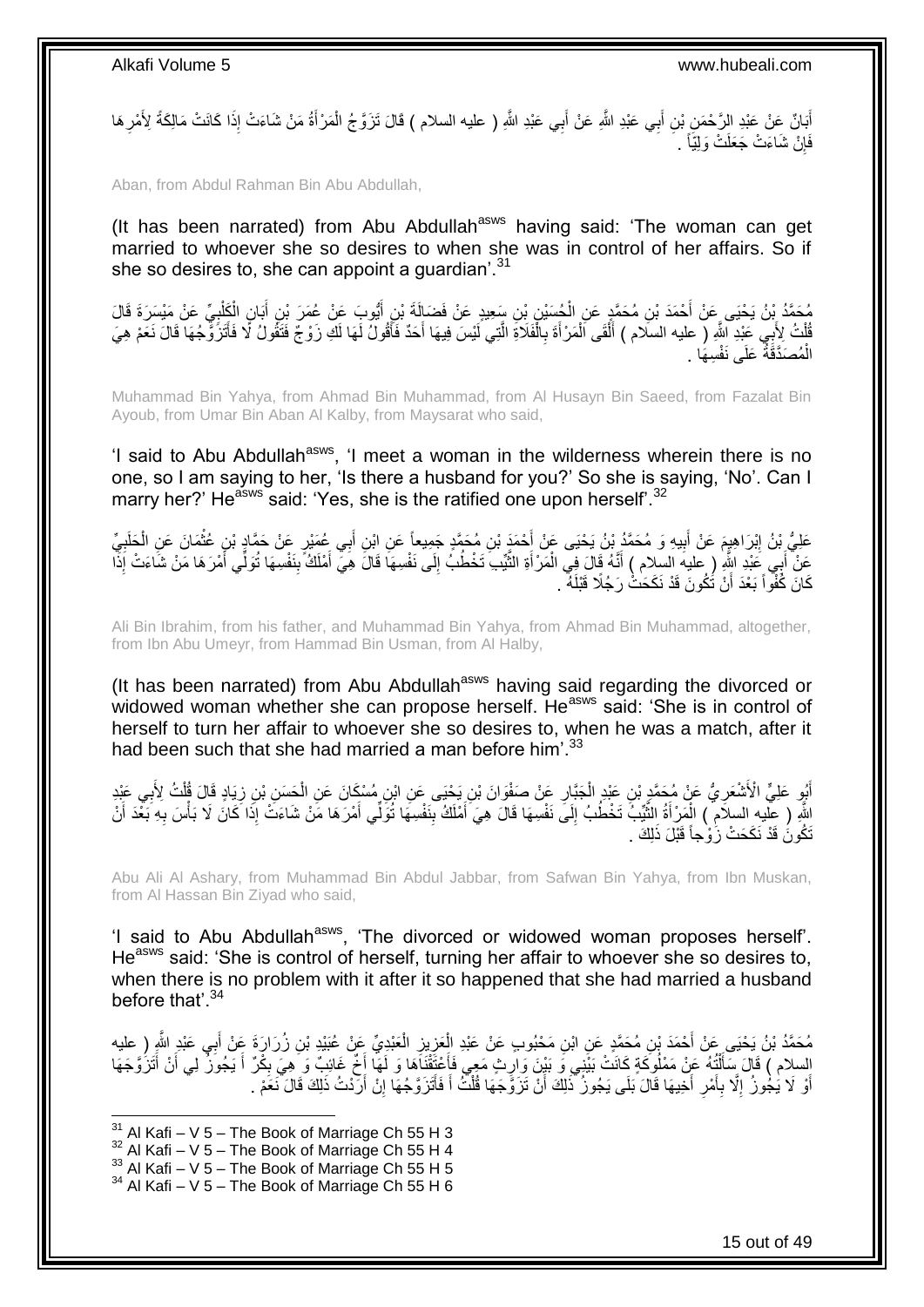أَبَانٌ عَنْ عَبْدِ الرَّحْمَنِ بْنِ أَبِي عَبْدِ اللَّهِ عَنْ أَبِي عَبْدِ اللَّهِ ( عليه السلام ) قَالَ تَزَوَّجُ الْمَرْأَةُ مَنْ شَاءَتْ إِذَا كَانَتْ مَالِكَةً لِأَمْرِهَا فَإِنْ شَاءَتْ جَعَلَتْ وَلِيّاً .

Aban, from Abdul Rahman Bin Abu Abdullah,

(It has been narrated) from Abu Abdullah[asws] having said: 'The woman can get married to whoever she so desires to when she was in control of her affairs. So if she so desires to, she can appoint a guardian'.[31]

مُحَمَّدُ بْنُ يَحْيَى عَنْ أَحْمَدَ بْنِ مُحَمَّدٍ عَنِ الْحُسَيْنِ بْنِ سَعِيدٍ عَنْ فَضَالَةَ بْنِ أَيُّوبَ عَنْ عُمَرَ بْنِ أَبَانٍ الْكَلْبِيِّ عَنْ مَيْسَرَةَ قَالَ قُلْتُ لِأَبِي عَبْدِ اللَّهِ ( عليه السلام ) أَلْقَى الْمَرْأَةَ بِالْفَلَاةِ الَّتِي لَيْسَ فِيهَا أَحَدٌ فَأَقُولُ لَهَا لَكِ زَوْجٌ فَتَقُولُ لَا فَأَتَزَوَّجُهَا قَالَ نَعَمْ هِيَ الْمُصَدَّقَةُ عَلَى نَفْسِهَا .

Muhammad Bin Yahya, from Ahmad Bin Muhammad, from Al Husayn Bin Saeed, from Fazalat Bin Ayoub, from Umar Bin Aban Al Kalby, from Maysarat who said,

'I said to Abu Abdullah[asws], 'I meet a woman in the wilderness wherein there is no one, so I am saying to her, 'Is there a husband for you?' So she is saying, 'No'. Can I marry her?' He[asws] said: 'Yes, she is the ratified one upon herself'.[32]

عَلِيُّ بْنُ إِبْرَاهِيمَ عَنْ أَبِيهِ وَ مُحَمَّدُ بْنُ يَحْيَى عَنْ أَحْمَدَ بْنِ مُحَمَّدٍ جَمِيعاً عَنِ ابْنِ أَبِي عُمَيْرٍ عَنْ حَمَّادِ بْنِ عُثْمَانَ عَنِ الْحَلَبِيِّ عَنْ أَبِي عَبْدِ اللَّهِ ( عليه السلام ) أَنَّهُ قَالَ فِي الْمَرْأَةِ الثَّيِّبِ تَخْطُبُ إِلَى نَفْسِهَا قَالَ هِيَ أَمْلَكُ بِنَفْسِهَا تُوَلِّي أَمْرَهَا مَنْ شَاءَتْ إِذَا كَانَ كُفْواً بَعْدَ أَنْ تَكُونَ قَدْ نَكَحَتْ رَجُلًا قَبْلَهُ .

Ali Bin Ibrahim, from his father, and Muhammad Bin Yahya, from Ahmad Bin Muhammad, altogether, from Ibn Abu Umeyr, from Hammad Bin Usman, from Al Halby,

(It has been narrated) from Abu Abdullah[asws] having said regarding the divorced or widowed woman whether she can propose herself. He[asws] said: 'She is in control of herself to turn her affair to whoever she so desires to, when he was a match, after it had been such that she had married a man before him'.[33]

أَبُو عَلِيٍّ الْأَشْعَرِيُّ عَنْ مُحَمَّدِ بْنِ عَبْدِ الْجَبَّارِ عَنْ صَفْوَانَ بْنِ يَحْيَى عَنِ ابْنِ مُسْكَانَ عَنِ الْحَسَنِ بْنِ زِيَادٍ قَالَ قُلْتُ لِأَبِي عَبْدِ اللَّهِ ( عليه السلام ) الْمَرْأَةُ الثَّيِّبُ تَخْطُبُ إِلَى نَفْسِهَا قَالَ هِيَ أَمْلَكُ بِنَفْسِهَا تُوَلِّي أَمْرَهَا مَنْ شَاءَتْ إِذَا كَانَ لَا بَأْسَ بِهِ بَعْدَ أَنْ تَكُونَ قَدْ نَكَحَتْ زَوْجاً قَبْلَ ذَلِكَ .

Abu Ali Al Ashary, from Muhammad Bin Abdul Jabbar, from Safwan Bin Yahya, from Ibn Muskan, from Al Hassan Bin Ziyad who said,

'I said to Abu Abdullah[asws], 'The divorced or widowed woman proposes herself'. He[asws] said: 'She is control of herself, turning her affair to whoever she so desires to, when there is no problem with it after it so happened that she had married a husband before that'.[34]

مُحَمَّدُ بْنُ يَحْيَى عَنْ أَحْمَدَ بْنِ مُحَمَّدٍ عَنِ ابْنِ مَحْبُوبٍ عَنْ عَبْدِ الْعَزِيزِ الْعَبْدِيِّ عَنْ عُبَيْدِ بْنِ زُرَارَةَ عَنْ أَبِي عَبْدِ اللَّهِ ( عليه السلام ) قَالَ سَأَلْتُهُ عَنْ مَمْلُوكَةٍ كَانَتْ بَيْنِي وَ بَيْنَ وَارِثٍ مَعِي فَأَعْتَقْنَاهَا وَ لَهَا أَخٌ غَائِبٌ وَ هِيَ بِكْرٌ أَ يَجُوزُ لِي أَنْ أَتَزَوَّجَهَا أَوْ لَا يَجُوزُ إِلَّا بِأَمْرِ أَخِيهَا قَالَ بَلَى يَجُوزُ ذَلِكَ أَنْ تَزَوَّجَهَا قُلْتُ أَ فَأَتَزَوَّجُهَا إِنْ أَرَدْتُ ذَلِكَ قَالَ نَعَمْ .

[31] Al Kafi – V 5 – The Book of Marriage Ch 55 H 3
[32] Al Kafi – V 5 – The Book of Marriage Ch 55 H 4
[33] Al Kafi – V 5 – The Book of Marriage Ch 55 H 5
[34] Al Kafi – V 5 – The Book of Marriage Ch 55 H 6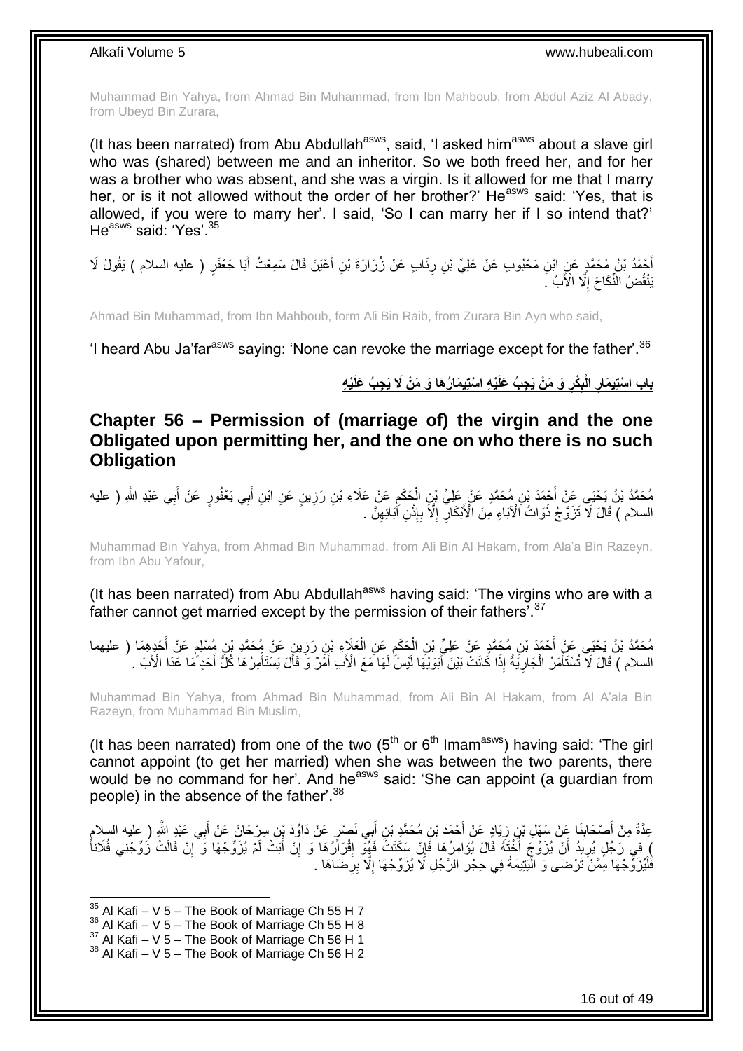Muhammad Bin Yahya, from Ahmad Bin Muhammad, from Ibn Mahboub, from Abdul Aziz Al Abady, from Ubeyd Bin Zurara,

(It has been narrated) from Abu Abdullah[asws], said, 'I asked him[asws] about a slave girl who was (shared) between me and an inheritor. So we both freed her, and for her was a brother who was absent, and she was a virgin. Is it allowed for me that I marry her, or is it not allowed without the order of her brother?' He[asws] said: 'Yes, that is allowed, if you were to marry her'. I said, 'So I can marry her if I so intend that?' He[asws] said: 'Yes'.[35]

أَحْمَدُ بْنُ مُحَمَّدٍ عَنِ ابْنِ مَحْبُوبٍ عَنْ عَلِيِّ بْنِ رِئَابٍ عَنْ زُرَارَةَ بْنِ أَعْيَنَ قَالَ سَمِعْتُ أَبَا جَعْفَرٍ ( عليه السلام ) يَقُولُ لَا يَنْقُضُ النِّكَاحَ إِلَّا الْأَبُ .

Ahmad Bin Muhammad, from Ibn Mahboub, form Ali Bin Raib, from Zurara Bin Ayn who said,

'I heard Abu Ja'far[asws] saying: 'None can revoke the marriage except for the father'.[36]

## بَابُ اسْتِيمَارِ الْبِكْرِ وَ مَنْ يَجِبُ عَلَيْهِ اسْتِيمَارُهَا وَ مَنْ لَا يَجِبُ عَلَيْهِ

## Chapter 56 – Permission of (marriage of) the virgin and the one Obligated upon permitting her, and the one on who there is no such Obligation

مُحَمَّدُ بْنُ يَحْيَى عَنْ أَحْمَدَ بْنِ مُحَمَّدٍ عَنْ عَلِيِّ بْنِ الْحَكَمِ عَنْ عَلَاءِ بْنِ رَزِينٍ عَنِ ابْنِ أَبِي يَعْفُورٍ عَنْ أَبِي عَبْدِ اللَّهِ ( عليه السلام ) قَالَ لَا تَزَوَّجُ ذَوَاتُ الْآبَاءِ مِنَ الْأَبْكَارِ إِلَّا بِإِذْنِ آبَائِهِنَّ .

Muhammad Bin Yahya, from Ahmad Bin Muhammad, from Ali Bin Al Hakam, from Ala'a Bin Razeyn, from Ibn Abu Yafour,

(It has been narrated) from Abu Abdullah[asws] having said: 'The virgins who are with a father cannot get married except by the permission of their fathers'.[37]

مُحَمَّدُ بْنُ يَحْيَى عَنْ أَحْمَدَ بْنِ مُحَمَّدٍ عَنْ عَلِيِّ بْنِ الْحَكَمِ عَنِ الْعَلَاءِ بْنِ رَزِينٍ عَنْ مُحَمَّدِ بْنِ مُسْلِمٍ عَنْ أَحَدِهِمَا ( عليهما السلام ) قَالَ لَا تُسْتَأْمَرُ الْجَارِيَةُ إِذَا كَانَتْ بَيْنَ أَبَوَيْهَا لَيْسَ لَهَا مَعَ الْأَبِ أَمْرٌ وَ قَالَ يَسْتَأْمِرُهَا كُلُّ أَحَدٍ مَا عَدَا الْأَبَ .

Muhammad Bin Yahya, from Ahmad Bin Muhammad, from Ali Bin Al Hakam, from Al A'ala Bin Razeyn, from Muhammad Bin Muslim,

(It has been narrated) from one of the two (5th or 6th Imam[asws]) having said: 'The girl cannot appoint (to get her married) when she was between the two parents, there would be no command for her'. And he[asws] said: 'She can appoint (a guardian from people) in the absence of the father'.[38]

عِدَّةٌ مِنْ أَصْحَابِنَا عَنْ سَهْلِ بْنِ زِيَادٍ عَنْ أَحْمَدَ بْنِ مُحَمَّدِ بْنِ أَبِي نَصْرٍ عَنْ دَاوُدَ بْنِ سِرْحَانَ عَنْ أَبِي عَبْدِ اللَّهِ ( عليه السلام ) فِي رَجُلٍ يُرِيدُ أَنْ يُزَوِّجَ أُخْتَهُ قَالَ يُؤَامِرُهَا فَإِنْ سَكَتَتْ فَهُوَ إِقْرَارُهَا وَ إِنْ أَبَتْ لَمْ يُزَوِّجْهَا وَ إِنْ قَالَتْ زَوِّجْنِي فُلَاناً فَلْيُزَوِّجْهَا مِمَّنْ تَرْضَى وَ الْيَتِيمَةُ فِي حِجْرِ الرَّجُلِ لَا يُزَوِّجْهَا إِلَّا بِرِضَاهَا .

[35] Al Kafi – V 5 – The Book of Marriage Ch 55 H 7
[36] Al Kafi – V 5 – The Book of Marriage Ch 55 H 8
[37] Al Kafi – V 5 – The Book of Marriage Ch 56 H 1
[38] Al Kafi – V 5 – The Book of Marriage Ch 56 H 2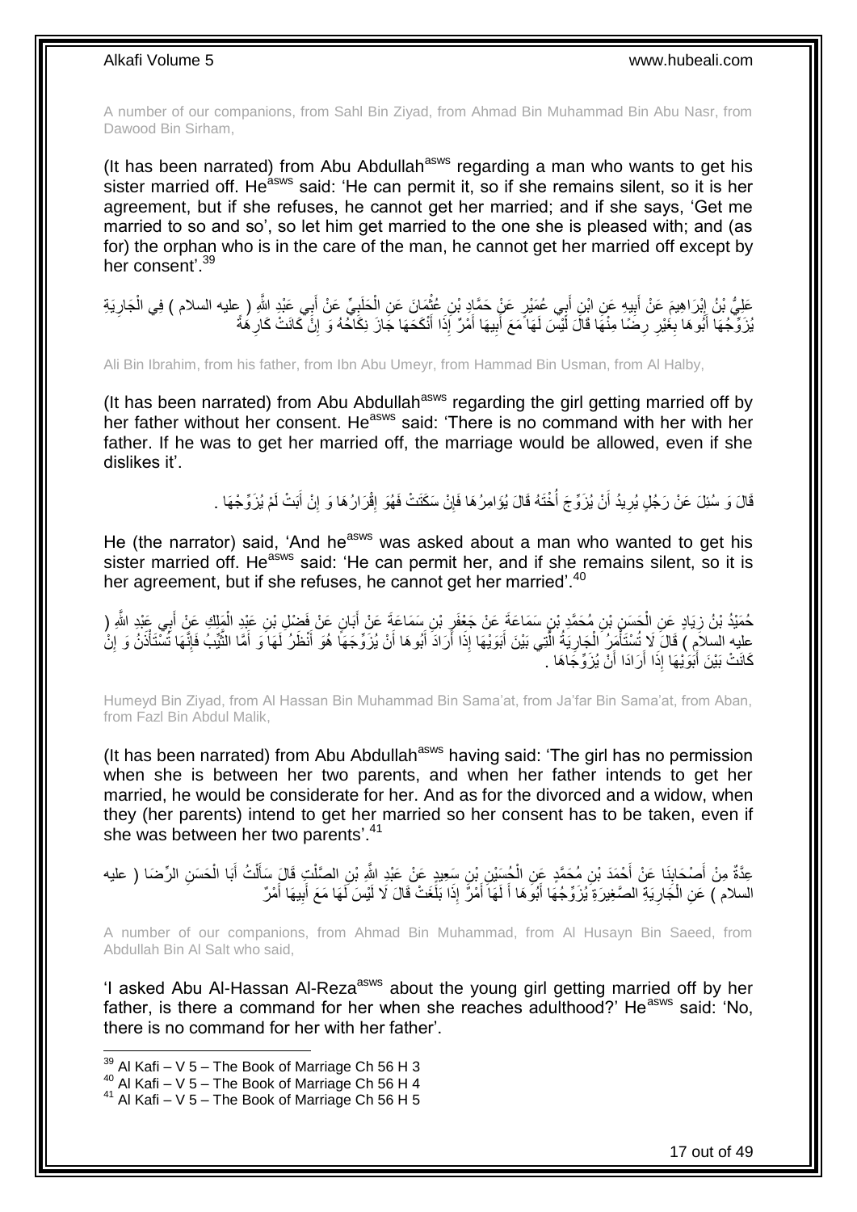A number of our companions, from Sahl Bin Ziyad, from Ahmad Bin Muhammad Bin Abu Nasr, from Dawood Bin Sirham,

(It has been narrated) from Abu Abdullah[asws] regarding a man who wants to get his sister married off. He[asws] said: 'He can permit it, so if she remains silent, so it is her agreement, but if she refuses, he cannot get her married; and if she says, 'Get me married to so and so', so let him get married to the one she is pleased with; and (as for) the orphan who is in the care of the man, he cannot get her married off except by her consent'.[39]

عَلِيُّ بْنُ إِبْرَاهِيمَ عَنْ أَبِيهِ عَنِ ابْنِ أَبِي عُمَيْرٍ عَنْ حَمَّادِ بْنِ عُثْمَانَ عَنِ الْحَلَبِيِّ عَنْ أَبِي عَبْدِ اللَّهِ ( عليه السلام ) فِي الْجَارِيَةِ يُزَوِّجُهَا أَبُوهَا بِغَيْرِ رِضًا مِنْهَا قَالَ لَيْسَ لَهَا مَعَ أَبِيهَا أَمْرٌ إِذَا أَنْكَحَهَا جَازَ نِكَاحُهُ وَ إِنْ كَانَتْ كَارِهَةً

Ali Bin Ibrahim, from his father, from Ibn Abu Umeyr, from Hammad Bin Usman, from Al Halby,

(It has been narrated) from Abu Abdullah[asws] regarding the girl getting married off by her father without her consent. He[asws] said: 'There is no command with her with her father. If he was to get her married off, the marriage would be allowed, even if she dislikes it'.

قَالَ وَ سُئِلَ عَنْ رَجُلٍ يُرِيدُ أَنْ يُزَوِّجَ أُخْتَهُ قَالَ يُؤَامِرُهَا فَإِنْ سَكَتَتْ فَهُوَ إِقْرَارُهَا وَ إِنْ أَبَتْ لَمْ يُزَوِّجْهَا .

He (the narrator) said, 'And he[asws] was asked about a man who wanted to get his sister married off. He[asws] said: 'He can permit her, and if she remains silent, so it is her agreement, but if she refuses, he cannot get her married'.[40]

حُمَيْدُ بْنُ زِيَادٍ عَنِ الْحَسَنِ بْنِ مُحَمَّدِ بْنِ سَمَاعَةَ عَنْ جَعْفَرِ بْنِ سَمَاعَةَ عَنْ أَبَانٍ عَنْ فَضْلِ بْنِ عَبْدِ الْمَلِكِ عَنْ أَبِي عَبْدِ اللَّهِ ( عليه السلام ) قَالَ لَا تُسْتَأْمَرُ الْجَارِيَةُ الَّتِي بَيْنَ أَبَوَيْهَا إِذَا أَرَادَ أَبُوهَا أَنْ يُزَوِّجَهَا هُوَ أَنْظَرُ لَهَا وَ أَمَّا الثَّيِّبُ فَإِنَّهَا تُسْتَأْذَنُ وَ إِنْ كَانَتْ بَيْنَ أَبَوَيْهَا إِذَا أَرَادَا أَنْ يُزَوِّجَاهَا .

Humeyd Bin Ziyad, from Al Hassan Bin Muhammad Bin Sama'at, from Ja'far Bin Sama'at, from Aban, from Fazl Bin Abdul Malik,

(It has been narrated) from Abu Abdullah[asws] having said: 'The girl has no permission when she is between her two parents, and when her father intends to get her married, he would be considerate for her. And as for the divorced and a widow, when they (her parents) intend to get her married so her consent has to be taken, even if she was between her two parents'.[41]

عِدَّةٌ مِنْ أَصْحَابِنَا عَنْ أَحْمَدَ بْنِ مُحَمَّدٍ عَنِ الْحُسَيْنِ بْنِ سَعِيدٍ عَنْ عَبْدِ اللَّهِ بْنِ الصَّلْتِ قَالَ سَأَلْتُ أَبَا الْحَسَنِ الرِّضَا ( عليه السلام ) عَنِ الْجَارِيَةِ الصَّغِيرَةِ يُزَوِّجُهَا أَبُوهَا أَ لَهَا أَمْرٌ إِذَا بَلَغَتْ قَالَ لَا لَيْسَ لَهَا مَعَ أَبِيهَا أَمْرٌ

A number of our companions, from Ahmad Bin Muhammad, from Al Husayn Bin Saeed, from Abdullah Bin Al Salt who said,

'I asked Abu Al-Hassan Al-Reza[asws] about the young girl getting married off by her father, is there a command for her when she reaches adulthood?' He[asws] said: 'No, there is no command for her with her father'.

[39] Al Kafi – V 5 – The Book of Marriage Ch 56 H 3
[40] Al Kafi – V 5 – The Book of Marriage Ch 56 H 4
[41] Al Kafi – V 5 – The Book of Marriage Ch 56 H 5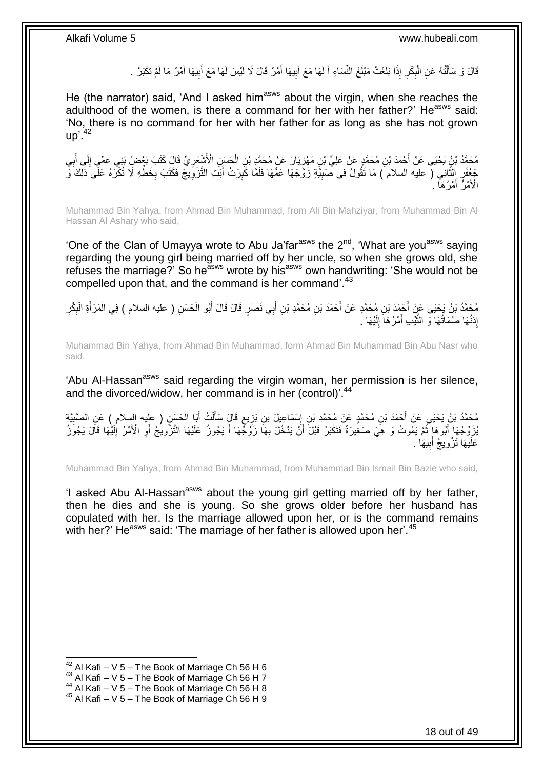قَالَ وَ سَأَلْتُهُ عَنِ الْبِكْرِ إِذَا بَلَغَتْ مَبْلَغَ النِّسَاءِ أَ لَهَا مَعَ أَبِيهَا أَمْرٌ قَالَ لَا لَيْسَ لَهَا مَعَ أَبِيهَا أَمْرٌ مَا لَمْ تَكْبَرْ .

He (the narrator) said, 'And I asked him[asws] about the virgin, when she reaches the adulthood of the women, is there a command for her with her father?' He[asws] said: 'No, there is no command for her with her father for as long as she has not grown up'.[42]

مُحَمَّدُ بْنُ يَحْيَى عَنْ أَحْمَدَ بْنِ مُحَمَّدٍ عَنْ عَلِيِّ بْنِ مَهْزِيَارَ عَنْ مُحَمَّدِ بْنِ الْحَسَنِ الْأَشْعَرِيِّ قَالَ كَتَبَ بَعْضُ بَنِي عَمِّي إِلَى أَبِي جَعْفَرٍ الثَّانِي ( عليه السلام ) مَا تَقُولُ فِي صَبِيَّةٍ زَوَّجَهَا عَمُّهَا فَلَمَّا كَبِرَتْ أَبَتِ التَّزْوِيجَ فَكَتَبَ بِخَطِّهِ لَا تُكْرَهُ عَلَى ذَلِكَ وَ الْأَمْرُ أَمْرُهَا .

Muhammad Bin Yahya, from Ahmad Bin Muhammad, from Ali Bin Mahziyar, from Muhammad Bin Al Hassan Al Ashary who said,

'One of the Clan of Umayya wrote to Abu Ja'far[asws] the 2[nd], 'What are you[asws] saying regarding the young girl being married off by her uncle, so when she grows old, she refuses the marriage?' So he[asws] wrote by his[asws] own handwriting: 'She would not be compelled upon that, and the command is her command'.[43]

مُحَمَّدُ بْنُ يَحْيَى عَنْ أَحْمَدَ بْنِ مُحَمَّدٍ عَنْ أَحْمَدَ بْنِ مُحَمَّدِ بْنِ أَبِي نَصْرٍ قَالَ قَالَ أَبُو الْحَسَنِ ( عليه السلام ) فِي الْمَرْأَةِ الْبِكْرِ إِذْنُهَا صُمَاتُهَا وَ الثَّيِّبِ أَمْرُهَا إِلَيْهَا .

Muhammad Bin Yahya, from Ahmad Bin Muhammad, form Ahmad Bin Muhammad Bin Abu Nasr who said,

'Abu Al-Hassan[asws] said regarding the virgin woman, her permission is her silence, and the divorced/widow, her command is in her (control)'.[44]

مُحَمَّدُ بْنُ يَحْيَى عَنْ أَحْمَدَ بْنِ مُحَمَّدٍ عَنْ مُحَمَّدِ بْنِ إِسْمَاعِيلَ بْنِ بَزِيعٍ قَالَ سَأَلْتُ أَبَا الْحَسَنِ ( عليه السلام ) عَنِ الصَّبِيَّةِ يُزَوِّجُهَا أَبُوهَا ثُمَّ يَمُوتُ وَ هِيَ صَغِيرَةٌ فَتَكْبَرُ قَبْلَ أَنْ يَدْخُلَ بِهَا زَوْجُهَا أَ يَجُوزُ عَلَيْهَا التَّزْوِيجُ أَوِ الْأَمْرُ إِلَيْهَا قَالَ يَجُوزُ عَلَيْهَا تَزْوِيجُ أَبِيهَا .

Muhammad Bin Yahya, from Ahmad Bin Muhammad, from Muhammad Bin Ismail Bin Bazie who said,

'I asked Abu Al-Hassan[asws] about the young girl getting married off by her father, then he dies and she is young. So she grows older before her husband has copulated with her. Is the marriage allowed upon her, or is the command remains with her?' He[asws] said: 'The marriage of her father is allowed upon her'.[45]

[42] Al Kafi – V 5 – The Book of Marriage Ch 56 H 6
[43] Al Kafi – V 5 – The Book of Marriage Ch 56 H 7
[44] Al Kafi – V 5 – The Book of Marriage Ch 56 H 8
[45] Al Kafi – V 5 – The Book of Marriage Ch 56 H 9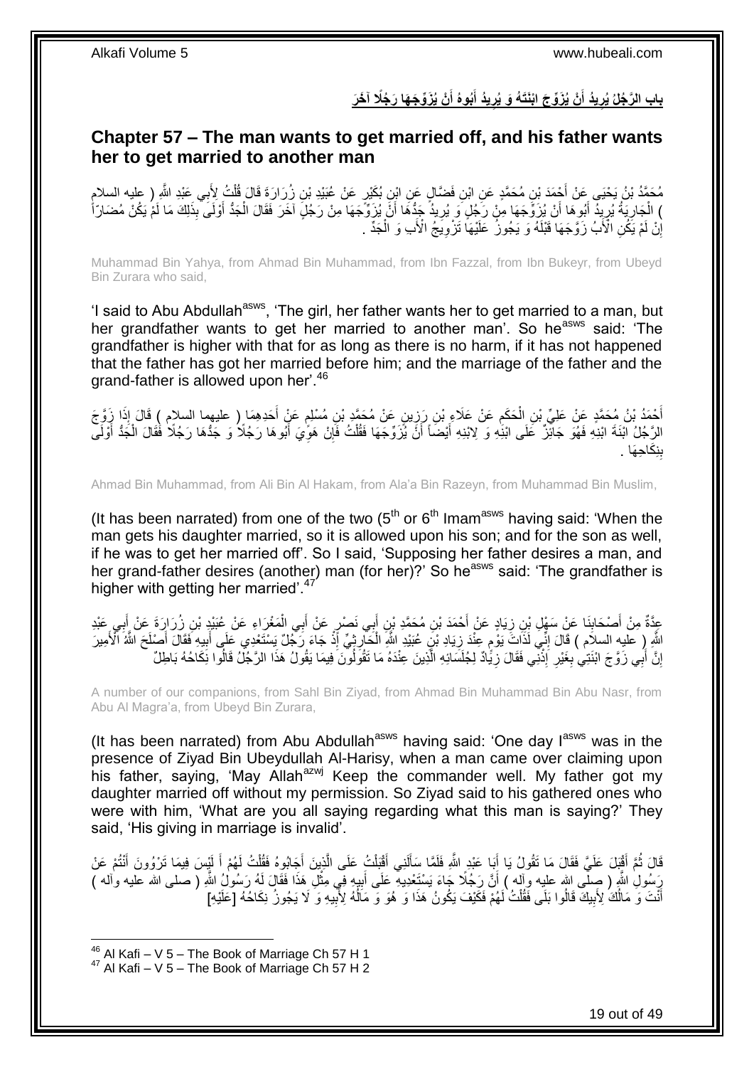## بابِ الرَّجُلُ يُرِيدُ أَنْ يُزَوِّجَ ابْنَتَهُ وَ يُرِيدُ أَبُوهُ أَنْ يُزَوِّجَهَا رَجُلًا آخَرَ

## Chapter 57 – The man wants to get married off, and his father wants her to get married to another man

مُحَمَّدُ بْنُ يَحْيَى عَنْ أَحْمَدَ بْنِ مُحَمَّدٍ عَنِ ابْنِ فَضَّالٍ عَنِ ابْنِ بُكَيْرٍ عَنْ عُبَيْدِ بْنِ زُرَارَةَ قَالَ قُلْتُ لِأَبِي عَبْدِ اللَّهِ ( عليه السلام ) الْجَارِيَةُ يُرِيدُ أَبُوهَا أَنْ يُزَوِّجَهَا مِنْ رَجُلٍ وَ يُرِيدُ جَدُّهَا أَنْ يُزَوِّجَهَا مِنْ رَجُلٍ آخَرَ فَقَالَ الْجَدُّ أَوْلَى بِذَلِكَ مَا لَمْ يَكُنْ مُضَارّاً إِنْ لَمْ يَكُنِ الْأَبُ زَوَّجَهَا قَبْلَهُ وَ يَجُوزُ عَلَيْهَا تَزْوِيجُ الْأَبِ وَ الْجَدِّ .

Muhammad Bin Yahya, from Ahmad Bin Muhammad, from Ibn Fazzal, from Ibn Bukeyr, from Ubeyd Bin Zurara who said,

'I said to Abu Abdullah[asws], 'The girl, her father wants her to get married to a man, but her grandfather wants to get her married to another man'. So he[asws] said: 'The grandfather is higher with that for as long as there is no harm, if it has not happened that the father has got her married before him; and the marriage of the father and the grand-father is allowed upon her'.[46]

أَحْمَدُ بْنُ مُحَمَّدٍ عَنْ عَلِيِّ بْنِ الْحَكَمِ عَنْ عَلَاءِ بْنِ رَزِينٍ عَنْ مُحَمَّدِ بْنِ مُسْلِمٍ عَنْ أَحَدِهِمَا ( عليهما السلام ) قَالَ إِذَا زَوَّجَ الرَّجُلُ ابْنَةَ ابْنِهِ فَهُوَ جَائِزٌ عَلَى ابْنِهِ وَ لِابْنِهِ أَيْضاً أَنْ يُزَوِّجَهَا فَقُلْتُ فَإِنْ هَوِيَ أَبُوهَا رَجُلًا وَ جَدُّهَا رَجُلًا فَقَالَ الْجَدُّ أَوْلَى بِنِكَاحِهَا .

Ahmad Bin Muhammad, from Ali Bin Al Hakam, from Ala'a Bin Razeyn, from Muhammad Bin Muslim,

(It has been narrated) from one of the two (5th or 6th Imam[asws] having said: 'When the man gets his daughter married, so it is allowed upon his son; and for the son as well, if he was to get her married off'. So I said, 'Supposing her father desires a man, and her grand-father desires (another) man (for her)?' So he[asws] said: 'The grandfather is higher with getting her married'.[47]

عِدَّةٌ مِنْ أَصْحَابِنَا عَنْ سَهْلِ بْنِ زِيَادٍ عَنْ أَحْمَدَ بْنِ مُحَمَّدِ بْنِ أَبِي نَصْرٍ عَنْ أَبِي الْمَغْرَاءِ عَنْ عُبَيْدِ بْنِ زُرَارَةَ عَنْ أَبِي عَبْدِ اللَّهِ ( عليه السلام ) قَالَ إِنِّي لَذَاتَ يَوْمٍ عِنْدَ زِيَادِ بْنِ عُبَيْدِ اللَّهِ الْحَارِثِيِّ إِذْ جَاءَ رَجُلٌ يَسْتَعْدِي عَلَى أَبِيهِ فَقَالَ أَصْلَحَ اللَّهُ الْأَمِيرَ إِنَّ أَبِي زَوَّجَ ابْنَتِي بِغَيْرِ إِذْنِي فَقَالَ زِيَادٌ لِجُلَسَائِهِ الَّذِينَ عِنْدَهُ مَا تَقُولُونَ فِيمَا يَقُولُ هَذَا الرَّجُلُ قَالُوا نِكَاحُهُ بَاطِلٌ

A number of our companions, from Sahl Bin Ziyad, from Ahmad Bin Muhammad Bin Abu Nasr, from Abu Al Magra'a, from Ubeyd Bin Zurara,

(It has been narrated) from Abu Abdullah[asws] having said: 'One day I[asws] was in the presence of Ziyad Bin Ubeydullah Al-Harisy, when a man came over claiming upon his father, saying, 'May Allah[azwj] Keep the commander well. My father got my daughter married off without my permission. So Ziyad said to his gathered ones who were with him, 'What are you all saying regarding what this man is saying?' They said, 'His giving in marriage is invalid'.

قَالَ ثُمَّ أَقْبَلَ عَلَيَّ فَقَالَ مَا تَقُولُ يَا أَبَا عَبْدِ اللَّهِ فَلَمَّا سَأَلَنِي أَقْبَلْتُ عَلَى الَّذِينَ أَجَابُوهُ فَقُلْتُ لَهُمْ أَ لَيْسَ فِيمَا تَرْوُونَ أَنْتُمْ عَنْ رَسُولِ اللَّهِ ( صلى الله عليه وآله ) أَنَّ رَجُلًا جَاءَ يَسْتَعْدِيهِ عَلَى أَبِيهِ فِي مِثْلِ هَذَا فَقَالَ لَهُ رَسُولُ اللَّهِ ( صلى الله عليه وآله ) أَنْتَ وَ مَالُكَ لِأَبِيكَ قَالُوا بَلَى فَقُلْتُ لَهُمْ فَكَيْفَ يَكُونُ هَذَا وَ هُوَ وَ مَالُهُ لِأَبِيهِ وَ لَا يَجُوزُ نِكَاحُهُ [عَلَيْهِ]

---
[46] Al Kafi – V 5 – The Book of Marriage Ch 57 H 1
[47] Al Kafi – V 5 – The Book of Marriage Ch 57 H 2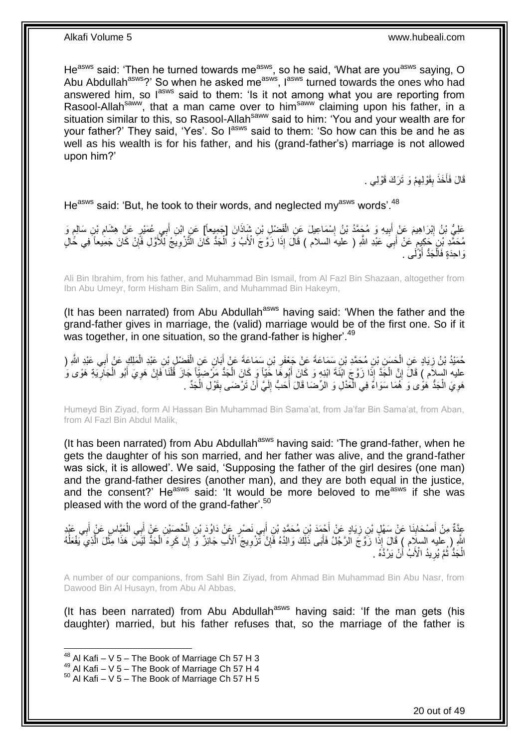He[asws] said: 'Then he turned towards me[asws], so he said, 'What are you[asws] saying, O Abu Abdullah[asws]?' So when he asked me[asws], I[asws] turned towards the ones who had answered him, so I[asws] said to them: 'Is it not among what you are reporting from Rasool-Allah[saww], that a man came over to him[saww] claiming upon his father, in a situation similar to this, so Rasool-Allah[saww] said to him: 'You and your wealth are for your father?' They said, 'Yes'. So I[asws] said to them: 'So how can this be and he as well as his wealth is for his father, and his (grand-father's) marriage is not allowed upon him?'

قَالَ فَأَخَذَ بِقَوْلِهِمْ وَ تَرَكَ قَوْلِي .

He[asws] said: 'But, he took to their words, and neglected my[asws] words'.[48]

عَلِيُّ بْنُ إِبْرَاهِيمَ عَنْ أَبِيهِ وَ مُحَمَّدُ بْنُ إِسْمَاعِيلَ عَنِ الْفَضْلِ بْنِ شَاذَانَ [جَمِيعاً] عَنِ ابْنِ أَبِي عُمَيْرٍ عَنْ هِشَامِ بْنِ سَالِمٍ وَ مُحَمَّدِ بْنِ حَكِيمٍ عَنْ أَبِي عَبْدِ اللَّهِ ( عليه السلام ) قَالَ إِذَا زَوَّجَ الْأَبُ وَ الْجَدُّ كَانَ التَّزْوِيجُ لِلْأَوَّلِ فَإِنْ كَانَ جَمِيعاً فِي حَالٍ وَاحِدَةٍ فَالْجَدُّ أَوْلَى .

Ali Bin Ibrahim, from his father, and Muhammad Bin Ismail, from Al Fazl Bin Shazaan, altogether from Ibn Abu Umeyr, form Hisham Bin Salim, and Muhammad Bin Hakeym,

(It has been narrated) from Abu Abdullah[asws] having said: 'When the father and the grand-father gives in marriage, the (valid) marriage would be of the first one. So if it was together, in one situation, so the grand-father is higher'.[49]

حُمَيْدُ بْنُ زِيَادٍ عَنِ الْحَسَنِ بْنِ مُحَمَّدِ بْنِ سَمَاعَةَ عَنْ جَعْفَرِ بْنِ سَمَاعَةَ عَنْ أَبَانٍ عَنِ الْفَضْلِ بْنِ عَبْدِ الْمَلِكِ عَنْ أَبِي عَبْدِ اللَّهِ ( عليه السلام ) قَالَ إِنَّ الْجَدَّ إِذَا زَوَّجَ ابْنَةَ ابْنِهِ وَ كَانَ أَبُوهَا حَيّاً وَ كَانَ الْجَدُّ مَرْضِيّاً جَازَ قُلْنَا فَإِنْ هَوِيَ أَبُو الْجَارِيَةِ هَوًى وَ هَوِيَ الْجَدُّ هَوًى وَ هُمَا سَوَاءٌ فِي الْعَدْلِ وَ الرِّضَا قَالَ أَحَبُّ إِلَيَّ أَنْ تَرْضَى بِقَوْلِ الْجَدِّ .

Humeyd Bin Ziyad, form Al Hassan Bin Muhammad Bin Sama'at, from Ja'far Bin Sama'at, from Aban, from Al Fazl Bin Abdul Malik,

(It has been narrated) from Abu Abdullah[asws] having said: 'The grand-father, when he gets the daughter of his son married, and her father was alive, and the grand-father was sick, it is allowed'. We said, 'Supposing the father of the girl desires (one man) and the grand-father desires (another man), and they are both equal in the justice, and the consent?' He[asws] said: 'It would be more beloved to me[asws] if she was pleased with the word of the grand-father'.[50]

عِدَّةٌ مِنْ أَصْحَابِنَا عَنْ سَهْلِ بْنِ زِيَادٍ عَنْ أَحْمَدَ بْنِ مُحَمَّدِ بْنِ أَبِي نَصْرٍ عَنْ دَاوُدَ بْنِ الْحُصَيْنِ عَنْ أَبِي الْعَبَّاسِ عَنْ أَبِي عَبْدِ اللَّهِ ( عليه السلام ) قَالَ إِذَا زَوَّجَ الرَّجُلُ فَأَبَى ذَلِكَ وَالِدُهُ فَإِنَّ تَزْوِيجَ الْأَبِ جَائِزٌ وَ إِنْ كَرِهَ الْجَدُّ لَيْسَ هَذَا مِثْلَ الَّذِي يَفْعَلُهُ الْجَدُّ ثُمَّ يُرِيدُ الْأَبُ أَنْ يَرُدَّهُ .

A number of our companions, from Sahl Bin Ziyad, from Ahmad Bin Muhammad Bin Abu Nasr, from Dawood Bin Al Husayn, from Abu Al Abbas,

(It has been narrated) from Abu Abdullah[asws] having said: 'If the man gets (his daughter) married, but his father refuses that, so the marriage of the father is

---

[48] Al Kafi – V 5 – The Book of Marriage Ch 57 H 3
[49] Al Kafi – V 5 – The Book of Marriage Ch 57 H 4
[50] Al Kafi – V 5 – The Book of Marriage Ch 57 H 5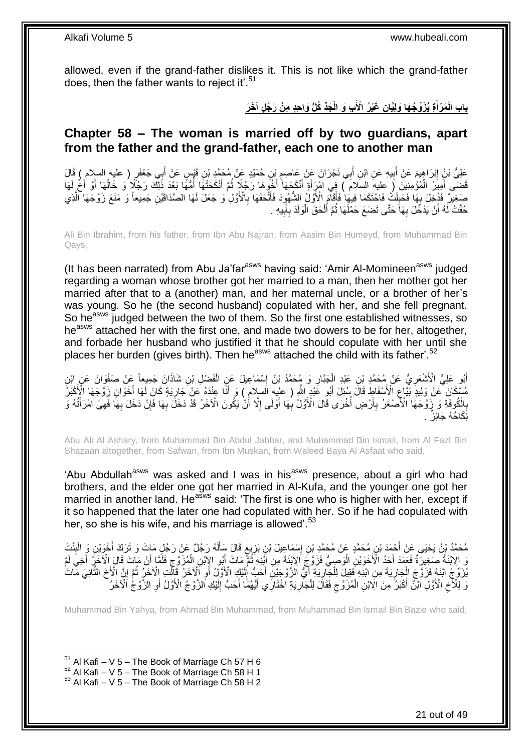allowed, even if the grand-father dislikes it. This is not like which the grand-father does, then the father wants to reject it'.[51]

## باب الْمَرْأَةِ يُزَوِّجُهَا وَلِيَّانِ غَيْرُ الْأَبِ وَ الْجَدِّ كُلٌّ وَاحِدٍ مِنْ رَجُلٍ آخَرَ

## **Chapter 58 – The woman is married off by two guardians, apart from the father and the grand-father, each one to another man**

عَلِيُّ بْنُ إِبْرَاهِيمَ عَنْ أَبِيهِ عَنِ ابْنِ أَبِي نَجْرَانَ عَنْ عَاصِمِ بْنِ حُمَيْدٍ عَنْ مُحَمَّدِ بْنِ قَيْسٍ عَنْ أَبِي جَعْفَرٍ ( عليه السلام ) قَالَ قَضَى أَمِيرُ الْمُؤْمِنِينَ ( عليه السلام ) فِي امْرَأَةٍ أَنْكَحَهَا أَخُوهَا رَجُلًا ثُمَّ أَنْكَحَتْهَا أُمُّهَا بَعْدَ ذَلِكَ رَجُلًا وَ خَالُهَا أَوْ أَخٌ لَهَا صَغِيرٌ فَدُخِلَ بِهَا فَحَبِلَتْ فَاحْتَكَمَا فِيهَا فَأَقَامَ الْأَوَّلُ الشُّهُودَ فَأَلْحَقَهَا بِالْأَوَّلِ وَ جَعَلَ لَهَا الصَّدَاقَيْنِ جَمِيعاً وَ مَنَعَ زَوْجَهَا الَّذِي حُقَّتْ لَهُ أَنْ يَدْخُلَ بِهَا حَتَّى تَضَعَ حَمْلَهَا ثُمَّ أَلْحَقَ الْوَلَدَ بِأَبِيهِ .

Ali Bin Ibrahim, from his father, from Ibn Abu Najran, from Aasim Bin Humeyd, from Muhammad Bin Qays,

(It has been narrated) from Abu Ja'far[asws] having said: 'Amir Al-Momineen[asws] judged regarding a woman whose brother got her married to a man, then her mother got her married after that to a (another) man, and her maternal uncle, or a brother of her's was young. So he (the second husband) copulated with her, and she fell pregnant. So he[asws] judged between the two of them. So the first one established witnesses, so he[asws] attached her with the first one, and made two dowers to be for her, altogether, and forbade her husband who justified it that he should copulate with her until she places her burden (gives birth). Then he[asws] attached the child with its father'.[52]

أَبُو عَلِيٍّ الْأَشْعَرِيُّ عَنْ مُحَمَّدِ بْنِ عَبْدِ الْجَبَّارِ وَ مُحَمَّدُ بْنُ إِسْمَاعِيلَ عَنِ الْفَضْلِ بْنِ شَاذَانَ جَمِيعاً عَنْ صَفْوَانَ عَنِ ابْنِ مُسْكَانَ عَنْ وَلِيدٍ بَيَّاعِ الْأَسْفَاطِ قَالَ سُئِلَ أَبُو عَبْدِ اللَّهِ ( عليه السلام ) وَ أَنَا عِنْدَهُ عَنْ جَارِيَةٍ كَانَ لَهَا أَخَوَانِ زَوَّجَهَا الْأَكْبَرُ بِالْكُوفَةِ وَ زَوَّجَهَا الْأَصْغَرُ بِأَرْضٍ أُخْرَى قَالَ الْأَوَّلُ بِهَا أَوْلَى إِلَّا أَنْ يَكُونَ الْآخَرُ قَدْ دَخَلَ بِهَا فَإِنْ دَخَلَ بِهَا فَهِيَ امْرَأَتُهُ وَ نِكَاحُهُ جَائِزٌ .

Abu Ali Al Ashary, from Muhammad Bin Abdul Jabbar, and Muhammad Bin Ismail, from Al Fazl Bin Shazaan altogether, from Safwan, from Ibn Muskan, from Waleed Baya Al Asfaat who said,

'Abu Abdullah[asws] was asked and I was in his[asws] presence, about a girl who had brothers, and the elder one got her married in Al-Kufa, and the younger one got her married in another land. He[asws] said: 'The first is one who is higher with her, except if it so happened that the later one had copulated with her. So if he had copulated with her, so she is his wife, and his marriage is allowed'.[53]

مُحَمَّدُ بْنُ يَحْيَى عَنْ أَحْمَدَ بْنِ مُحَمَّدٍ عَنْ مُحَمَّدِ بْنِ إِسْمَاعِيلَ بْنِ بَزِيعٍ قَالَ سَأَلَهُ رَجُلٌ عَنْ رَجُلٍ مَاتَ وَ تَرَكَ أَخَوَيْنِ وَ الْبِنْتَ وَ الِابْنَةُ صَغِيرَةٌ فَعَمَدَ أَحَدُ الْأَخَوَيْنِ الْوَصِيُّ فَزَوَّجَ الِابْنَةَ مِنِ ابْنِهِ ثُمَّ مَاتَ أَبُو الِابْنِ الْمُزَوَّجِ فَلَمَّا أَنْ مَاتَ قَالَ الْآخَرُ أَخِي لَمْ يُزَوِّجِ ابْنَهُ فَزَوَّجَ الْجَارِيَةَ مِنِ ابْنِهِ فَقِيلَ لِلْجَارِيَةِ أَيُّ الزَّوْجَيْنِ أَحَبُّ إِلَيْكِ الْأَوَّلُ أَوِ الْآخَرُ قَالَتِ الْآخَرُ ثُمَّ إِنَّ الْأَخَ الثَّانِيَ مَاتَ وَ لِلْأَخِ الْأَوَّلِ ابْنٌ أَكْبَرُ مِنَ الِابْنِ الْمُزَوَّجِ فَقَالَ لِلْجَارِيَةِ اخْتَارِي أَيُّهُمَا أَحَبُّ إِلَيْكِ الزَّوْجُ الْأَوَّلُ أَوِ الزَّوْجُ الْآخَرُ

Muhammad Bin Yahya, from Ahmad Bin Muhammad, from Muhammad Bin Ismail Bin Bazie who said,

[51] Al Kafi – V 5 – The Book of Marriage Ch 57 H 6
[52] Al Kafi – V 5 – The Book of Marriage Ch 58 H 1
[53] Al Kafi – V 5 – The Book of Marriage Ch 58 H 2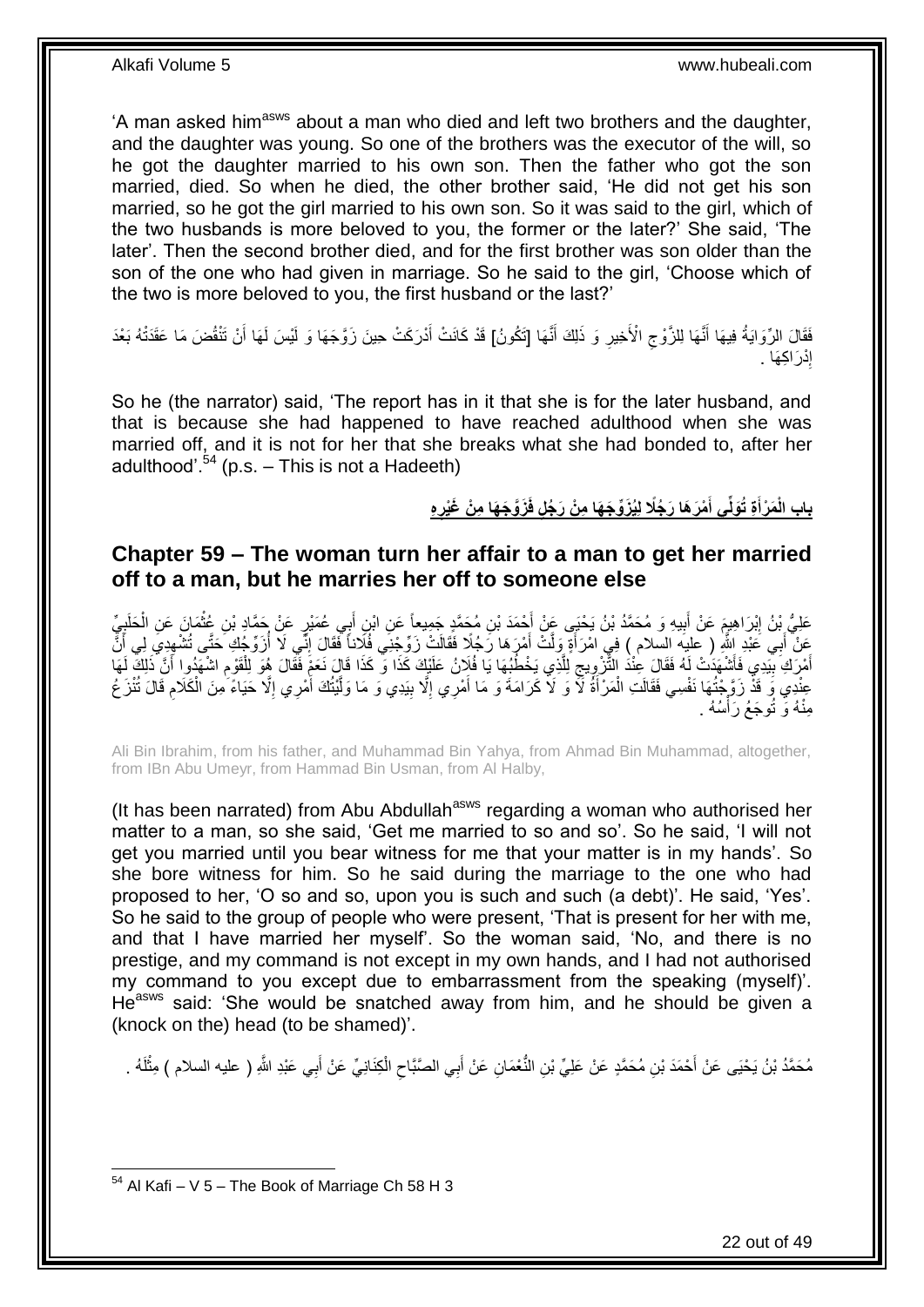'A man asked him[asws] about a man who died and left two brothers and the daughter, and the daughter was young. So one of the brothers was the executor of the will, so he got the daughter married to his own son. Then the father who got the son married, died. So when he died, the other brother said, 'He did not get his son married, so he got the girl married to his own son. So it was said to the girl, which of the two husbands is more beloved to you, the former or the later?' She said, 'The later'. Then the second brother died, and for the first brother was son older than the son of the one who had given in marriage. So he said to the girl, 'Choose which of the two is more beloved to you, the first husband or the last?'

فَقَالَ الرِّوَايَةُ فِيهَا أَنَّهَا لِلزَّوْجِ الْأَخِيرِ وَ ذَلِكَ أَنَّهَا [تَكُونُ] قَدْ كَانَتْ أَدْرَكَتْ حِينَ زَوَّجَهَا وَ لَيْسَ لَهَا أَنْ تَنْقُضَ مَا عَقَدَتْهُ بَعْدَ إِدْرَاكِهَا .

So he (the narrator) said, 'The report has in it that she is for the later husband, and that is because she had happened to have reached adulthood when she was married off, and it is not for her that she breaks what she had bonded to, after her adulthood'.[54] (p.s. – This is not a Hadeeth)

## بابُ الْمَرْأَةِ تُوَلِّي أَمْرَهَا رَجُلًا لِيُزَوِّجَهَا مِنْ رَجُلٍ فَزَوَّجَهَا مِنْ غَيْرِهِ

## Chapter 59 – The woman turn her affair to a man to get her married off to a man, but he marries her off to someone else

عَلِيُّ بْنُ إِبْرَاهِيمَ عَنْ أَبِيهِ وَ مُحَمَّدُ بْنُ يَحْيَى عَنْ أَحْمَدَ بْنِ مُحَمَّدٍ جَمِيعاً عَنِ ابْنِ أَبِي عُمَيْرٍ عَنْ حَمَّادِ بْنِ عُثْمَانَ عَنِ الْحَلَبِيِّ عَنْ أَبِي عَبْدِ اللَّهِ ( عليه السلام ) فِي امْرَأَةٍ وَلَّتْ أَمْرَهَا رَجُلًا فَقَالَتْ زَوِّجْنِي فُلَاناً فَقَالَ إِنِّي لَا أُزَوِّجُكِ حَتَّى تُشْهِدِي لِي أَنَّ أَمْرَكِ بِيَدِي فَأَشْهَدَتْ لَهُ فَقَالَ عِنْدَ التَّزْوِيجِ لِلَّذِي يَخْطُبُهَا يَا فُلَانُ عَلَيْكَ كَذَا وَ كَذَا قَالَ نَعَمْ فَقَالَ هُوَ لِلْقَوْمِ اشْهَدُوا أَنَّ ذَلِكَ لَهَا عِنْدِي وَ قَدْ زَوَّجْتُهَا نَفْسِي فَقَالَتِ الْمَرْأَةُ لَا وَ لَا كَرَامَةَ وَ مَا أَمْرِي إِلَّا بِيَدِي وَ مَا وَلَّيْتُكَ أَمْرِي إِلَّا حَيَاءً مِنَ الْكَلَامِ قَالَ تُنْزَعُ مِنْهُ وَ تُوجَعُ رَأْسُهُ .

Ali Bin Ibrahim, from his father, and Muhammad Bin Yahya, from Ahmad Bin Muhammad, altogether, from IBn Abu Umeyr, from Hammad Bin Usman, from Al Halby,

(It has been narrated) from Abu Abdullah[asws] regarding a woman who authorised her matter to a man, so she said, 'Get me married to so and so'. So he said, 'I will not get you married until you bear witness for me that your matter is in my hands'. So she bore witness for him. So he said during the marriage to the one who had proposed to her, 'O so and so, upon you is such and such (a debt)'. He said, 'Yes'. So he said to the group of people who were present, 'That is present for her with me, and that I have married her myself'. So the woman said, 'No, and there is no prestige, and my command is not except in my own hands, and I had not authorised my command to you except due to embarrassment from the speaking (myself)'. He[asws] said: 'She would be snatched away from him, and he should be given a (knock on the) head (to be shamed)'.

مُحَمَّدُ بْنُ يَحْيَى عَنْ أَحْمَدَ بْنِ مُحَمَّدٍ عَنْ عَلِيِّ بْنِ النُّعْمَانِ عَنْ أَبِي الصَّبَّاحِ الْكِنَانِيِّ عَنْ أَبِي عَبْدِ اللَّهِ ( عليه السلام ) مِثْلَهُ .

[54] Al Kafi – V 5 – The Book of Marriage Ch 58 H 3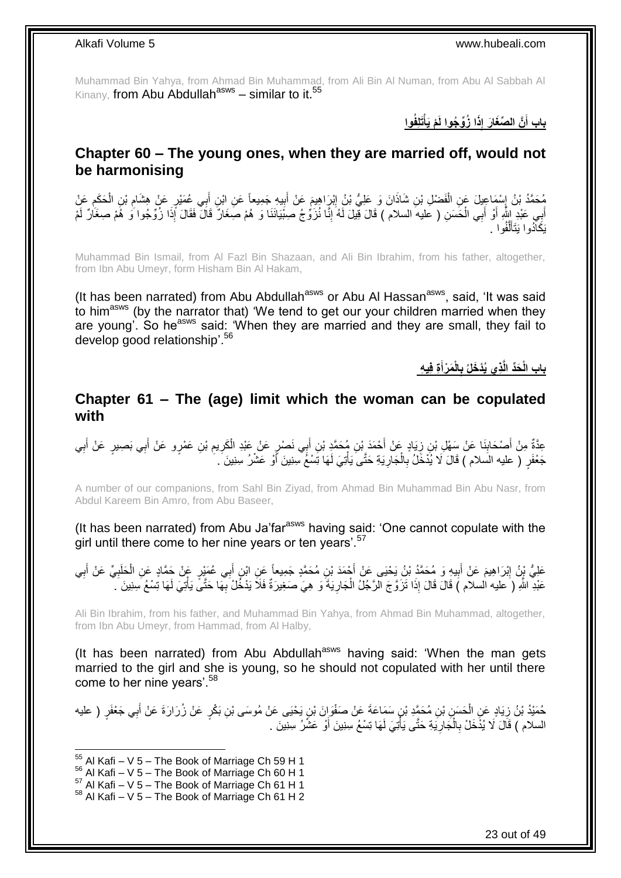Muhammad Bin Yahya, from Ahmad Bin Muhammad, from Ali Bin Al Numan, from Abu Al Sabbah Al Kinany, from Abu Abdullah[asws] – similar to it.[55]

## باب أَنَّ الصِّغَارَ إِذَا زُوِّجُوا لَمْ يَأْتَلِفُوا

## Chapter 60 – The young ones, when they are married off, would not be harmonising

مُحَمَّدُ بْنُ إِسْمَاعِيلَ عَنِ الْفَضْلِ بْنِ شَاذَانَ وَ عَلِيُّ بْنُ إِبْرَاهِيمَ عَنْ أَبِيهِ جَمِيعاً عَنِ ابْنِ أَبِي عُمَيْرٍ عَنْ هِشَامِ بْنِ الْحَكَمِ عَنْ أَبِي عَبْدِ اللَّهِ أَوْ أَبِي الْحَسَنِ ( عليه السلام ) قَالَ قِيلَ لَهُ إِنَّا نُزَوِّجُ صِبْيَانَنَا وَ هُمْ صِغَارٌ قَالَ فَقَالَ إِذَا زُوِّجُوا وَ هُمْ صِغَارٌ لَمْ يَكَادُوا يَتَأَلَّفُوا .

Muhammad Bin Ismail, from Al Fazl Bin Shazaan, and Ali Bin Ibrahim, from his father, altogether, from Ibn Abu Umeyr, form Hisham Bin Al Hakam,

(It has been narrated) from Abu Abdullah[asws] or Abu Al Hassan[asws], said, 'It was said to him[asws] (by the narrator that) 'We tend to get our your children married when they are young'. So he[asws] said: 'When they are married and they are small, they fail to develop good relationship'.[56]

## باب الْحَدِّ الَّذِي يُدْخَلُ بِالْمَرْأَةِ فِيهِ

## Chapter 61 – The (age) limit which the woman can be copulated with

عِدَّةٌ مِنْ أَصْحَابِنَا عَنْ سَهْلِ بْنِ زِيَادٍ عَنْ أَحْمَدَ بْنِ مُحَمَّدِ بْنِ أَبِي نَصْرٍ عَنْ عَبْدِ الْكَرِيمِ بْنِ عَمْرٍو عَنْ أَبِي بَصِيرٍ عَنْ أَبِي جَعْفَرٍ ( عليه السلام ) قَالَ لَا يُدْخَلُ بِالْجَارِيَةِ حَتَّى يَأْتِيَ لَهَا تِسْعُ سِنِينَ أَوْ عَشْرُ سِنِينَ .

A number of our companions, from Sahl Bin Ziyad, from Ahmad Bin Muhammad Bin Abu Nasr, from Abdul Kareem Bin Amro, from Abu Baseer,

(It has been narrated) from Abu Ja'far[asws] having said: 'One cannot copulate with the girl until there come to her nine years or ten years'.[57]

عَلِيُّ بْنُ إِبْرَاهِيمَ عَنْ أَبِيهِ وَ مُحَمَّدُ بْنُ يَحْيَى عَنْ أَحْمَدَ بْنِ مُحَمَّدٍ جَمِيعاً عَنِ ابْنِ أَبِي عُمَيْرٍ عَنْ حَمَّادٍ عَنِ الْحَلَبِيِّ عَنْ أَبِي عَبْدِ اللَّهِ ( عليه السلام ) قَالَ إِذَا تَزَوَّجَ الرَّجُلُ الْجَارِيَةَ وَ هِيَ صَغِيرَةٌ فَلَا يَدْخُلْ بِهَا حَتَّى يَأْتِيَ لَهَا تِسْعُ سِنِينَ .

Ali Bin Ibrahim, from his father, and Muhammad Bin Yahya, from Ahmad Bin Muhammad, altogether, from Ibn Abu Umeyr, from Hammad, from Al Halby,

(It has been narrated) from Abu Abdullah[asws] having said: 'When the man gets married to the girl and she is young, so he should not copulated with her until there come to her nine years'.[58]

حُمَيْدُ بْنُ زِيَادٍ عَنِ الْحَسَنِ بْنِ مُحَمَّدِ بْنِ سَمَاعَةَ عَنْ صَفْوَانَ بْنِ يَحْيَى عَنْ مُوسَى بْنِ بَكْرٍ عَنْ زُرَارَةَ عَنْ أَبِي جَعْفَرٍ ( عليه السلام ) قَالَ لَا يُدْخَلُ بِالْجَارِيَةِ حَتَّى يَأْتِيَ لَهَا تِسْعُ سِنِينَ أَوْ عَشْرُ سِنِينَ .

[55] Al Kafi – V 5 – The Book of Marriage Ch 59 H 1
[56] Al Kafi – V 5 – The Book of Marriage Ch 60 H 1
[57] Al Kafi – V 5 – The Book of Marriage Ch 61 H 1
[58] Al Kafi – V 5 – The Book of Marriage Ch 61 H 2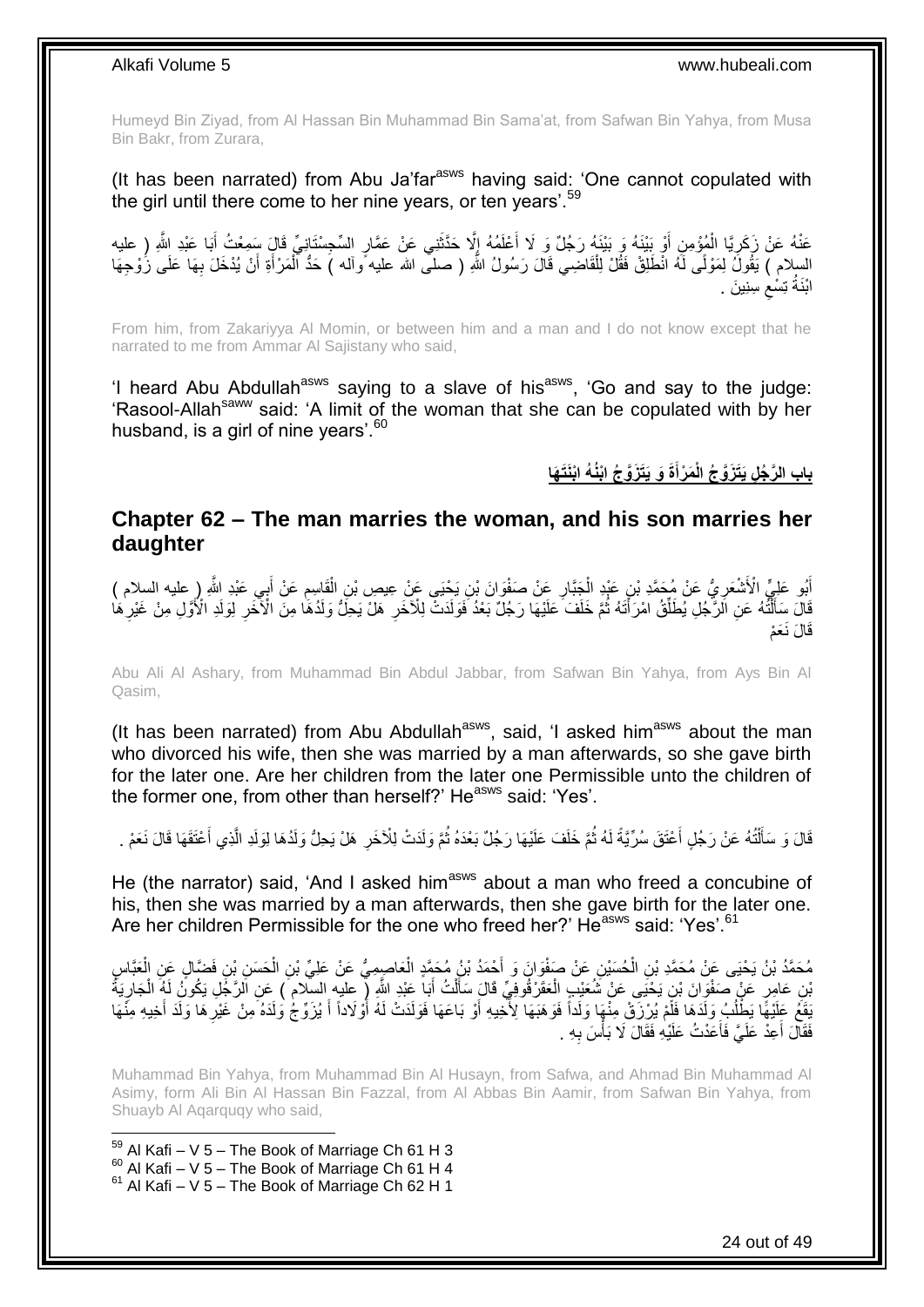Humeyd Bin Ziyad, from Al Hassan Bin Muhammad Bin Sama'at, from Safwan Bin Yahya, from Musa Bin Bakr, from Zurara,

(It has been narrated) from Abu Ja'far[asws] having said: 'One cannot copulated with the girl until there come to her nine years, or ten years'.[59]

عَنْهُ عَنْ زَكَرِيَّا الْمُؤْمِنِ أَوْ بَيْنَهُ وَ بَيْنَهُ رَجُلٌ وَ لَا أَعْلَمُهُ إِلَّا حَدَّثَنِي عَنْ عَمَّارٍ السِّجِسْتَانِيِّ قَالَ سَمِعْتُ أَبَا عَبْدِ اللَّهِ ( عليه السلام ) يَقُولُ لِمَوْلًى لَهُ انْطَلِقْ فَقُلْ لِلْقَاضِي قَالَ رَسُولُ اللَّهِ ( صلى الله عليه وآله ) حَدُّ الْمَرْأَةِ أَنْ يُدْخَلَ بِهَا عَلَى زَوْجِهَا ابْنَةُ تِسْعِ سِنِينَ .

From him, from Zakariyya Al Momin, or between him and a man and I do not know except that he narrated to me from Ammar Al Sajistany who said,

'I heard Abu Abdullah[asws] saying to a slave of his[asws], 'Go and say to the judge: 'Rasool-Allah[saww] said: 'A limit of the woman that she can be copulated with by her husband, is a girl of nine years'.[60]

## باب الرَّجُلِ يَتَزَوَّجُ الْمَرْأَةَ وَ يَتَزَوَّجُ ابْنُهُ ابْنَتَهَا

## Chapter 62 – The man marries the woman, and his son marries her daughter

أَبُو عَلِيٍّ الْأَشْعَرِيُّ عَنْ مُحَمَّدِ بْنِ عَبْدِ الْجَبَّارِ عَنْ صَفْوَانَ بْنِ يَحْيَى عَنْ عِيصِ بْنِ الْقَاسِمِ عَنْ أَبِي عَبْدِ اللَّهِ ( عليه السلام ) قَالَ سَأَلْتُهُ عَنِ الرَّجُلِ يُطَلِّقُ امْرَأَتَهُ ثُمَّ خَلَفَ عَلَيْهَا رَجُلٌ بَعْدُ فَوَلَدَتْ لِلْآخَرِ هَلْ يَحِلُّ وَلَدُهَا مِنَ الْآخَرِ لِوَلَدِ الْأَوَّلِ مِنْ غَيْرِهَا قَالَ نَعَمْ

Abu Ali Al Ashary, from Muhammad Bin Abdul Jabbar, from Safwan Bin Yahya, from Ays Bin Al Qasim,

(It has been narrated) from Abu Abdullah[asws], said, 'I asked him[asws] about the man who divorced his wife, then she was married by a man afterwards, so she gave birth for the later one. Are her children from the later one Permissible unto the children of the former one, from other than herself?' He[asws] said: 'Yes'.

قَالَ وَ سَأَلْتُهُ عَنْ رَجُلٍ أَعْتَقَ سُرِّيَّةً لَهُ ثُمَّ خَلَفَ عَلَيْهَا رَجُلٌ بَعْدَهُ ثُمَّ وَلَدَتْ لِلْآخَرِ هَلْ يَحِلُّ وَلَدُهَا لِوَلَدِ الَّذِي أَعْتَقَهَا قَالَ نَعَمْ .

He (the narrator) said, 'And I asked him[asws] about a man who freed a concubine of his, then she was married by a man afterwards, then she gave birth for the later one. Are her children Permissible for the one who freed her?' He[asws] said: 'Yes'.[61]

مُحَمَّدُ بْنُ يَحْيَى عَنْ مُحَمَّدِ بْنِ الْحُسَيْنِ عَنْ صَفْوَانَ وَ أَحْمَدُ بْنُ مُحَمَّدٍ الْعَاصِمِيُّ عَنْ عَلِيِّ بْنِ الْحَسَنِ بْنِ فَضَّالٍ عَنِ الْعَبَّاسِ بْنِ عَامِرٍ عَنْ صَفْوَانَ بْنِ يَحْيَى عَنْ شُعَيْبٍ الْعَقَرْقُوفِيِّ قَالَ سَأَلْتُ أَبَا عَبْدِ اللَّهِ ( عليه السلام ) عَنِ الرَّجُلِ يَكُونُ لَهُ الْجَارِيَةُ يَقَعُ عَلَيْهَا يَطْلُبُ وَلَدَهَا فَلَمْ يُرْزَقْ مِنْهَا وَلَداً فَوَهَبَهَا لِأَخِيهِ أَوْ بَاعَهَا فَوَلَدَتْ لَهُ أَوْلَاداً أَ يُزَوِّجُ وَلَدَهُ مِنْ غَيْرِهَا وَلَدَ أَخِيهِ مِنْهَا فَقَالَ أَعِدْ عَلَيَّ فَأَعَدْتُ عَلَيْهِ فَقَالَ لَا بَأْسَ بِهِ .

Muhammad Bin Yahya, from Muhammad Bin Al Husayn, from Safwa, and Ahmad Bin Muhammad Al Asimy, form Ali Bin Al Hassan Bin Fazzal, from Al Abbas Bin Aamir, from Safwan Bin Yahya, from Shuayb Al Aqarquqy who said,

[59] Al Kafi – V 5 – The Book of Marriage Ch 61 H 3
[60] Al Kafi – V 5 – The Book of Marriage Ch 61 H 4
[61] Al Kafi – V 5 – The Book of Marriage Ch 62 H 1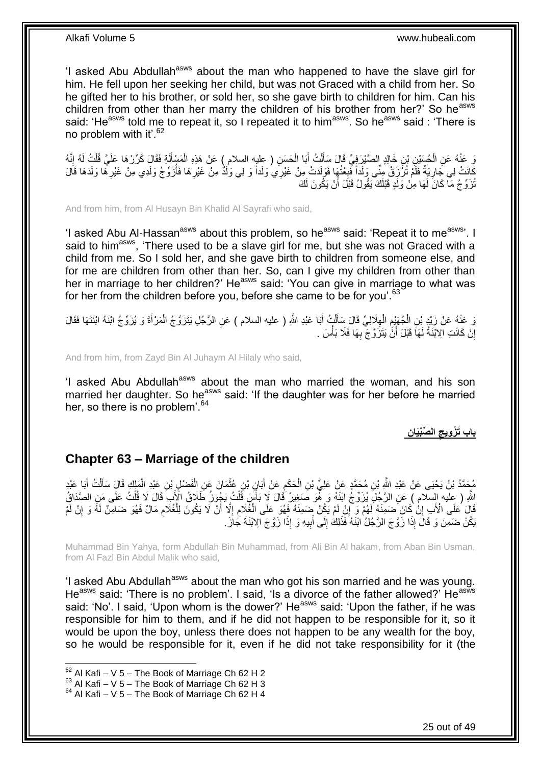'I asked Abu Abdullah[asws] about the man who happened to have the slave girl for him. He fell upon her seeking her child, but was not Graced with a child from her. So he gifted her to his brother, or sold her, so she gave birth to children for him. Can his children from other than her marry the children of his brother from her?' So he[asws] said: 'He[asws] told me to repeat it, so I repeated it to him[asws]. So he[asws] said : 'There is no problem with it'.[62]

وَ عَنْهُ عَنِ الْحُسَيْنِ بْنِ خَالِدٍ الصَّيْرَفِيِّ قَالَ سَأَلْتُ أَبَا الْحَسَنِ ( عليه السلام ) عَنْ هَذِهِ الْمَسْأَلَةِ فَقَالَ كَرِّرْهَا عَلَيَّ قُلْتُ لَهُ إِنَّهُ كَانَتْ لِي جَارِيَةٌ فَلَمْ تُرْزَقْ مِنِّي وَلَداً فَبِعْتُهَا فَوَلَدَتْ مِنْ غَيْرِي وَلَداً وَ لِي وَلَدٌ مِنْ غَيْرِهَا فَأُزَوِّجُ وَلَدِي مِنْ غَيْرِهَا وَلَدَهَا قَالَ تُزَوِّجُ مَا كَانَ لَهَا مِنْ وَلَدٍ قَبْلَكَ يَقُولُ قَبْلَ أَنْ يَكُونَ لَكَ

And from him, from Al Husayn Bin Khalid Al Sayrafi who said,

'I asked Abu Al-Hassan[asws] about this problem, so he[asws] said: 'Repeat it to me[asws]'. I said to him[asws], 'There used to be a slave girl for me, but she was not Graced with a child from me. So I sold her, and she gave birth to children from someone else, and for me are children from other than her. So, can I give my children from other than her in marriage to her children?' He[asws] said: 'You can give in marriage to what was for her from the children before you, before she came to be for you'.[63]

وَ عَنْهُ عَنْ زَيْدِ بْنِ الْجُهَيْمِ الْهِلَالِيِّ قَالَ سَأَلْتُ أَبَا عَبْدِ اللَّهِ ( عليه السلام ) عَنِ الرَّجُلِ يَتَزَوَّجُ الْمَرْأَةَ وَ يُزَوِّجُ ابْنَهُ ابْنَتَهَا فَقَالَ إِنْ كَانَتِ الِابْنَةُ لَهَا قَبْلَ أَنْ يَتَزَوَّجَ بِهَا فَلَا بَأْسَ .

And from him, from Zayd Bin Al Juhaym Al Hilaly who said,

'I asked Abu Abdullah[asws] about the man who married the woman, and his son married her daughter. So he[asws] said: 'If the daughter was for her before he married her, so there is no problem'.[64]

## باب تَزْوِيجِ الصِّبْيَانِ

## Chapter 63 – Marriage of the children

مُحَمَّدُ بْنُ يَحْيَى عَنْ عَبْدِ اللَّهِ بْنِ مُحَمَّدٍ عَنْ عَلِيِّ بْنِ الْحَكَمِ عَنْ أَبَانِ بْنِ عُثْمَانَ عَنِ الْفَضْلِ بْنِ عَبْدِ الْمَلِكِ قَالَ سَأَلْتُ أَبَا عَبْدِ اللَّهِ ( عليه السلام ) عَنِ الرَّجُلِ يُزَوِّجُ ابْنَهُ وَ هُوَ صَغِيرٌ قَالَ لَا بَأْسَ قُلْتُ يَجُوزُ طَلَاقُ الْأَبِ قَالَ لَا قُلْتُ عَلَى مَنِ الصَّدَاقُ قَالَ عَلَى الْأَبِ إِنْ كَانَ ضَمِنَهُ لَهُمْ وَ إِنْ لَمْ يَكُنْ ضَمِنَهُ فَهُوَ عَلَى الْغُلَامِ إِلَّا أَنْ لَا يَكُونَ لِلْغُلَامِ مَالٌ فَهُوَ ضَامِنٌ لَهُ وَ إِنْ لَمْ يَكُنْ ضَمِنَ وَ قَالَ إِذَا زَوَّجَ الرَّجُلُ ابْنَهُ فَذَلِكَ إِلَى أَبِيهِ وَ إِذَا زَوَّجَ الِابْنَةَ جَازَ .

Muhammad Bin Yahya, form Abdullah Bin Muhammad, from Ali Bin Al hakam, from Aban Bin Usman, from Al Fazl Bin Abdul Malik who said,

'I asked Abu Abdullah[asws] about the man who got his son married and he was young. He[asws] said: 'There is no problem'. I said, 'Is a divorce of the father allowed?' He[asws] said: 'No'. I said, 'Upon whom is the dower?' He[asws] said: 'Upon the father, if he was responsible for him to them, and if he did not happen to be responsible for it, so it would be upon the boy, unless there does not happen to be any wealth for the boy, so he would be responsible for it, even if he did not take responsibility for it (the

---

[62] Al Kafi – V 5 – The Book of Marriage Ch 62 H 2
[63] Al Kafi – V 5 – The Book of Marriage Ch 62 H 3
[64] Al Kafi – V 5 – The Book of Marriage Ch 62 H 4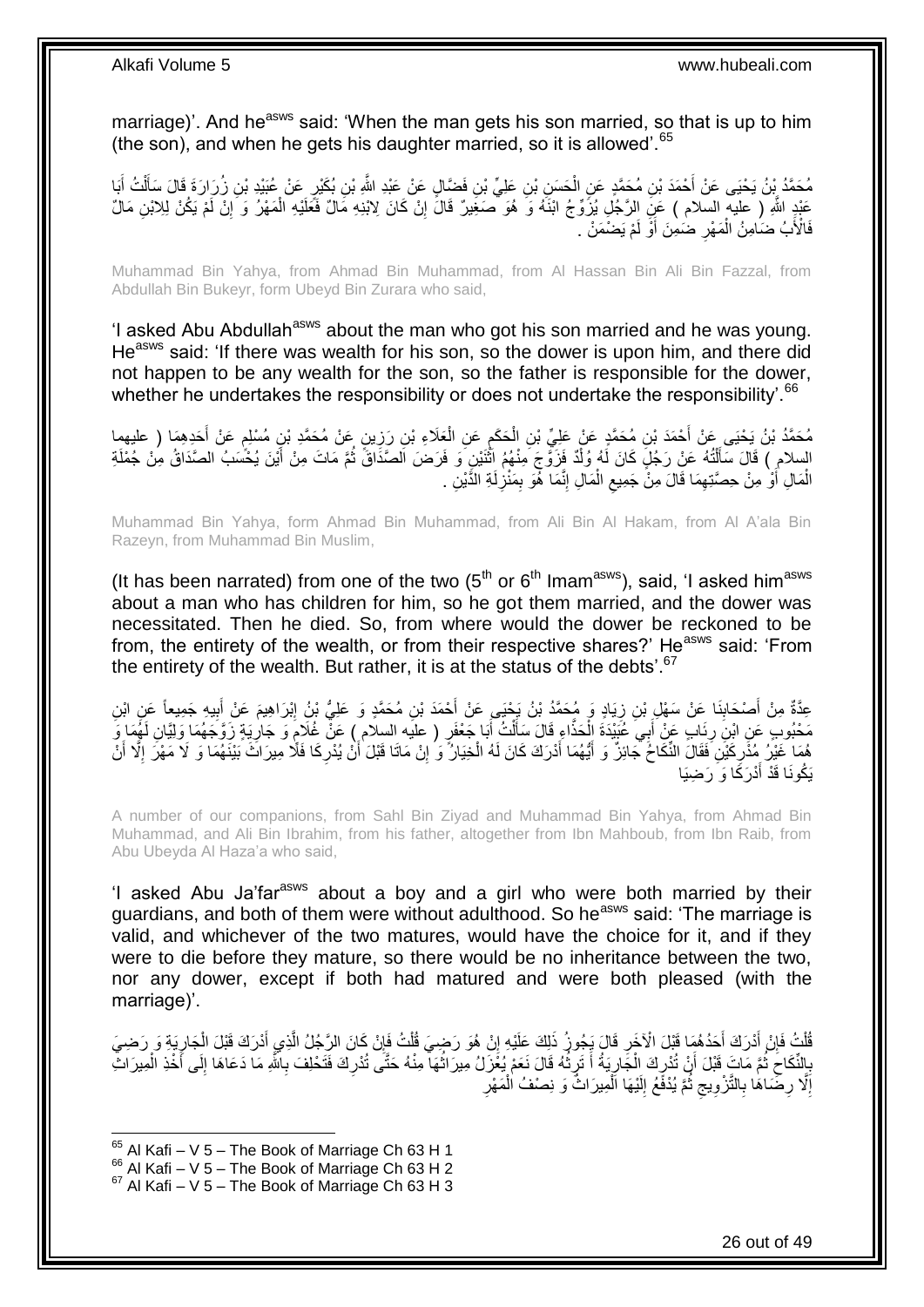marriage)'. And he[asws] said: 'When the man gets his son married, so that is up to him (the son), and when he gets his daughter married, so it is allowed'.[65]

مُحَمَّدُ بْنُ يَحْيَى عَنْ أَحْمَدَ بْنِ مُحَمَّدٍ عَنِ الْحَسَنِ بْنِ عَلِيِّ بْنِ فَضَّالٍ عَنْ عَبْدِ اللَّهِ بْنِ بُكَيْرٍ عَنْ عُبَيْدِ بْنِ زُرَارَةَ قَالَ سَأَلْتُ أَبَا عَبْدِ اللَّهِ ( عليه السلام ) عَنِ الرَّجُلِ يُزَوِّجُ ابْنَهُ وَ هُوَ صَغِيرٌ قَالَ إِنْ كَانَ لِابْنِهِ مَالٌ فَعَلَيْهِ الْمَهْرُ وَ إِنْ لَمْ يَكُنْ لِلِابْنِ مَالٌ فَالْأَبُ ضَامِنُ الْمَهْرِ ضَمِنَ أَوْ لَمْ يَضْمَنْ .

Muhammad Bin Yahya, from Ahmad Bin Muhammad, from Al Hassan Bin Ali Bin Fazzal, from Abdullah Bin Bukeyr, form Ubeyd Bin Zurara who said,

'I asked Abu Abdullah[asws] about the man who got his son married and he was young. He[asws] said: 'If there was wealth for his son, so the dower is upon him, and there did not happen to be any wealth for the son, so the father is responsible for the dower, whether he undertakes the responsibility or does not undertake the responsibility'.[66]

مُحَمَّدُ بْنُ يَحْيَى عَنْ أَحْمَدَ بْنِ مُحَمَّدٍ عَنْ عَلِيِّ بْنِ الْحَكَمِ عَنِ الْعَلَاءِ بْنِ رَزِينٍ عَنْ مُحَمَّدِ بْنِ مُسْلِمٍ عَنْ أَحَدِهِمَا ( عليهما السلام ) قَالَ سَأَلْتُهُ عَنْ رَجُلٍ كَانَ لَهُ وُلْدٌ فَزَوَّجَ مِنْهُمُ اثْنَيْنِ وَ فَرَضَ الصَّدَاقَ ثُمَّ مَاتَ مِنْ أَيْنَ يُحْسَبُ الصَّدَاقُ مِنْ جُمْلَةِ الْمَالِ أَوْ مِنْ حِصَّتِهِمَا قَالَ مِنْ جَمِيعِ الْمَالِ إِنَّمَا هُوَ بِمَنْزِلَةِ الدَّيْنِ .

Muhammad Bin Yahya, form Ahmad Bin Muhammad, from Ali Bin Al Hakam, from Al A'ala Bin Razeyn, from Muhammad Bin Muslim,

(It has been narrated) from one of the two (5th or 6th Imam[asws]), said, 'I asked him[asws] about a man who has children for him, so he got them married, and the dower was necessitated. Then he died. So, from where would the dower be reckoned to be from, the entirety of the wealth, or from their respective shares?' He[asws] said: 'From the entirety of the wealth. But rather, it is at the status of the debts'.[67]

عِدَّةٌ مِنْ أَصْحَابِنَا عَنْ سَهْلِ بْنِ زِيَادٍ وَ مُحَمَّدُ بْنُ يَحْيَى عَنْ أَحْمَدَ بْنِ مُحَمَّدٍ وَ عَلِيُّ بْنُ إِبْرَاهِيمَ عَنْ أَبِيهِ جَمِيعاً عَنِ ابْنِ مَحْبُوبٍ عَنِ ابْنِ رِئَابٍ عَنْ أَبِي عُبَيْدَةَ الْحَذَّاءِ قَالَ سَأَلْتُ أَبَا جَعْفَرٍ ( عليه السلام ) عَنْ غُلَامٍ وَ جَارِيَةٍ زَوَّجَهُمَا وَلِيَّانِ لَهُمَا وَ هُمَا غَيْرُ مُدْرِكَيْنِ فَقَالَ النِّكَاحُ جَائِزٌ وَ أَيُّهُمَا أَدْرَكَ كَانَ لَهُ الْخِيَارُ وَ إِنْ مَاتَا قَبْلَ أَنْ يُدْرِكَا فَلَا مِيرَاثَ بَيْنَهُمَا وَ لَا مَهْرَ إِلَّا أَنْ يَكُونَا قَدْ أَدْرَكَا وَ رَضِيَا

A number of our companions, from Sahl Bin Ziyad and Muhammad Bin Yahya, from Ahmad Bin Muhammad, and Ali Bin Ibrahim, from his father, altogether from Ibn Mahboub, from Ibn Raib, from Abu Ubeyda Al Haza'a who said,

'I asked Abu Ja'far[asws] about a boy and a girl who were both married by their guardians, and both of them were without adulthood. So he[asws] said: 'The marriage is valid, and whichever of the two matures, would have the choice for it, and if they were to die before they mature, so there would be no inheritance between the two, nor any dower, except if both had matured and were both pleased (with the marriage)'.

قُلْتُ فَإِنْ أَدْرَكَ أَحَدُهُمَا قَبْلَ الْآخَرِ قَالَ يَجُوزُ ذَلِكَ عَلَيْهِ إِنْ هُوَ رَضِيَ قُلْتُ فَإِنْ كَانَ الرَّجُلُ الَّذِي أَدْرَكَ قَبْلَ الْجَارِيَةِ وَ رَضِيَ بِالنِّكَاحِ ثُمَّ مَاتَ قَبْلَ أَنْ تُدْرِكَ الْجَارِيَةُ أَ تَرِثُهُ قَالَ نَعَمْ يُعْزَلُ مِيرَاثُهَا مِنْهُ حَتَّى تُدْرِكَ فَتَحْلِفَ بِاللَّهِ مَا دَعَاهَا إِلَى أَخْذِ الْمِيرَاثِ إِلَّا رِضَاهَا بِالتَّزْوِيجِ ثُمَّ يُدْفَعُ إِلَيْهَا الْمِيرَاثُ وَ نِصْفُ الْمَهْرِ

[65] Al Kafi – V 5 – The Book of Marriage Ch 63 H 1
[66] Al Kafi – V 5 – The Book of Marriage Ch 63 H 2
[67] Al Kafi – V 5 – The Book of Marriage Ch 63 H 3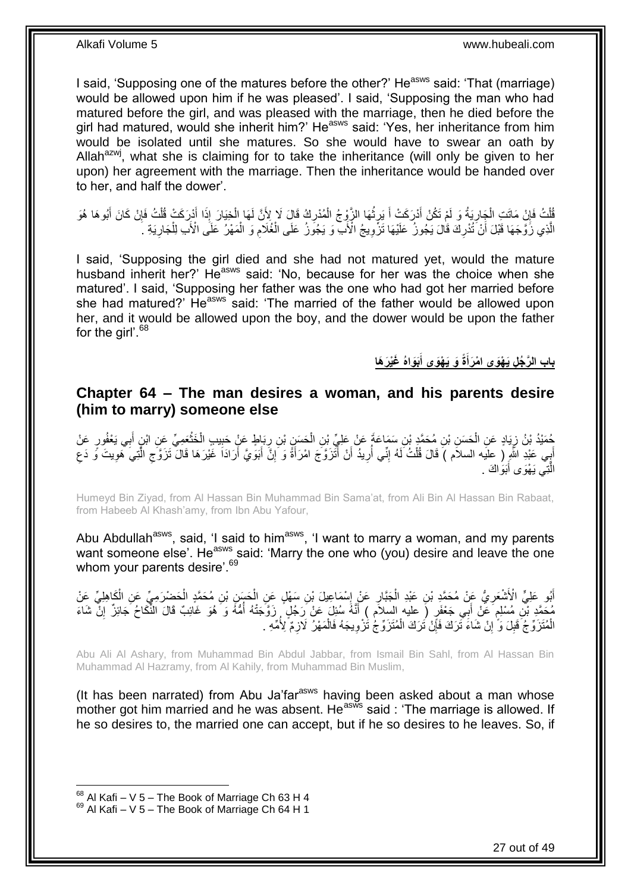I said, 'Supposing one of the matures before the other?' He[asws] said: 'That (marriage) would be allowed upon him if he was pleased'. I said, 'Supposing the man who had matured before the girl, and was pleased with the marriage, then he died before the girl had matured, would she inherit him?' He[asws] said: 'Yes, her inheritance from him would be isolated until she matures. So she would have to swear an oath by Allah[azwj], what she is claiming for to take the inheritance (will only be given to her upon) her agreement with the marriage. Then the inheritance would be handed over to her, and half the dower'.

قُلْتُ فَإِنْ مَاتَتِ الْجَارِيَةُ وَ لَمْ تَكُنْ أَدْرَكَتْ أَ يَرِثُهَا الزَّوْجُ الْمُدْرِكُ قَالَ لَا لِأَنَّ لَهَا الْخِيَارَ إِذَا أَدْرَكَتْ قُلْتُ فَإِنْ كَانَ أَبُوهَا هُوَ الَّذِي زَوَّجَهَا قَبْلَ أَنْ تُدْرِكَ قَالَ يَجُوزُ عَلَيْهَا تَزْوِيجُ الْأَبِ وَ يَجُوزُ عَلَى الْغُلَامِ وَ الْمَهْرُ عَلَى الْأَبِ لِلْجَارِيَةِ .

I said, 'Supposing the girl died and she had not matured yet, would the mature husband inherit her?' He[asws] said: 'No, because for her was the choice when she matured'. I said, 'Supposing her father was the one who had got her married before she had matured?' He[asws] said: 'The married of the father would be allowed upon her, and it would be allowed upon the boy, and the dower would be upon the father for the girl'.[68]

## بَابُ الرَّجُلِ يَهْوَى امْرَأَةً وَ يَهْوَى أَبَوَاهُ غَيْرَهَا

## Chapter 64 – The man desires a woman, and his parents desire (him to marry) someone else

حُمَيْدُ بْنُ زِيَادٍ عَنِ الْحَسَنِ بْنِ مُحَمَّدِ بْنِ سَمَاعَةَ عَنْ عَلِيِّ بْنِ الْحَسَنِ بْنِ رِبَاطٍ عَنْ حَبِيبٍ الْخَثْعَمِيِّ عَنِ ابْنِ أَبِي يَعْفُورٍ عَنْ أَبِي عَبْدِ اللَّهِ ( عليه السلام ) قَالَ قُلْتُ لَهُ إِنِّي أُرِيدُ أَنْ أَتَزَوَّجَ امْرَأَةً وَ إِنَّ أَبَوَيَّ أَرَادَا غَيْرَهَا قَالَ تَزَوَّجِ الَّتِي هَوِيتَ وَ دَعِ الَّتِي يَهْوَى أَبَوَاكَ .

Humeyd Bin Ziyad, from Al Hassan Bin Muhammad Bin Sama'at, from Ali Bin Al Hassan Bin Rabaat, from Habeeb Al Khash'amy, from Ibn Abu Yafour,

Abu Abdullah[asws], said, 'I said to him[asws], 'I want to marry a woman, and my parents want someone else'. He[asws] said: 'Marry the one who (you) desire and leave the one whom your parents desire'.[69]

أَبُو عَلِيٍّ الْأَشْعَرِيُّ عَنْ مُحَمَّدِ بْنِ عَبْدِ الْجَبَّارِ عَنْ إِسْمَاعِيلَ بْنِ سَهْلٍ عَنِ الْحَسَنِ بْنِ مُحَمَّدٍ الْحَضْرَمِيِّ عَنِ الْكَاهِلِيِّ عَنْ مُحَمَّدِ بْنِ مُسْلِمٍ عَنْ أَبِي جَعْفَرٍ ( عليه السلام ) أَنَّهُ سُئِلَ عَنْ رَجُلٍ زَوَّجَتْهُ أُمُّهُ وَ هُوَ غَائِبٌ قَالَ النِّكَاحُ جَائِزٌ إِنْ شَاءَ الْمُتَزَوِّجُ قَبِلَ وَ إِنْ شَاءَ تَرَكَ فَإِنْ تَرَكَ الْمُتَزَوِّجُ تَزْوِيجَهُ فَالْمَهْرُ لَازِمٌ لِأُمِّهِ .

Abu Ali Al Ashary, from Muhammad Bin Abdul Jabbar, from Ismail Bin Sahl, from Al Hassan Bin Muhammad Al Hazramy, from Al Kahily, from Muhammad Bin Muslim,

(It has been narrated) from Abu Ja'far[asws] having been asked about a man whose mother got him married and he was absent. He[asws] said : 'The marriage is allowed. If he so desires to, the married one can accept, but if he so desires to he leaves. So, if

[68] Al Kafi – V 5 – The Book of Marriage Ch 63 H 4
[69] Al Kafi – V 5 – The Book of Marriage Ch 64 H 1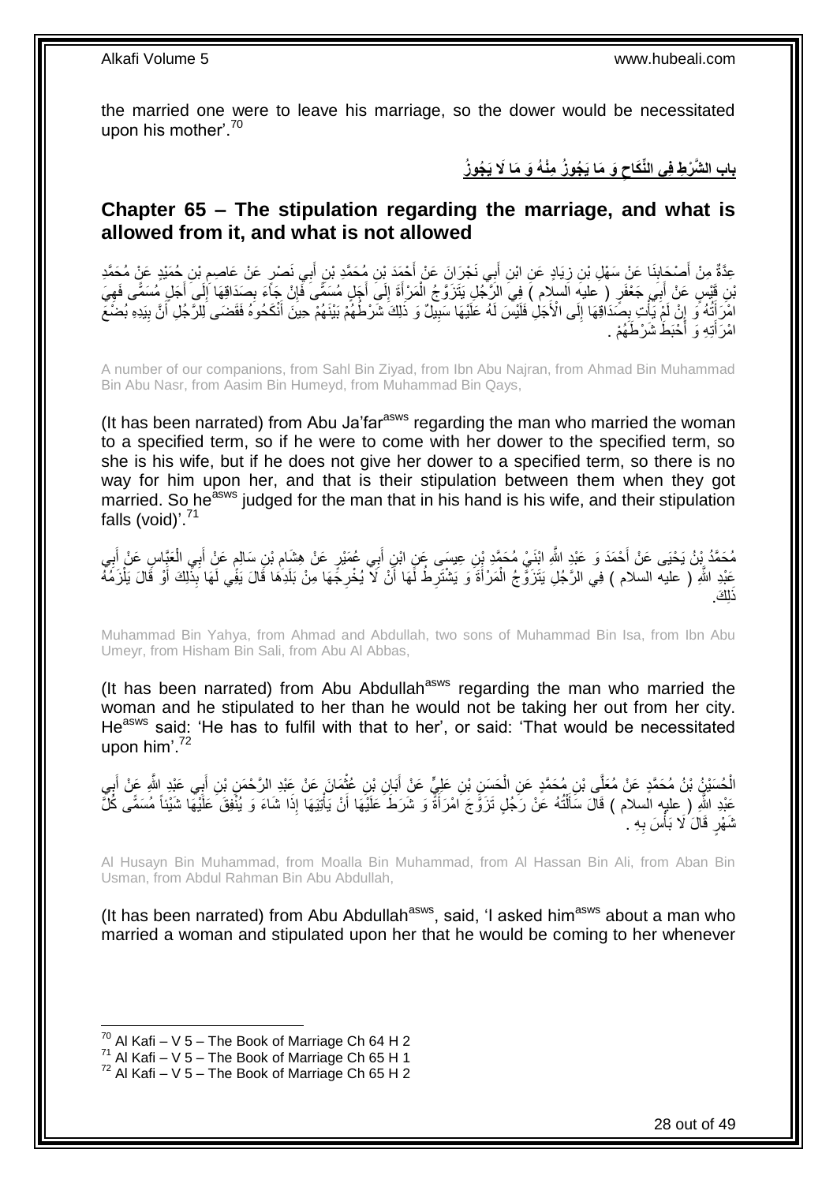the married one were to leave his marriage, so the dower would be necessitated upon his mother'.[70]

## بَابِ الشَّرْطِ فِي النِّكَاحِ وَ مَا يَجُوزُ مِنْهُ وَ مَا لَا يَجُوزُ

## Chapter 65 – The stipulation regarding the marriage, and what is allowed from it, and what is not allowed

عِدَّةٌ مِنْ أَصْحَابِنَا عَنْ سَهْلِ بْنِ زِيَادٍ عَنِ ابْنِ أَبِي نَجْرَانَ عَنْ أَحْمَدَ بْنِ مُحَمَّدِ بْنِ أَبِي نَصْرٍ عَنْ عَاصِمِ بْنِ حُمَيْدٍ عَنْ مُحَمَّدِ بْنِ قَيْسٍ عَنْ أَبِي جَعْفَرٍ ( عليه السلام ) فِي الرَّجُلِ يَتَزَوَّجُ الْمَرْأَةَ إِلَى أَجَلٍ مُسَمًّى فَإِنْ جَاءَ بِصَدَاقِهَا إِلَى أَجَلٍ مُسَمًّى فَهِيَ امْرَأَتُهُ وَ إِنْ لَمْ يَأْتِ بِصَدَاقِهَا إِلَى الْأَجَلِ فَلَيْسَ لَهُ عَلَيْهَا سَبِيلٌ وَ ذَلِكَ شَرْطُهُمْ بَيْنَهُمْ حِينَ أَنْكَحُوهُ فَقَضَى لِلرَّجُلِ أَنَّ بِيَدِهِ بُضْعَ امْرَأَتِهِ وَ أَحْبَطَ شَرْطَهُمْ .

A number of our companions, from Sahl Bin Ziyad, from Ibn Abu Najran, from Ahmad Bin Muhammad Bin Abu Nasr, from Aasim Bin Humeyd, from Muhammad Bin Qays,

(It has been narrated) from Abu Ja'far[asws] regarding the man who married the woman to a specified term, so if he were to come with her dower to the specified term, so she is his wife, but if he does not give her dower to a specified term, so there is no way for him upon her, and that is their stipulation between them when they got married. So he[asws] judged for the man that in his hand is his wife, and their stipulation falls (void)'.[71]

مُحَمَّدُ بْنُ يَحْيَى عَنْ أَحْمَدَ وَ عَبْدِ اللَّهِ ابْنَيْ مُحَمَّدِ بْنِ عِيسَى عَنِ ابْنِ أَبِي عُمَيْرٍ عَنْ هِشَامِ بْنِ سَالِمٍ عَنْ أَبِي الْعَبَّاسِ عَنْ أَبِي عَبْدِ اللَّهِ ( عليه السلام ) فِي الرَّجُلِ يَتَزَوَّجُ الْمَرْأَةَ وَ يَشْتَرِطُ لَهَا أَنْ لَا يُخْرِجَهَا مِنْ بَلَدِهَا قَالَ يَفِي لَهَا بِذَلِكَ أَوْ قَالَ يَلْزَمُهُ ذَلِكَ.

Muhammad Bin Yahya, from Ahmad and Abdullah, two sons of Muhammad Bin Isa, from Ibn Abu Umeyr, from Hisham Bin Sali, from Abu Al Abbas,

(It has been narrated) from Abu Abdullah[asws] regarding the man who married the woman and he stipulated to her than he would not be taking her out from her city. He[asws] said: 'He has to fulfil with that to her', or said: 'That would be necessitated upon him'.[72]

الْحُسَيْنُ بْنُ مُحَمَّدٍ عَنْ مُعَلَّى بْنِ مُحَمَّدٍ عَنِ الْحَسَنِ بْنِ عَلِيٍّ عَنْ أَبَانِ بْنِ عُثْمَانَ عَنْ عَبْدِ الرَّحْمَنِ بْنِ أَبِي عَبْدِ اللَّهِ عَنْ أَبِي عَبْدِ اللَّهِ ( عليه السلام ) قَالَ سَأَلْتُهُ عَنْ رَجُلٍ تَزَوَّجَ امْرَأَةً وَ شَرَطَ عَلَيْهَا أَنْ يَأْتِيَهَا إِذَا شَاءَ وَ يُنْفِقَ عَلَيْهَا شَيْئاً مُسَمًّى كُلَّ شَهْرٍ قَالَ لَا بَأْسَ بِهِ .

Al Husayn Bin Muhammad, from Moalla Bin Muhammad, from Al Hassan Bin Ali, from Aban Bin Usman, from Abdul Rahman Bin Abu Abdullah,

(It has been narrated) from Abu Abdullah[asws], said, 'I asked him[asws] about a man who married a woman and stipulated upon her that he would be coming to her whenever

[70] Al Kafi – V 5 – The Book of Marriage Ch 64 H 2
[71] Al Kafi – V 5 – The Book of Marriage Ch 65 H 1
[72] Al Kafi – V 5 – The Book of Marriage Ch 65 H 2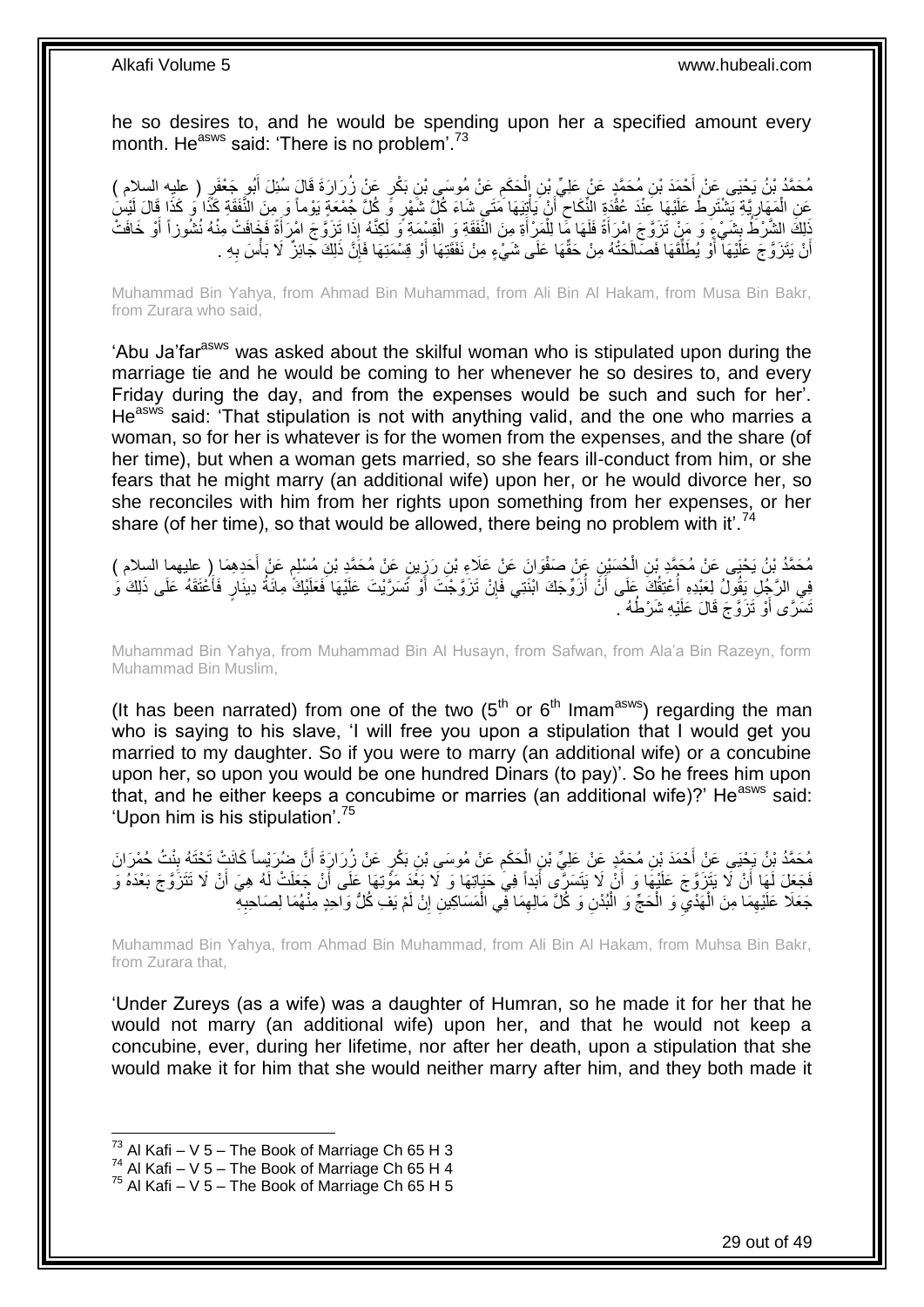he so desires to, and he would be spending upon her a specified amount every month. He[asws] said: 'There is no problem'.[73]

مُحَمَّدُ بْنُ يَحْيَى عَنْ أَحْمَدَ بْنِ مُحَمَّدٍ عَنْ عَلِيِّ بْنِ الْحَكَمِ عَنْ مُوسَى بْنِ بَكْرٍ عَنْ زُرَارَةَ قَالَ سُئِلَ أَبُو جَعْفَرٍ ( عليه السلام ) عَنِ الْمَهَارِيَّةِ يَشْتَرِطُ عَلَيْهَا عِنْدَ عُقْدَةِ النِّكَاحِ أَنْ يَأْتِيَهَا مَتَى شَاءَ كُلَّ شَهْرٍ وَ كُلَّ جُمُعَةٍ يَوْماً وَ مِنَ النَّفَقَةِ كَذَا وَ كَذَا قَالَ لَيْسَ ذَلِكَ الشَّرْطُ بِشَيْءٍ وَ مَنْ تَزَوَّجَ امْرَأَةً فَلَهَا مَا لِلْمَرْأَةِ مِنَ النَّفَقَةِ وَ الْقِسْمَةِ وَ لَكِنَّهُ إِذَا تَزَوَّجَ امْرَأَةً فَخَافَتْ مِنْهُ نُشُوزاً أَوْ خَافَتْ أَنْ يَتَزَوَّجَ عَلَيْهَا أَوْ يُطَلِّقَهَا فَصَالَحَتْهُ مِنْ حَقِّهَا عَلَى شَيْءٍ مِنْ نَفَقَتِهَا أَوْ قِسْمَتِهَا فَإِنَّ ذَلِكَ جَائِزٌ لَا بَأْسَ بِهِ .

Muhammad Bin Yahya, from Ahmad Bin Muhammad, from Ali Bin Al Hakam, from Musa Bin Bakr, from Zurara who said,

'Abu Ja'far[asws] was asked about the skilful woman who is stipulated upon during the marriage tie and he would be coming to her whenever he so desires to, and every Friday during the day, and from the expenses would be such and such for her'. He[asws] said: 'That stipulation is not with anything valid, and the one who marries a woman, so for her is whatever is for the women from the expenses, and the share (of her time), but when a woman gets married, so she fears ill-conduct from him, or she fears that he might marry (an additional wife) upon her, or he would divorce her, so she reconciles with him from her rights upon something from her expenses, or her share (of her time), so that would be allowed, there being no problem with it'.[74]

مُحَمَّدُ بْنُ يَحْيَى عَنْ مُحَمَّدِ بْنِ الْحُسَيْنِ عَنْ صَفْوَانَ عَنْ عَلَاءِ بْنِ رَزِينٍ عَنْ مُحَمَّدِ بْنِ مُسْلِمٍ عَنْ أَحَدِهِمَا ( عليهما السلام ) فِي الرَّجُلِ يَقُولُ لِعَبْدِهِ أُعْتِقُكَ عَلَى أَنْ أُزَوِّجَكَ ابْنَتِي فَإِنْ تَزَوَّجْتَ أَوْ تَسَرَّيْتَ عَلَيْهَا فَعَلَيْكَ مِائَةُ دِينَارٍ فَأَعْتَقَهُ عَلَى ذَلِكَ وَ تَسَرَّى أَوْ تَزَوَّجَ قَالَ عَلَيْهِ شَرْطُهُ .

Muhammad Bin Yahya, from Muhammad Bin Al Husayn, from Safwan, from Ala'a Bin Razeyn, form Muhammad Bin Muslim,

(It has been narrated) from one of the two (5th or 6th Imam[asws]) regarding the man who is saying to his slave, 'I will free you upon a stipulation that I would get you married to my daughter. So if you were to marry (an additional wife) or a concubine upon her, so upon you would be one hundred Dinars (to pay)'. So he frees him upon that, and he either keeps a concubime or marries (an additional wife)?' He[asws] said: 'Upon him is his stipulation'.[75]

مُحَمَّدُ بْنُ يَحْيَى عَنْ أَحْمَدَ بْنِ مُحَمَّدٍ عَنْ عَلِيِّ بْنِ الْحَكَمِ عَنْ مُوسَى بْنِ بَكْرٍ عَنْ زُرَارَةَ أَنَّ ضُرَيْساً كَانَتْ تَحْتَهُ بِنْتُ حُمْرَانَ فَجَعَلَ لَهَا أَنْ لَا يَتَزَوَّجَ عَلَيْهَا وَ أَنْ لَا يَتَسَرَّى أَبَداً فِي حَيَاتِهَا وَ لَا بَعْدَ مَوْتِهَا عَلَى أَنْ جَعَلَتْ لَهُ هِيَ أَنْ لَا تَتَزَوَّجَ بَعْدَهُ وَ جَعَلَا عَلَيْهِمَا مِنَ الْهَدْيِ وَ الْحَجِّ وَ الْبُدْنِ وَ كُلَّ مَالِهِمَا فِي الْمَسَاكِينِ إِنْ لَمْ يَفِ كُلُّ وَاحِدٍ مِنْهُمَا لِصَاحِبِهِ

Muhammad Bin Yahya, from Ahmad Bin Muhammad, from Ali Bin Al Hakam, from Muhsa Bin Bakr, from Zurara that,

'Under Zureys (as a wife) was a daughter of Humran, so he made it for her that he would not marry (an additional wife) upon her, and that he would not keep a concubine, ever, during her lifetime, nor after her death, upon a stipulation that she would make it for him that she would neither marry after him, and they both made it

[73] Al Kafi – V 5 – The Book of Marriage Ch 65 H 3
[74] Al Kafi – V 5 – The Book of Marriage Ch 65 H 4
[75] Al Kafi – V 5 – The Book of Marriage Ch 65 H 5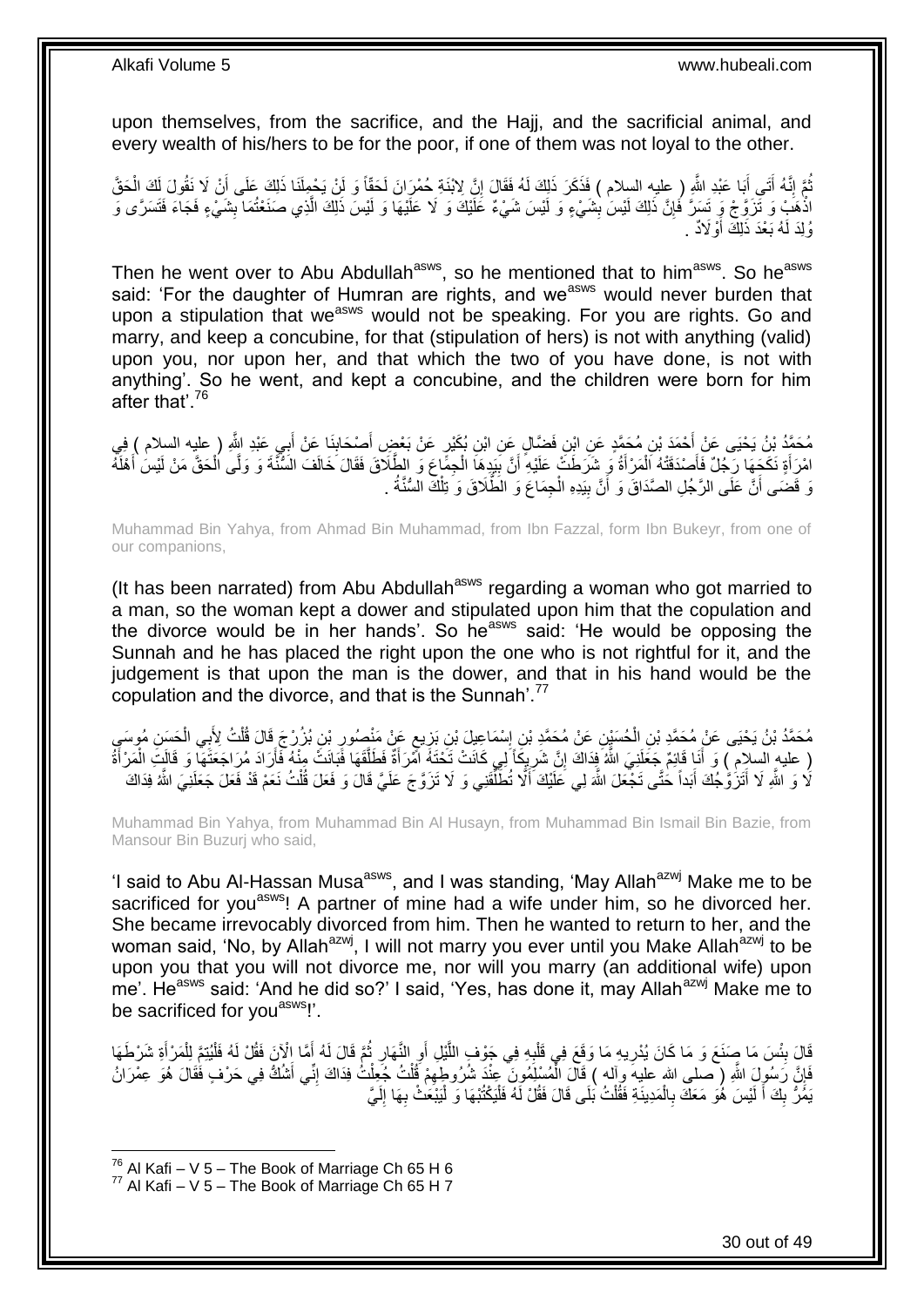upon themselves, from the sacrifice, and the Hajj, and the sacrificial animal, and every wealth of his/hers to be for the poor, if one of them was not loyal to the other.

ثُمَّ إِنَّهُ أَتَى أَبَا عَبْدِ اللَّهِ ( عليه السلام ) فَذَكَرَ ذَلِكَ لَهُ فَقَالَ إِنَّ لِابْنَةِ حُمْرَانَ لَحَقّاً وَ لَنْ يَحْمِلَنَا ذَلِكَ عَلَى أَنْ لَا نَقُولَ لَكَ الْحَقَّ اذْهَبْ وَ تَزَوَّجْ وَ تَسَرَّ فَإِنَّ ذَلِكَ لَيْسَ بِشَيْءٍ وَ لَيْسَ شَيْءٌ عَلَيْكَ وَ لَا عَلَيْهَا وَ لَيْسَ ذَلِكَ الَّذِي صَنَعْتُمَا بِشَيْءٍ فَجَاءَ فَتَسَرَّى وَ وُلِدَ لَهُ بَعْدَ ذَلِكَ أَوْلَادٌ .

Then he went over to Abu Abdullah[asws], so he mentioned that to him[asws]. So he[asws] said: 'For the daughter of Humran are rights, and we[asws] would never burden that upon a stipulation that we[asws] would not be speaking. For you are rights. Go and marry, and keep a concubine, for that (stipulation of hers) is not with anything (valid) upon you, nor upon her, and that which the two of you have done, is not with anything'. So he went, and kept a concubine, and the children were born for him after that'.[76]

مُحَمَّدُ بْنُ يَحْيَى عَنْ أَحْمَدَ بْنِ مُحَمَّدٍ عَنِ ابْنِ فَضَّالٍ عَنِ ابْنِ بُكَيْرٍ عَنْ بَعْضِ أَصْحَابِنَا عَنْ أَبِي عَبْدِ اللَّهِ ( عليه السلام ) فِي امْرَأَةٍ نَكَحَهَا رَجُلٌ فَأَصْدَقَتْهُ الْمَرْأَةُ وَ شَرَطَتْ عَلَيْهِ أَنَّ بِيَدِهَا الْجِمَاعَ وَ الطَّلَاقَ فَقَالَ خَالَفَ السُّنَّةَ وَ وَلَّى الْحَقَّ مَنْ لَيْسَ أَهْلَهُ وَ قَضَى أَنَّ عَلَى الرَّجُلِ الصَّدَاقَ وَ أَنَّ بِيَدِهِ الْجِمَاعَ وَ الطَّلَاقَ وَ تِلْكَ السُّنَّةُ .

Muhammad Bin Yahya, from Ahmad Bin Muhammad, from Ibn Fazzal, form Ibn Bukeyr, from one of our companions,

(It has been narrated) from Abu Abdullah[asws] regarding a woman who got married to a man, so the woman kept a dower and stipulated upon him that the copulation and the divorce would be in her hands'. So he[asws] said: 'He would be opposing the Sunnah and he has placed the right upon the one who is not rightful for it, and the judgement is that upon the man is the dower, and that in his hand would be the copulation and the divorce, and that is the Sunnah'.[77]

مُحَمَّدُ بْنُ يَحْيَى عَنْ مُحَمَّدِ بْنِ الْحُسَيْنِ عَنْ مُحَمَّدِ بْنِ إِسْمَاعِيلَ بْنِ بَزِيعٍ عَنْ مَنْصُورِ بْنِ بُزُرْجَ قَالَ قُلْتُ لِأَبِي الْحَسَنِ مُوسَى ( عليه السلام ) وَ أَنَا قَائِمٌ جَعَلَنِيَ اللَّهُ فِدَاكَ إِنَّ شَرِيكاً لِي كَانَتْ تَحْتَهُ امْرَأَةٌ فَطَلَّقَهَا فَبَانَتْ مِنْهُ فَأَرَادَ مُرَاجَعَتَهَا وَ قَالَتِ الْمَرْأَةُ لَا وَ اللَّهِ لَا أَتَزَوَّجُكَ أَبَداً حَتَّى تَجْعَلَ اللَّهَ لِي عَلَيْكَ أَلَّا تُطَلِّقَنِي وَ لَا تَزَوَّجَ عَلَيَّ قَالَ وَ فَعَلَ قُلْتُ نَعَمْ قَدْ فَعَلَ جَعَلَنِيَ اللَّهُ فِدَاكَ

Muhammad Bin Yahya, from Muhammad Bin Al Husayn, from Muhammad Bin Ismail Bin Bazie, from Mansour Bin Buzurj who said,

'I said to Abu Al-Hassan Musa[asws], and I was standing, 'May Allah[azwj] Make me to be sacrificed for you[asws]! A partner of mine had a wife under him, so he divorced her. She became irrevocably divorced from him. Then he wanted to return to her, and the woman said, 'No, by Allah[azwj], I will not marry you ever until you Make Allah[azwj] to be upon you that you will not divorce me, nor will you marry (an additional wife) upon me'. He[asws] said: 'And he did so?' I said, 'Yes, has done it, may Allah[azwj] Make me to be sacrificed for you[asws]!'.

قَالَ بِئْسَ مَا صَنَعَ وَ مَا كَانَ يُدْرِيهِ مَا وَقَعَ فِي قَلْبِهِ فِي جَوْفِ اللَّيْلِ أَوِ النَّهَارِ ثُمَّ قَالَ لَهُ أَمَّا الْآنَ فَقُلْ لَهُ فَلْيُتِمَّ لِلْمَرْأَةِ شَرْطَهَا فَإِنَّ رَسُولَ اللَّهِ ( صلى الله عليه وآله ) قَالَ الْمُسْلِمُونَ عِنْدَ شُرُوطِهِمْ قُلْتُ جُعِلْتُ فِدَاكَ إِنِّي أَشُكُّ فِي حَرْفٍ فَقَالَ هُوَ عِمْرَانُ يَمُرُّ بِكَ أَ لَيْسَ هُوَ مَعَكَ بِالْمَدِينَةِ فَقُلْتُ بَلَى قَالَ فَقُلْ لَهُ فَلْيَكْتُبْهَا وَ لْيَبْعَثْ بِهَا إِلَيَّ

---

[76] Al Kafi – V 5 – The Book of Marriage Ch 65 H 6
[77] Al Kafi – V 5 – The Book of Marriage Ch 65 H 7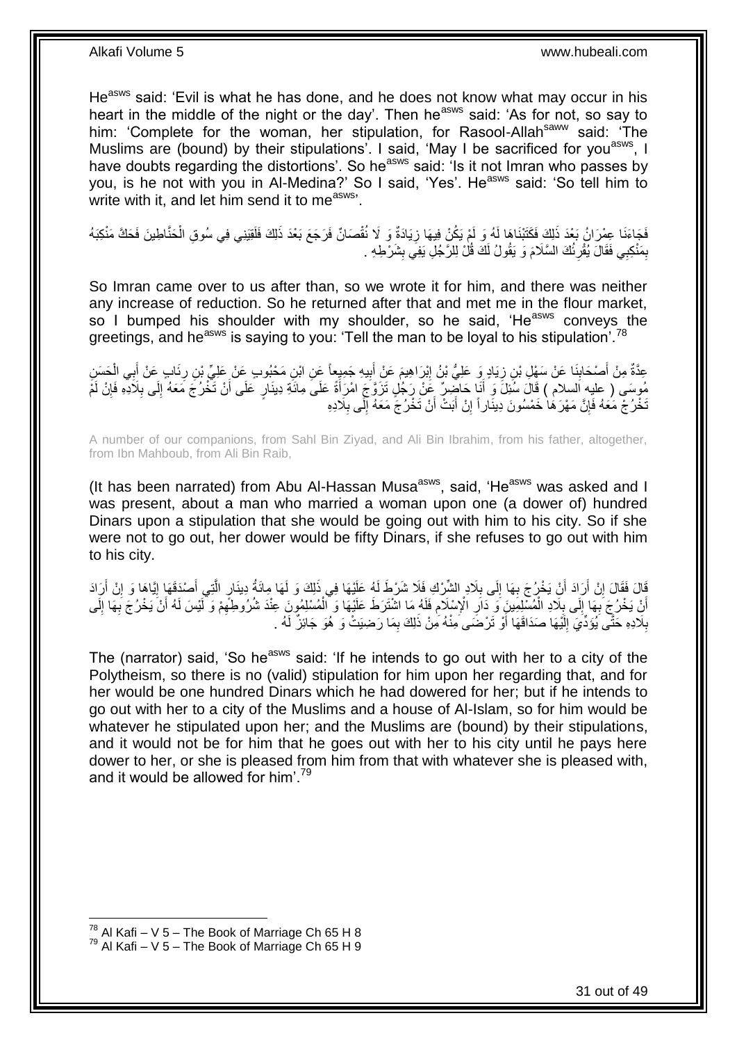He[asws] said: 'Evil is what he has done, and he does not know what may occur in his heart in the middle of the night or the day'. Then he[asws] said: 'As for not, so say to him: 'Complete for the woman, her stipulation, for Rasool-Allah[saww] said: 'The Muslims are (bound) by their stipulations'. I said, 'May I be sacrificed for you[asws], I have doubts regarding the distortions'. So he[asws] said: 'Is it not Imran who passes by you, is he not with you in Al-Medina?' So I said, 'Yes'. He[asws] said: 'So tell him to write with it, and let him send it to me[asws]'.

فَجَاءَنَا عِمْرَانُ بَعْدَ ذَلِكَ فَكَتَبْنَاهَا لَهُ وَ لَمْ يَكُنْ فِيهَا زِيَادَةٌ وَ لَا نُقْصَانٌ فَرَجَعَ بَعْدَ ذَلِكَ فَلَقِيَنِي فِي سُوقِ الْحَنَّاطِينَ فَحَكَّ مَنْكِبَهُ بِمَنْكِبِي فَقَالَ يُقْرِئُكَ السَّلَامَ وَ يَقُولُ لَكَ قُلْ لِلرَّجُلِ يَفِي بِشَرْطِهِ .

So Imran came over to us after than, so we wrote it for him, and there was neither any increase of reduction. So he returned after that and met me in the flour market, so I bumped his shoulder with my shoulder, so he said, 'He[asws] conveys the greetings, and he[asws] is saying to you: 'Tell the man to be loyal to his stipulation'.[78]

عِدَّةٌ مِنْ أَصْحَابِنَا عَنْ سَهْلِ بْنِ زِيَادٍ وَ عَلِيُّ بْنُ إِبْرَاهِيمَ عَنْ أَبِيهِ جَمِيعاً عَنِ ابْنِ مَحْبُوبٍ عَنْ عَلِيِّ بْنِ رِئَابٍ عَنْ أَبِي الْحَسَنِ مُوسَى ( عليه السلام ) قَالَ سُئِلَ وَ أَنَا حَاضِرٌ عَنْ رَجُلٍ تَزَوَّجَ امْرَأَةً عَلَى مِائَةِ دِينَارٍ عَلَى أَنْ تَخْرُجَ مَعَهُ إِلَى بِلَادِهِ فَإِنْ لَمْ تَخْرُجْ مَعَهُ فَإِنَّ مَهْرَهَا خَمْسُونَ دِينَاراً إِنْ أَبَتْ أَنْ تَخْرُجَ مَعَهُ إِلَى بِلَادِهِ

A number of our companions, from Sahl Bin Ziyad, and Ali Bin Ibrahim, from his father, altogether, from Ibn Mahboub, from Ali Bin Raib,

(It has been narrated) from Abu Al-Hassan Musa[asws], said, 'He[asws] was asked and I was present, about a man who married a woman upon one (a dower of) hundred Dinars upon a stipulation that she would be going out with him to his city. So if she were not to go out, her dower would be fifty Dinars, if she refuses to go out with him to his city.

قَالَ فَقَالَ إِنْ أَرَادَ أَنْ يَخْرُجَ بِهَا إِلَى بِلَادِ الشِّرْكِ فَلَا شَرْطَ لَهُ عَلَيْهَا فِي ذَلِكَ وَ لَهَا مِائَةُ دِينَارٍ الَّتِي أَصْدَقَهَا إِيَّاهَا وَ إِنْ أَرَادَ أَنْ يَخْرُجَ بِهَا إِلَى بِلَادِ الْمُسْلِمِينَ وَ دَارِ الْإِسْلَامِ فَلَهُ مَا اشْتَرَطَ عَلَيْهَا وَ الْمُسْلِمُونَ عِنْدَ شُرُوطِهِمْ وَ لَيْسَ لَهُ أَنْ يَخْرُجَ بِهَا إِلَى بِلَادِهِ حَتَّى يُؤَدِّيَ إِلَيْهَا صَدَاقَهَا أَوْ تَرْضَى مِنْهُ مِنْ ذَلِكَ بِمَا رَضِيَتْ وَ هُوَ جَائِزٌ لَهُ .

The (narrator) said, 'So he[asws] said: 'If he intends to go out with her to a city of the Polytheism, so there is no (valid) stipulation for him upon her regarding that, and for her would be one hundred Dinars which he had dowered for her; but if he intends to go out with her to a city of the Muslims and a house of Al-Islam, so for him would be whatever he stipulated upon her; and the Muslims are (bound) by their stipulations, and it would not be for him that he goes out with her to his city until he pays here dower to her, or she is pleased from him from that with whatever she is pleased with, and it would be allowed for him'.[79]

---

[78] Al Kafi – V 5 – The Book of Marriage Ch 65 H 8
[79] Al Kafi – V 5 – The Book of Marriage Ch 65 H 9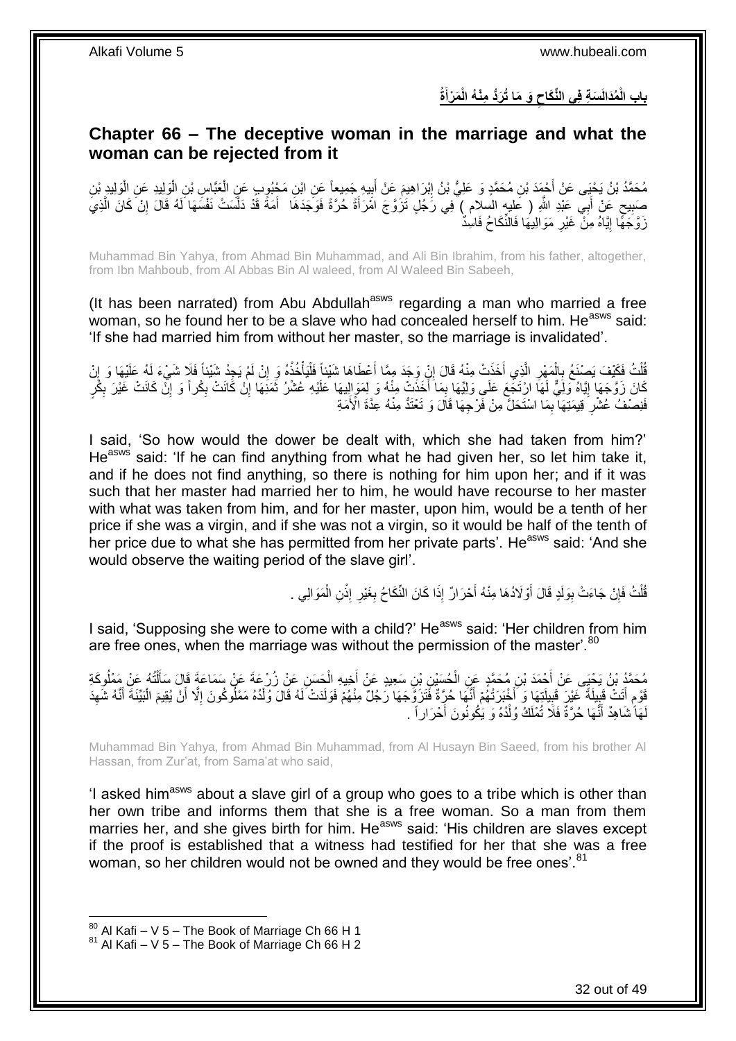## بابِ الْمُدَالَسَةِ فِي النِّكَاحِ وَ مَا تُرَدُّ مِنْهُ الْمَرْأَةُ

## Chapter 66 – The deceptive woman in the marriage and what the woman can be rejected from it

مُحَمَّدُ بْنُ يَحْيَى عَنْ أَحْمَدَ بْنِ مُحَمَّدٍ وَ عَلِيُّ بْنُ إِبْرَاهِيمَ عَنْ أَبِيهِ جَمِيعاً عَنِ ابْنِ مَحْبُوبٍ عَنِ الْعَبَّاسِ بْنِ الْوَلِيدِ عَنِ الْوَلِيدِ بْنِ صَبِيحٍ عَنْ أَبِي عَبْدِ اللَّهِ ( عليه السلام ) فِي رَجُلٍ تَزَوَّجَ امْرَأَةً حُرَّةً فَوَجَدَهَا أَمَةً قَدْ دَلَّسَتْ نَفْسَهَا لَهُ قَالَ إِنْ كَانَ الَّذِي زَوَّجَهَا إِيَّاهُ مِنْ غَيْرِ مَوَالِيهَا فَالنِّكَاحُ فَاسِدٌ

Muhammad Bin Yahya, from Ahmad Bin Muhammad, and Ali Bin Ibrahim, from his father, altogether, from Ibn Mahboub, from Al Abbas Bin Al waleed, from Al Waleed Bin Sabeeh,

(It has been narrated) from Abu Abdullah[asws] regarding a man who married a free woman, so he found her to be a slave who had concealed herself to him. He[asws] said: 'If she had married him from without her master, so the marriage is invalidated'.

قُلْتُ فَكَيْفَ يَصْنَعُ بِالْمَهْرِ الَّذِي أَخَذَتْ مِنْهُ قَالَ إِنْ وَجَدَ مِمَّا أَعْطَاهَا شَيْئاً فَلْيَأْخُذْهُ وَ إِنْ لَمْ يَجِدْ شَيْئاً فَلَا شَيْءَ لَهُ عَلَيْهَا وَ إِنْ كَانَ زَوَّجَهَا إِيَّاهُ وَلِيٌّ لَهَا ارْتَجَعَ عَلَى وَلِيِّهَا بِمَا أَخَذَتْ مِنْهُ وَ لِمَوَالِيهَا عَلَيْهِ عُشْرُ ثَمَنِهَا إِنْ كَانَتْ بِكْراً وَ إِنْ كَانَتْ غَيْرَ بِكْرٍ فَنِصْفُ عُشْرِ قِيمَتِهَا بِمَا اسْتَحَلَّ مِنْ فَرْجِهَا قَالَ وَ تَعْتَدُّ مِنْهُ عِدَّةَ الْأَمَةِ

I said, 'So how would the dower be dealt with, which she had taken from him?' He[asws] said: 'If he can find anything from what he had given her, so let him take it, and if he does not find anything, so there is nothing for him upon her; and if it was such that her master had married her to him, he would have recourse to her master with what was taken from him, and for her master, upon him, would be a tenth of her price if she was a virgin, and if she was not a virgin, so it would be half of the tenth of her price due to what she has permitted from her private parts'. He[asws] said: 'And she would observe the waiting period of the slave girl'.

قُلْتُ فَإِنْ جَاءَتْ بِوَلَدٍ قَالَ أَوْلَادُهَا مِنْهُ أَحْرَارٌ إِذَا كَانَ النِّكَاحُ بِغَيْرِ إِذْنِ الْمَوَالِي .

I said, 'Supposing she were to come with a child?' He[asws] said: 'Her children from him are free ones, when the marriage was without the permission of the master'.[80]

مُحَمَّدُ بْنُ يَحْيَى عَنْ أَحْمَدَ بْنِ مُحَمَّدٍ عَنِ الْحُسَيْنِ بْنِ سَعِيدٍ عَنْ أَخِيهِ الْحَسَنِ عَنْ زُرْعَةَ عَنْ سَمَاعَةَ قَالَ سَأَلْتُهُ عَنْ مَمْلُوكَةِ قَوْمٍ أَتَتْ قَبِيلَةً غَيْرَ قَبِيلَتِهَا وَ أَخْبَرَتْهُمْ أَنَّهَا حُرَّةٌ فَتَزَوَّجَهَا رَجُلٌ مِنْهُمْ فَوَلَدَتْ لَهُ قَالَ وُلْدُهُ مَمْلُوكُونَ إِلَّا أَنْ يُقِيمَ الْبَيِّنَةَ أَنَّهُ شَهِدَ لَهَا شَاهِدٌ أَنَّهَا حُرَّةٌ فَلَا تُمْلَكُ وُلْدُهُ وَ يَكُونُونَ أَحْرَاراً .

Muhammad Bin Yahya, from Ahmad Bin Muhammad, from Al Husayn Bin Saeed, from his brother Al Hassan, from Zur'at, from Sama'at who said,

'I asked him[asws] about a slave girl of a group who goes to a tribe which is other than her own tribe and informs them that she is a free woman. So a man from them marries her, and she gives birth for him. He[asws] said: 'His children are slaves except if the proof is established that a witness had testified for her that she was a free woman, so her children would not be owned and they would be free ones'.[81]

[80] Al Kafi – V 5 – The Book of Marriage Ch 66 H 1
[81] Al Kafi – V 5 – The Book of Marriage Ch 66 H 2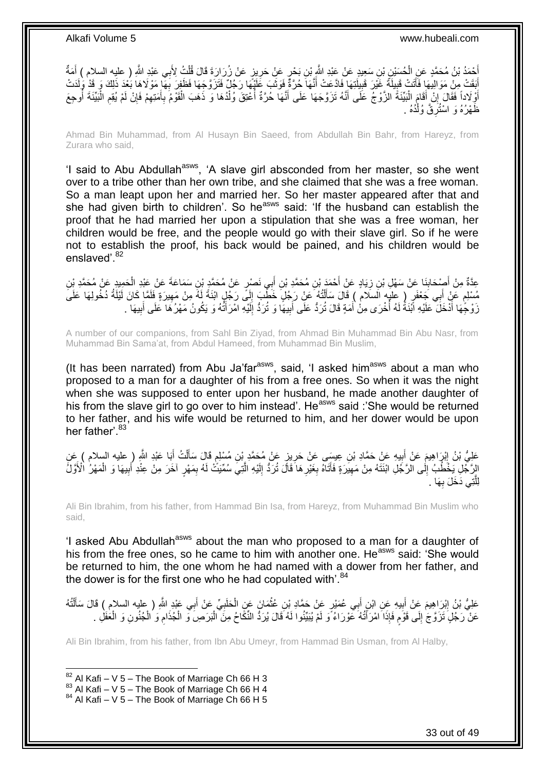أَحْمَدُ بْنُ مُحَمَّدٍ عَنِ الْحُسَيْنِ بْنِ سَعِيدٍ عَنْ عَبْدِ اللَّهِ بْنِ بَحْرٍ عَنْ حَرِيزٍ عَنْ زُرَارَةَ قَالَ قُلْتُ لِأَبِي عَبْدِ اللَّهِ ( عليه السلام ) أَمَةٌ أَبَقَتْ مِنْ مَوَالِيهَا فَأَتَتْ قَبِيلَةً غَيْرَ قَبِيلَتِهَا فَادَّعَتْ أَنَّهَا حُرَّةٌ فَوَثَبَ عَلَيْهَا رَجُلٌ فَتَزَوَّجَهَا فَظَفِرَ بِهَا مَوْلَاهَا بَعْدَ ذَلِكَ وَ قَدْ وَلَدَتْ أَوْلَاداً فَقَالَ إِنْ أَقَامَ الْبَيِّنَةَ الزَّوْجُ عَلَى أَنَّهُ تَزَوَّجَهَا عَلَى أَنَّهَا حُرَّةٌ أُعْتِقَ وُلْدُهَا وَ ذَهَبَ الْقَوْمُ بِأَمَتِهِمْ فَإِنْ لَمْ يُقِمِ الْبَيِّنَةَ أُوجِعَ ظَهْرُهُ وَ اسْتُرِقَّ وُلْدُهُ .

Ahmad Bin Muhammad, from Al Husayn Bin Saeed, from Abdullah Bin Bahr, from Hareyz, from Zurara who said,

'I said to Abu Abdullah[asws], 'A slave girl absconded from her master, so she went over to a tribe other than her own tribe, and she claimed that she was a free woman. So a man leapt upon her and married her. So her master appeared after that and she had given birth to children'. So he[asws] said: 'If the husband can establish the proof that he had married her upon a stipulation that she was a free woman, her children would be free, and the people would go with their slave girl. So if he were not to establish the proof, his back would be pained, and his children would be enslaved'.[82]

عِدَّةٌ مِنْ أَصْحَابِنَا عَنْ سَهْلِ بْنِ زِيَادٍ عَنْ أَحْمَدَ بْنِ مُحَمَّدِ بْنِ أَبِي نَصْرٍ عَنْ مُحَمَّدِ بْنِ سَمَاعَةَ عَنْ عَبْدِ الْحَمِيدِ عَنْ مُحَمَّدِ بْنِ مُسْلِمٍ عَنْ أَبِي جَعْفَرٍ ( عليه السلام ) قَالَ سَأَلْتُهُ عَنْ رَجُلٍ خَطَبَ إِلَى رَجُلٍ ابْنَةً لَهُ مِنْ مَهِيرَةٍ فَلَمَّا كَانَ لَيْلَةُ دُخُولِهَا عَلَى زَوْجِهَا أَدْخَلَ عَلَيْهِ ابْنَةً لَهُ أُخْرَى مِنْ أَمَةٍ قَالَ تُرَدُّ عَلَى أَبِيهَا وَ تُرَدُّ إِلَيْهِ امْرَأَتُهُ وَ يَكُونُ مَهْرُهَا عَلَى أَبِيهَا .

A number of our companions, from Sahl Bin Ziyad, from Ahmad Bin Muhammad Bin Abu Nasr, from Muhammad Bin Sama'at, from Abdul Hameed, from Muhammad Bin Muslim,

(It has been narrated) from Abu Ja'far[asws], said, 'I asked him[asws] about a man who proposed to a man for a daughter of his from a free ones. So when it was the night when she was supposed to enter upon her husband, he made another daughter of his from the slave girl to go over to him instead'. He[asws] said :'She would be returned to her father, and his wife would be returned to him, and her dower would be upon her father'.[83]

عَلِيُّ بْنُ إِبْرَاهِيمَ عَنْ أَبِيهِ عَنْ حَمَّادِ بْنِ عِيسَى عَنْ حَرِيزٍ عَنْ مُحَمَّدِ بْنِ مُسْلِمٍ قَالَ سَأَلْتُ أَبَا عَبْدِ اللَّهِ ( عليه السلام ) عَنِ الرَّجُلِ يَخْطُبُ إِلَى الرَّجُلِ ابْنَتَهُ مِنْ مَهِيرَةٍ فَأَتَاهُ بِغَيْرِهَا قَالَ تُرَدُّ إِلَيْهِ الَّتِي سُمِّيَتْ لَهُ بِمَهْرٍ آخَرَ مِنْ عِنْدِ أَبِيهَا وَ الْمَهْرُ الْأَوَّلُ لِلَّتِي دَخَلَ بِهَا .

Ali Bin Ibrahim, from his father, from Hammad Bin Isa, from Hareyz, from Muhammad Bin Muslim who said,

'I asked Abu Abdullah[asws] about the man who proposed to a man for a daughter of his from the free ones, so he came to him with another one. He[asws] said: 'She would be returned to him, the one whom he had named with a dower from her father, and the dower is for the first one who he had copulated with'.[84]

عَلِيُّ بْنُ إِبْرَاهِيمَ عَنْ أَبِيهِ عَنِ ابْنِ أَبِي عُمَيْرٍ عَنْ حَمَّادِ بْنِ عُثْمَانَ عَنِ الْحَلَبِيِّ عَنْ أَبِي عَبْدِ اللَّهِ ( عليه السلام ) قَالَ سَأَلْتُهُ عَنْ رَجُلٍ تَزَوَّجَ إِلَى قَوْمٍ فَإِذَا امْرَأَتُهُ عَوْرَاءُ وَ لَمْ يُبَيِّنُوا لَهُ قَالَ يُرَدُّ النِّكَاحُ مِنَ الْبَرَصِ وَ الْجُذَامِ وَ الْجُنُونِ وَ الْعَفَلِ .

Ali Bin Ibrahim, from his father, from Ibn Abu Umeyr, from Hammad Bin Usman, from Al Halby,

[82] Al Kafi – V 5 – The Book of Marriage Ch 66 H 3
[83] Al Kafi – V 5 – The Book of Marriage Ch 66 H 4
[84] Al Kafi – V 5 – The Book of Marriage Ch 66 H 5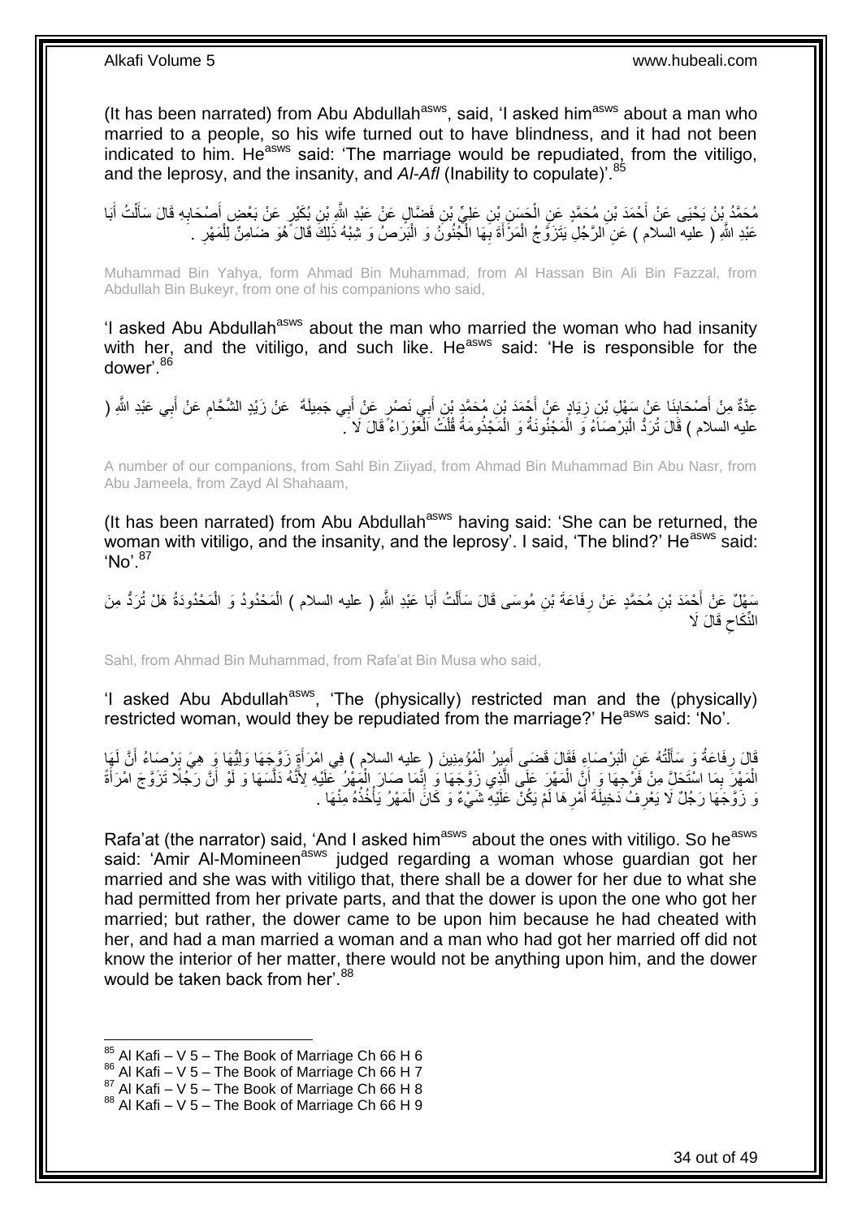(It has been narrated) from Abu Abdullah[asws], said, 'I asked him[asws] about a man who married to a people, so his wife turned out to have blindness, and it had not been indicated to him. He[asws] said: 'The marriage would be repudiated, from the vitiligo, and the leprosy, and the insanity, and *Al-Afl* (Inability to copulate)'.[85]

مُحَمَّدُ بْنُ يَحْيَى عَنْ أَحْمَدَ بْنِ مُحَمَّدٍ عَنِ الْحَسَنِ بْنِ عَلِيِّ بْنِ فَضَّالٍ عَنْ عَبْدِ اللَّهِ بْنِ بُكَيْرٍ عَنْ بَعْضِ أَصْحَابِهِ قَالَ سَأَلْتُ أَبَا عَبْدِ اللَّهِ ( عليه السلام ) عَنِ الرَّجُلِ يَتَزَوَّجُ الْمَرْأَةَ بِهَا الْجُنُونُ وَ الْبَرَصُ وَ شِبْهُ ذَلِكَ قَالَ هُوَ ضَامِنٌ لِلْمَهْرِ .

Muhammad Bin Yahya, form Ahmad Bin Muhammad, from Al Hassan Bin Ali Bin Fazzal, from Abdullah Bin Bukeyr, from one of his companions who said,

'I asked Abu Abdullah[asws] about the man who married the woman who had insanity with her, and the vitiligo, and such like. He[asws] said: 'He is responsible for the dower'.[86]

عِدَّةٌ مِنْ أَصْحَابِنَا عَنْ سَهْلِ بْنِ زِيَادٍ عَنْ أَحْمَدَ بْنِ مُحَمَّدِ بْنِ أَبِي نَصْرٍ عَنْ أَبِي جَمِيلَةَ عَنْ زَيْدٍ الشَّحَّامِ عَنْ أَبِي عَبْدِ اللَّهِ ( عليه السلام ) قَالَ تُرَدُّ الْبَرْصَاءُ وَ الْمَجْنُونَةُ وَ الْمَجْذُومَةُ قُلْتُ الْعَوْرَاءُ قَالَ لَا .

A number of our companions, from Sahl Bin Ziiyad, from Ahmad Bin Muhammad Bin Abu Nasr, from Abu Jameela, from Zayd Al Shahaam,

(It has been narrated) from Abu Abdullah[asws] having said: 'She can be returned, the woman with vitiligo, and the insanity, and the leprosy'. I said, 'The blind?' He[asws] said: 'No'.[87]

سَهْلٌ عَنْ أَحْمَدَ بْنِ مُحَمَّدٍ عَنْ رِفَاعَةَ بْنِ مُوسَى قَالَ سَأَلْتُ أَبَا عَبْدِ اللَّهِ ( عليه السلام ) الْمَحْدُودُ وَ الْمَحْدُودَةُ هَلْ تُرَدُّ مِنَ النِّكَاحِ قَالَ لَا

Sahl, from Ahmad Bin Muhammad, from Rafa'at Bin Musa who said,

'I asked Abu Abdullah[asws], 'The (physically) restricted man and the (physically) restricted woman, would they be repudiated from the marriage?' He[asws] said: 'No'.

قَالَ رِفَاعَةُ وَ سَأَلْتُهُ عَنِ الْبَرْصَاءِ فَقَالَ قَضَى أَمِيرُ الْمُؤْمِنِينَ ( عليه السلام ) فِي امْرَأَةٍ زَوَّجَهَا وَلِيُّهَا وَ هِيَ بَرْصَاءُ أَنَّ لَهَا الْمَهْرَ بِمَا اسْتَحَلَّ مِنْ فَرْجِهَا وَ أَنَّ الْمَهْرَ عَلَى الَّذِي زَوَّجَهَا وَ إِنَّمَا صَارَ الْمَهْرُ عَلَيْهِ لِأَنَّهُ دَلَّسَهَا وَ لَوْ أَنَّ رَجُلًا تَزَوَّجَ امْرَأَةً وَ زَوَّجَهَا رَجُلٌ لَا يَعْرِفُ دَخِيلَةَ أَمْرِهَا لَمْ يَكُنْ عَلَيْهِ شَيْءٌ وَ كَانَ الْمَهْرُ يَأْخُذُهُ مِنْهَا .

Rafa'at (the narrator) said, 'And I asked him[asws] about the ones with vitiligo. So he[asws] said: 'Amir Al-Momineen[asws] judged regarding a woman whose guardian got her married and she was with vitiligo that, there shall be a dower for her due to what she had permitted from her private parts, and that the dower is upon the one who got her married; but rather, the dower came to be upon him because he had cheated with her, and had a man married a woman and a man who had got her married off did not know the interior of her matter, there would not be anything upon him, and the dower would be taken back from her'.[88]

[85] Al Kafi – V 5 – The Book of Marriage Ch 66 H 6
[86] Al Kafi – V 5 – The Book of Marriage Ch 66 H 7
[87] Al Kafi – V 5 – The Book of Marriage Ch 66 H 8
[88] Al Kafi – V 5 – The Book of Marriage Ch 66 H 9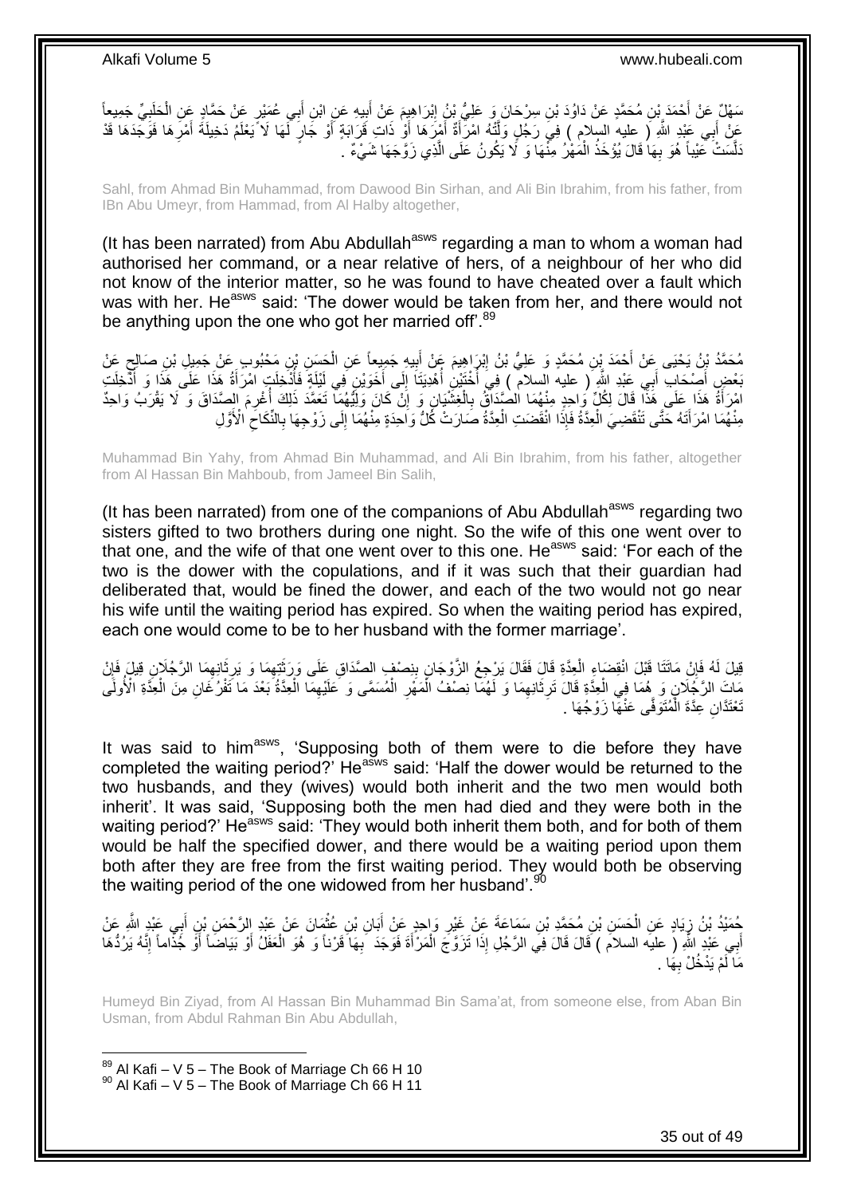سَهْلٌ عَنْ أَحْمَدَ بْنِ مُحَمَّدٍ عَنْ دَاوُدَ بْنِ سِرْحَانَ وَ عَلِيُّ بْنُ إِبْرَاهِيمَ عَنْ أَبِيهِ عَنِ ابْنِ أَبِي عُمَيْرٍ عَنْ حَمَّادٍ عَنِ الْحَلَبِيِّ جَمِيعاً عَنْ أَبِي عَبْدِ اللَّهِ ( عليه السلام ) فِي رَجُلٍ وَلَّتْهُ امْرَأَةٌ أَمْرَهَا أَوْ ذَاتِ قَرَابَةٍ أَوْ جَارٍ لَهَا لَا يَعْلَمُ دَخِيلَةَ أَمْرِهَا فَوَجَدَهَا قَدْ دَلَّسَتْ عَيْباً هُوَ بِهَا قَالَ يُؤْخَذُ الْمَهْرُ مِنْهَا وَ لَا يَكُونُ عَلَى الَّذِي زَوَّجَهَا شَيْءٌ .

Sahl, from Ahmad Bin Muhammad, from Dawood Bin Sirhan, and Ali Bin Ibrahim, from his father, from IBn Abu Umeyr, from Hammad, from Al Halby altogether,

(It has been narrated) from Abu Abdullah[asws] regarding a man to whom a woman had authorised her command, or a near relative of hers, of a neighbour of her who did not know of the interior matter, so he was found to have cheated over a fault which was with her. He[asws] said: 'The dower would be taken from her, and there would not be anything upon the one who got her married off'.[89]

مُحَمَّدُ بْنُ يَحْيَى عَنْ أَحْمَدَ بْنِ مُحَمَّدٍ وَ عَلِيُّ بْنُ إِبْرَاهِيمَ عَنْ أَبِيهِ جَمِيعاً عَنِ الْحَسَنِ بْنِ مَحْبُوبٍ عَنْ جَمِيلِ بْنِ صَالِحٍ عَنْ بَعْضِ أَصْحَابِ أَبِي عَبْدِ اللَّهِ ( عليه السلام ) فِي أُخْتَيْنِ أُهْدِيَتَا إِلَى أَخَوَيْنِ فِي لَيْلَةٍ فَأُدْخِلَتِ امْرَأَةُ هَذَا عَلَى هَذَا وَ أُدْخِلَتِ امْرَأَةُ هَذَا عَلَى هَذَا قَالَ لِكُلِّ وَاحِدٍ مِنْهُمَا الصَّدَاقُ بِالْغِشْيَانِ وَ إِنْ كَانَ وَلِيُّهُمَا تَعَمَّدَ ذَلِكَ أُغْرِمَ الصَّدَاقَ وَ لَا يَقْرَبُ وَاحِدٌ مِنْهُمَا امْرَأَتَهُ حَتَّى تَنْقَضِيَ الْعِدَّةُ فَإِذَا انْقَضَتِ الْعِدَّةُ صَارَتْ كُلُّ وَاحِدَةٍ مِنْهُمَا إِلَى زَوْجِهَا بِالنِّكَاحِ الْأَوَّلِ

Muhammad Bin Yahy, from Ahmad Bin Muhammad, and Ali Bin Ibrahim, from his father, altogether from Al Hassan Bin Mahboub, from Jameel Bin Salih,

(It has been narrated) from one of the companions of Abu Abdullah[asws] regarding two sisters gifted to two brothers during one night. So the wife of this one went over to that one, and the wife of that one went over to this one. He[asws] said: 'For each of the two is the dower with the copulations, and if it was such that their guardian had deliberated that, would be fined the dower, and each of the two would not go near his wife until the waiting period has expired. So when the waiting period has expired, each one would come to be to her husband with the former marriage'.

قِيلَ لَهُ فَإِنْ مَاتَتَا قَبْلَ انْقِضَاءِ الْعِدَّةِ قَالَ فَقَالَ يَرْجِعُ الزَّوْجَانِ بِنِصْفِ الصَّدَاقِ عَلَى وَرَثَتِهِمَا وَ يَرِثَانِهِمَا الرَّجُلَانِ قِيلَ فَإِنْ مَاتَ الرَّجُلَانِ وَ هُمَا فِي الْعِدَّةِ قَالَ تَرِثَانِهِمَا وَ لَهُمَا نِصْفُ الْمَهْرِ الْمُسَمَّى وَ عَلَيْهِمَا الْعِدَّةُ بَعْدَ مَا تَفْرُغَانِ مِنَ الْعِدَّةِ الْأُولَى تَعْتَدَّانِ عِدَّةَ الْمُتَوَفَّى عَنْهَا زَوْجُهَا .

It was said to him[asws], 'Supposing both of them were to die before they have completed the waiting period?' He[asws] said: 'Half the dower would be returned to the two husbands, and they (wives) would both inherit and the two men would both inherit'. It was said, 'Supposing both the men had died and they were both in the waiting period?' He[asws] said: 'They would both inherit them both, and for both of them would be half the specified dower, and there would be a waiting period upon them both after they are free from the first waiting period. They would both be observing the waiting period of the one widowed from her husband'.[90]

حُمَيْدُ بْنُ زِيَادٍ عَنِ الْحَسَنِ بْنِ مُحَمَّدِ بْنِ سَمَاعَةَ عَنْ غَيْرِ وَاحِدٍ عَنْ أَبَانِ بْنِ عُثْمَانَ عَنْ عَبْدِ الرَّحْمَنِ بْنِ أَبِي عَبْدِ اللَّهِ عَنْ أَبِي عَبْدِ اللَّهِ ( عليه السلام ) قَالَ قَالَ فِي الرَّجُلِ إِذَا تَزَوَّجَ الْمَرْأَةَ فَوَجَدَ بِهَا قَرْناً وَ هُوَ الْعَفَلُ أَوْ بَيَاضاً أَوْ جُذَاماً إِنَّهُ يَرُدُّهَا مَا لَمْ يَدْخُلْ بِهَا .

Humeyd Bin Ziyad, from Al Hassan Bin Muhammad Bin Sama'at, from someone else, from Aban Bin Usman, from Abdul Rahman Bin Abu Abdullah,

[89] Al Kafi – V 5 – The Book of Marriage Ch 66 H 10
[90] Al Kafi – V 5 – The Book of Marriage Ch 66 H 11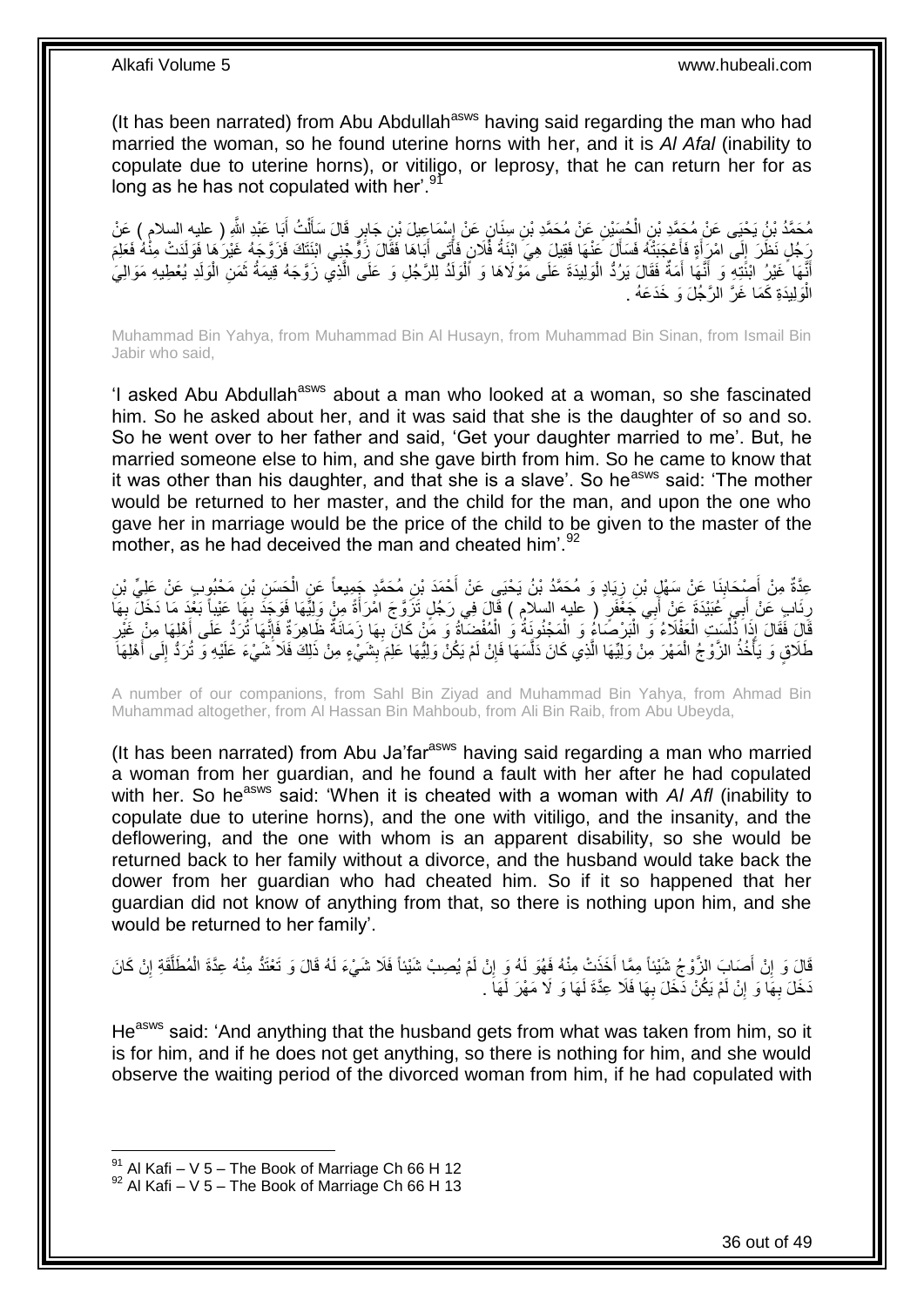(It has been narrated) from Abu Abdullah[asws] having said regarding the man who had married the woman, so he found uterine horns with her, and it is *Al Afal* (inability to copulate due to uterine horns), or vitiligo, or leprosy, that he can return her for as long as he has not copulated with her'.[91]

مُحَمَّدُ بْنُ يَحْيَى عَنْ مُحَمَّدِ بْنِ الْحُسَيْنِ عَنْ مُحَمَّدِ بْنِ سِنَانٍ عَنْ إِسْمَاعِيلَ بْنِ جَابِرٍ قَالَ سَأَلْتُ أَبَا عَبْدِ اللَّهِ ( عليه السلام ) عَنْ رَجُلٍ نَظَرَ إِلَى امْرَأَةٍ فَأَعْجَبَتْهُ فَسَأَلَ عَنْهَا فَقِيلَ هِيَ ابْنَةُ فُلَانٍ فَأَتَى أَبَاهَا فَقَالَ زَوِّجْنِي ابْنَتَكَ فَزَوَّجَهُ غَيْرَهَا فَوَلَدَتْ مِنْهُ فَعَلِمَ أَنَّهَا غَيْرُ ابْنَتِهِ وَ أَنَّهَا أَمَةٌ فَقَالَ يَرُدُّ الْوَلِيدَةَ عَلَى مَوْلَاهَا وَ الْوَلَدُ لِلرَّجُلِ وَ عَلَى الَّذِي زَوَّجَهُ قِيمَةُ ثَمَنِ الْوَلَدِ يُعْطِيهِ مَوَالِيَ الْوَلِيدَةِ كَمَا غَرَّ الرَّجُلَ وَ خَدَعَهُ .

Muhammad Bin Yahya, from Muhammad Bin Al Husayn, from Muhammad Bin Sinan, from Ismail Bin Jabir who said,

'I asked Abu Abdullah[asws] about a man who looked at a woman, so she fascinated him. So he asked about her, and it was said that she is the daughter of so and so. So he went over to her father and said, 'Get your daughter married to me'. But, he married someone else to him, and she gave birth from him. So he came to know that it was other than his daughter, and that she is a slave'. So he[asws] said: 'The mother would be returned to her master, and the child for the man, and upon the one who gave her in marriage would be the price of the child to be given to the master of the mother, as he had deceived the man and cheated him'.[92]

عِدَّةٌ مِنْ أَصْحَابِنَا عَنْ سَهْلِ بْنِ زِيَادٍ وَ مُحَمَّدُ بْنُ يَحْيَى عَنْ أَحْمَدَ بْنِ مُحَمَّدٍ جَمِيعاً عَنِ الْحَسَنِ بْنِ مَحْبُوبٍ عَنْ عَلِيِّ بْنِ رِئَابٍ عَنْ أَبِي عُبَيْدَةَ عَنْ أَبِي جَعْفَرٍ ( عليه السلام ) قَالَ فِي رَجُلٍ تَزَوَّجَ امْرَأَةً مِنْ وَلِيِّهَا فَوَجَدَ بِهَا عَيْباً بَعْدَ مَا دَخَلَ بِهَا قَالَ فَقَالَ إِذَا دُلِّسَتِ الْعَفْلَاءُ وَ الْبَرْصَاءُ وَ الْمَجْنُونَةُ وَ الْمُفْضَاةُ وَ مَنْ كَانَ بِهَا زَمَانَةٌ ظَاهِرَةٌ فَإِنَّهَا تُرَدُّ عَلَى أَهْلِهَا مِنْ غَيْرِ طَلَاقٍ وَ يَأْخُذُ الزَّوْجُ الْمَهْرَ مِنْ وَلِيِّهَا الَّذِي كَانَ دَلَّسَهَا فَإِنْ لَمْ يَكُنْ وَلِيُّهَا عَلِمَ بِشَيْءٍ مِنْ ذَلِكَ فَلَا شَيْءَ عَلَيْهِ وَ تُرَدُّ إِلَى أَهْلِهَا

A number of our companions, from Sahl Bin Ziyad and Muhammad Bin Yahya, from Ahmad Bin Muhammad altogether, from Al Hassan Bin Mahboub, from Ali Bin Raib, from Abu Ubeyda,

(It has been narrated) from Abu Ja'far[asws] having said regarding a man who married a woman from her guardian, and he found a fault with her after he had copulated with her. So he[asws] said: 'When it is cheated with a woman with *Al Afl* (inability to copulate due to uterine horns), and the one with vitiligo, and the insanity, and the deflowering, and the one with whom is an apparent disability, so she would be returned back to her family without a divorce, and the husband would take back the dower from her guardian who had cheated him. So if it so happened that her guardian did not know of anything from that, so there is nothing upon him, and she would be returned to her family'.

قَالَ وَ إِنْ أَصَابَ الزَّوْجُ شَيْئاً مِمَّا أَخَذَتْ مِنْهُ فَهُوَ لَهُ وَ إِنْ لَمْ يُصِبْ شَيْئاً فَلَا شَيْءَ لَهُ قَالَ وَ تَعْتَدُّ مِنْهُ عِدَّةَ الْمُطَلَّقَةِ إِنْ كَانَ دَخَلَ بِهَا وَ إِنْ لَمْ يَكُنْ دَخَلَ بِهَا فَلَا عِدَّةَ لَهَا وَ لَا مَهْرَ لَهَا .

He[asws] said: 'And anything that the husband gets from what was taken from him, so it is for him, and if he does not get anything, so there is nothing for him, and she would observe the waiting period of the divorced woman from him, if he had copulated with

[91] Al Kafi – V 5 – The Book of Marriage Ch 66 H 12
[92] Al Kafi – V 5 – The Book of Marriage Ch 66 H 13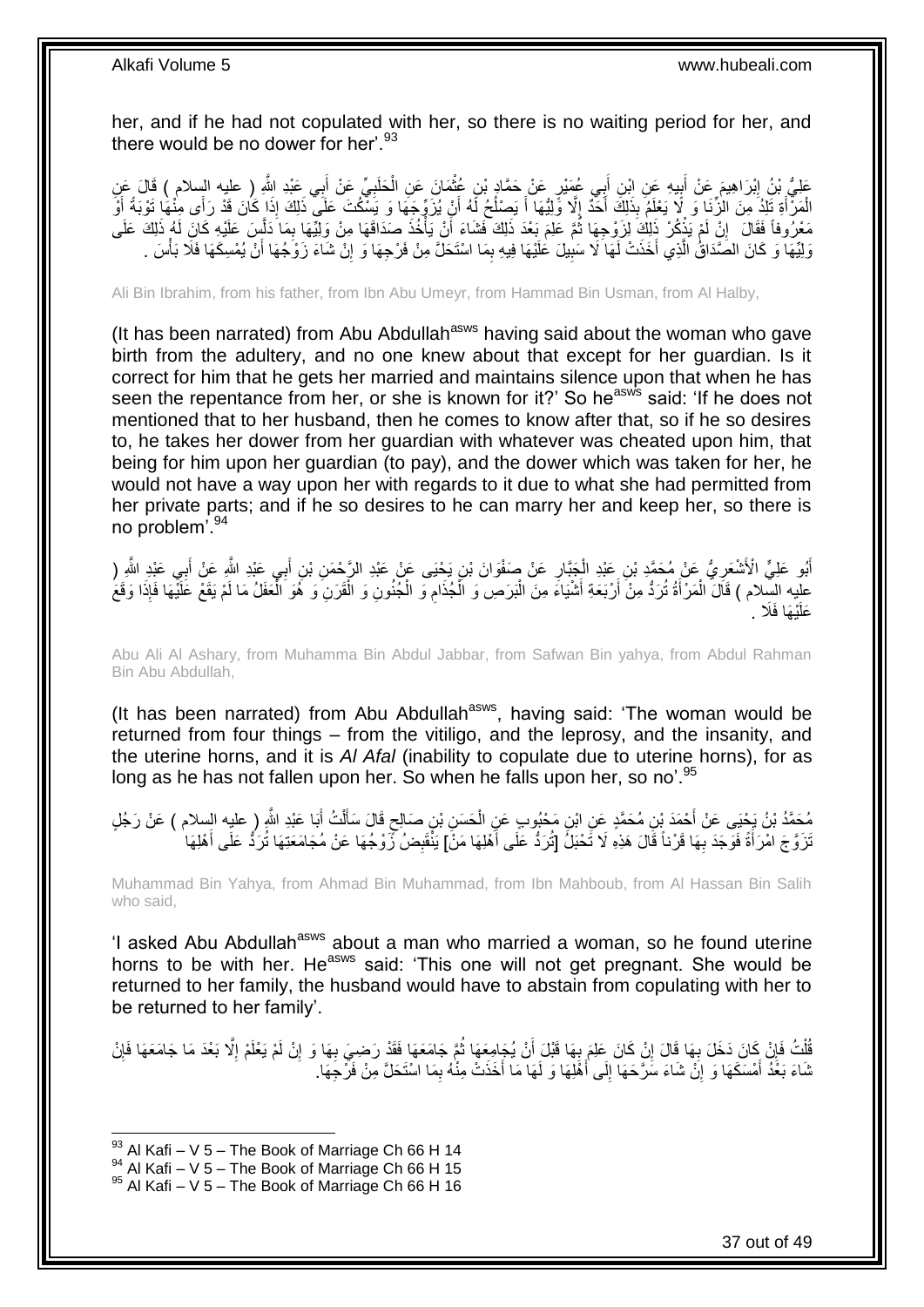her, and if he had not copulated with her, so there is no waiting period for her, and there would be no dower for her'.[93]

عَلِيُّ بْنُ إِبْرَاهِيمَ عَنْ أَبِيهِ عَنِ ابْنِ أَبِي عُمَيْرٍ عَنْ حَمَّادِ بْنِ عُثْمَانَ عَنِ الْحَلَبِيِّ عَنْ أَبِي عَبْدِ اللَّهِ ( عليه السلام ) قَالَ عَنِ الْمَرْأَةِ تَلِدُ مِنَ الزِّنَا وَ لَا يَعْلَمُ بِذَلِكَ أَحَدٌ إِلَّا وَلِيُّهَا أَ يَصْلُحُ لَهُ أَنْ يُزَوِّجَهَا وَ يَسْكُتَ عَلَى ذَلِكَ إِذَا كَانَ قَدْ رَأَى مِنْهَا تَوْبَةً أَوْ مَعْرُوفاً فَقَالَ إِنْ لَمْ يَذْكُرْ ذَلِكَ لِزَوْجِهَا ثُمَّ عَلِمَ بَعْدَ ذَلِكَ فَشَاءَ أَنْ يَأْخُذَ صَدَاقَهَا مِنْ وَلِيِّهَا بِمَا دَلَّسَ عَلَيْهِ كَانَ لَهُ ذَلِكَ عَلَى وَلِيِّهَا وَ كَانَ الصَّدَاقُ الَّذِي أَخَذَتْ لَهَا لَا سَبِيلَ عَلَيْهَا فِيهِ بِمَا اسْتَحَلَّ مِنْ فَرْجِهَا وَ إِنْ شَاءَ زَوْجُهَا أَنْ يُمْسِكَهَا فَلَا بَأْسَ .

Ali Bin Ibrahim, from his father, from Ibn Abu Umeyr, from Hammad Bin Usman, from Al Halby,

(It has been narrated) from Abu Abdullah[asws] having said about the woman who gave birth from the adultery, and no one knew about that except for her guardian. Is it correct for him that he gets her married and maintains silence upon that when he has seen the repentance from her, or she is known for it?' So he[asws] said: 'If he does not mentioned that to her husband, then he comes to know after that, so if he so desires to, he takes her dower from her guardian with whatever was cheated upon him, that being for him upon her guardian (to pay), and the dower which was taken for her, he would not have a way upon her with regards to it due to what she had permitted from her private parts; and if he so desires to he can marry her and keep her, so there is no problem'.[94]

أَبُو عَلِيٍّ الْأَشْعَرِيُّ عَنْ مُحَمَّدِ بْنِ عَبْدِ الْجَبَّارِ عَنْ صَفْوَانَ بْنِ يَحْيَى عَنْ عَبْدِ الرَّحْمَنِ بْنِ أَبِي عَبْدِ اللَّهِ عَنْ أَبِي عَبْدِ اللَّهِ ( عليه السلام ) قَالَ الْمَرْأَةُ تُرَدُّ مِنْ أَرْبَعَةِ أَشْيَاءَ مِنَ الْبَرَصِ وَ الْجُذَامِ وَ الْجُنُونِ وَ الْقَرَنِ وَ هُوَ الْعَفَلُ مَا لَمْ يَقَعْ عَلَيْهَا فَإِذَا وَقَعَ عَلَيْهَا فَلَا .

Abu Ali Al Ashary, from Muhamma Bin Abdul Jabbar, from Safwan Bin yahya, from Abdul Rahman Bin Abu Abdullah,

(It has been narrated) from Abu Abdullah[asws], having said: 'The woman would be returned from four things – from the vitiligo, and the leprosy, and the insanity, and the uterine horns, and it is *Al Afal* (inability to copulate due to uterine horns), for as long as he has not fallen upon her. So when he falls upon her, so no'.[95]

مُحَمَّدُ بْنُ يَحْيَى عَنْ أَحْمَدَ بْنِ مُحَمَّدٍ عَنِ ابْنِ مَحْبُوبٍ عَنِ الْحَسَنِ بْنِ صَالِحٍ قَالَ سَأَلْتُ أَبَا عَبْدِ اللَّهِ ( عليه السلام ) عَنْ رَجُلٍ تَزَوَّجَ امْرَأَةً فَوَجَدَ بِهَا قَرْناً قَالَ هَذِهِ لَا تَحْبَلُ [تُرَدُّ عَلَى أَهْلِهَا مَنْ] يَنْقَبِضُ زَوْجُهَا عَنْ مُجَامَعَتِهَا تُرَدُّ عَلَى أَهْلِهَا

Muhammad Bin Yahya, from Ahmad Bin Muhammad, from Ibn Mahboub, from Al Hassan Bin Salih who said,

'I asked Abu Abdullah[asws] about a man who married a woman, so he found uterine horns to be with her. He[asws] said: 'This one will not get pregnant. She would be returned to her family, the husband would have to abstain from copulating with her to be returned to her family'.

قُلْتُ فَإِنْ كَانَ دَخَلَ بِهَا قَالَ إِنْ كَانَ عَلِمَ بِهَا قَبْلَ أَنْ يُجَامِعَهَا ثُمَّ جَامَعَهَا فَقَدْ رَضِيَ بِهَا وَ إِنْ لَمْ يَعْلَمْ إِلَّا بَعْدَ مَا جَامَعَهَا فَإِنْ شَاءَ بَعْدُ أَمْسَكَهَا وَ إِنْ شَاءَ سَرَّحَهَا إِلَى أَهْلِهَا وَ لَهَا مَا أَخَذَتْ مِنْهُ بِمَا اسْتَحَلَّ مِنْ فَرْجِهَا.

[93] Al Kafi – V 5 – The Book of Marriage Ch 66 H 14
[94] Al Kafi – V 5 – The Book of Marriage Ch 66 H 15
[95] Al Kafi – V 5 – The Book of Marriage Ch 66 H 16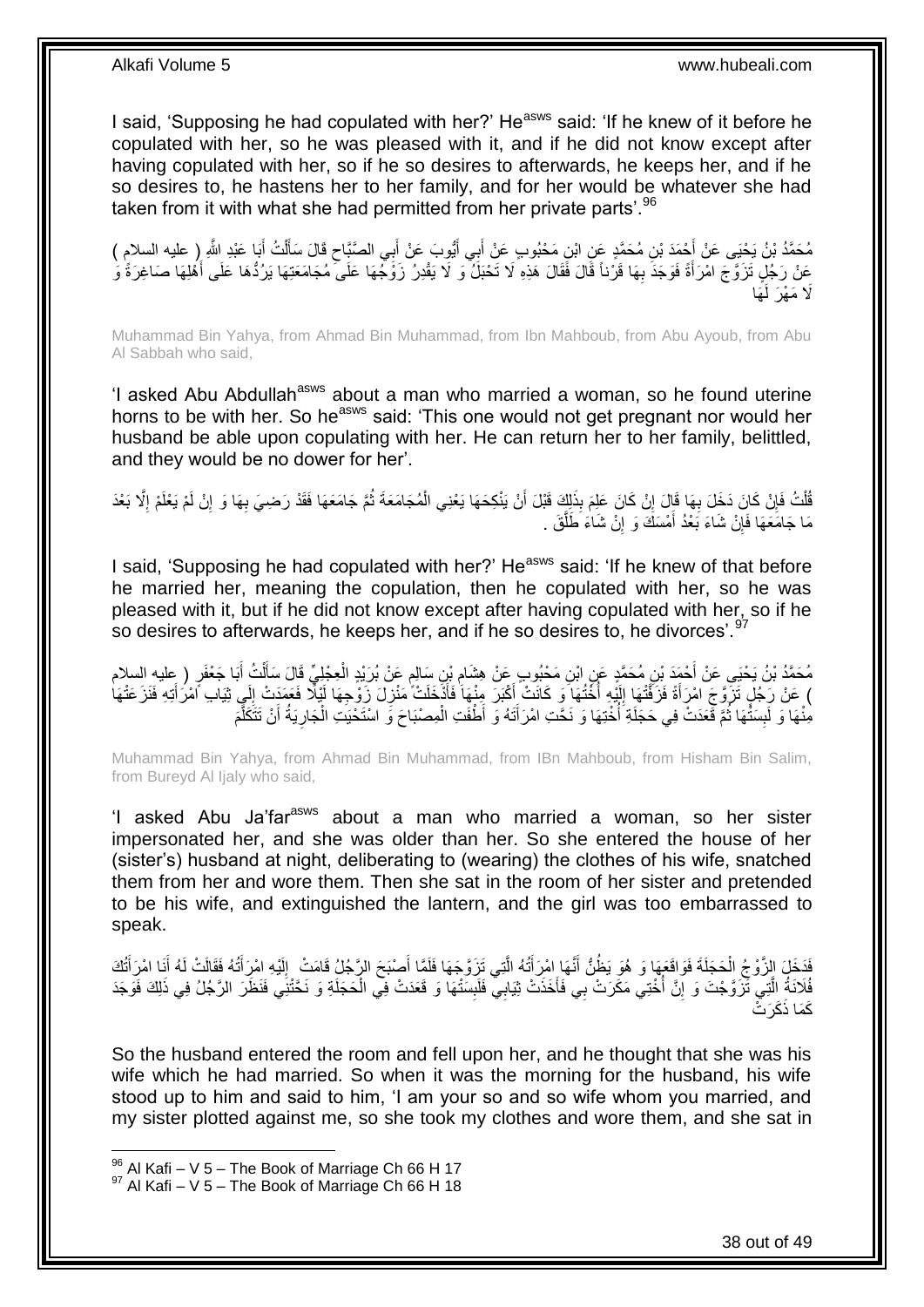I said, 'Supposing he had copulated with her?' He[asws] said: 'If he knew of it before he copulated with her, so he was pleased with it, and if he did not know except after having copulated with her, so if he so desires to afterwards, he keeps her, and if he so desires to, he hastens her to her family, and for her would be whatever she had taken from it with what she had permitted from her private parts'.[96]

مُحَمَّدُ بْنُ يَحْيَى عَنْ أَحْمَدَ بْنِ مُحَمَّدٍ عَنِ ابْنِ مَحْبُوبٍ عَنْ أَبِي أَيُّوبَ عَنْ أَبِي الصَّبَّاحِ قَالَ سَأَلْتُ أَبَا عَبْدِ اللَّهِ ( عليه السلام ) عَنْ رَجُلٍ تَزَوَّجَ امْرَأَةً فَوَجَدَ بِهَا قَرْناً قَالَ فَقَالَ هَذِهِ لَا تَحْبَلُ وَ لَا يَقْدِرُ زَوْجُهَا عَلَى مُجَامَعَتِهَا يَرُدُّهَا عَلَى أَهْلِهَا صَاغِرَةً وَ لَا مَهْرَ لَهَا

Muhammad Bin Yahya, from Ahmad Bin Muhammad, from Ibn Mahboub, from Abu Ayoub, from Abu Al Sabbah who said,

'I asked Abu Abdullah[asws] about a man who married a woman, so he found uterine horns to be with her. So he[asws] said: 'This one would not get pregnant nor would her husband be able upon copulating with her. He can return her to her family, belittled, and they would be no dower for her'.

قُلْتُ فَإِنْ كَانَ دَخَلَ بِهَا قَالَ إِنْ كَانَ عَلِمَ بِذَلِكَ قَبْلَ أَنْ يَنْكِحَهَا يَعْنِي الْمُجَامَعَةَ ثُمَّ جَامَعَهَا فَقَدْ رَضِيَ بِهَا وَ إِنْ لَمْ يَعْلَمْ إِلَّا بَعْدَ مَا جَامَعَهَا فَإِنْ شَاءَ بَعْدُ أَمْسَكَ وَ إِنْ شَاءَ طَلَّقَ .

I said, 'Supposing he had copulated with her?' He[asws] said: 'If he knew of that before he married her, meaning the copulation, then he copulated with her, so he was pleased with it, but if he did not know except after having copulated with her, so if he so desires to afterwards, he keeps her, and if he so desires to, he divorces'.[97]

مُحَمَّدُ بْنُ يَحْيَى عَنْ أَحْمَدَ بْنِ مُحَمَّدٍ عَنِ ابْنِ مَحْبُوبٍ عَنْ هِشَامِ بْنِ سَالِمٍ عَنْ بُرَيْدٍ الْعِجْلِيِّ قَالَ سَأَلْتُ أَبَا جَعْفَرٍ ( عليه السلام ) عَنْ رَجُلٍ تَزَوَّجَ امْرَأَةً فَزَفَّتْهَا إِلَيْهِ أُخْتُهَا وَ كَانَتْ أَكْبَرَ مِنْهَا فَأَدْخَلَتْ مَنْزِلَ زَوْجِهَا لَيْلًا فَعَمَدَتْ إِلَى ثِيَابِ امْرَأَتِهِ فَنَزَعَتْهَا مِنْهَا وَ لَبِسَتْهَا ثُمَّ قَعَدَتْ فِي حَجَلَةِ أُخْتِهَا وَ نَحَّتِ امْرَأَتَهُ وَ أَطْفَتِ الْمِصْبَاحَ وَ اسْتَحْيَتِ الْجَارِيَةُ أَنْ تَتَكَلَّمَ

Muhammad Bin Yahya, from Ahmad Bin Muhammad, from IBn Mahboub, from Hisham Bin Salim, from Bureyd Al Ijaly who said,

'I asked Abu Ja'far[asws] about a man who married a woman, so her sister impersonated her, and she was older than her. So she entered the house of her (sister's) husband at night, deliberating to (wearing) the clothes of his wife, snatched them from her and wore them. Then she sat in the room of her sister and pretended to be his wife, and extinguished the lantern, and the girl was too embarrassed to speak.

فَدَخَلَ الزَّوْجُ الْحَجَلَةَ فَوَاقَعَهَا وَ هُوَ يَظُنُّ أَنَّهَا امْرَأَتُهُ الَّتِي تَزَوَّجَهَا فَلَمَّا أَصْبَحَ الرَّجُلُ قَامَتْ إِلَيْهِ امْرَأَتُهُ فَقَالَتْ لَهُ أَنَا امْرَأَتُكَ فُلَانَةُ الَّتِي تَزَوَّجْتَ وَ إِنَّ أُخْتِي مَكَرَتْ بِي فَأَخَذَتْ ثِيَابِي فَلَبِسَتْهَا وَ قَعَدَتْ فِي الْحَجَلَةِ وَ نَحَّتْنِي فَنَظَرَ الرَّجُلُ فِي ذَلِكَ فَوَجَدَ كَمَا ذَكَرَتْ

So the husband entered the room and fell upon her, and he thought that she was his wife which he had married. So when it was the morning for the husband, his wife stood up to him and said to him, 'I am your so and so wife whom you married, and my sister plotted against me, so she took my clothes and wore them, and she sat in

[96] Al Kafi – V 5 – The Book of Marriage Ch 66 H 17
[97] Al Kafi – V 5 – The Book of Marriage Ch 66 H 18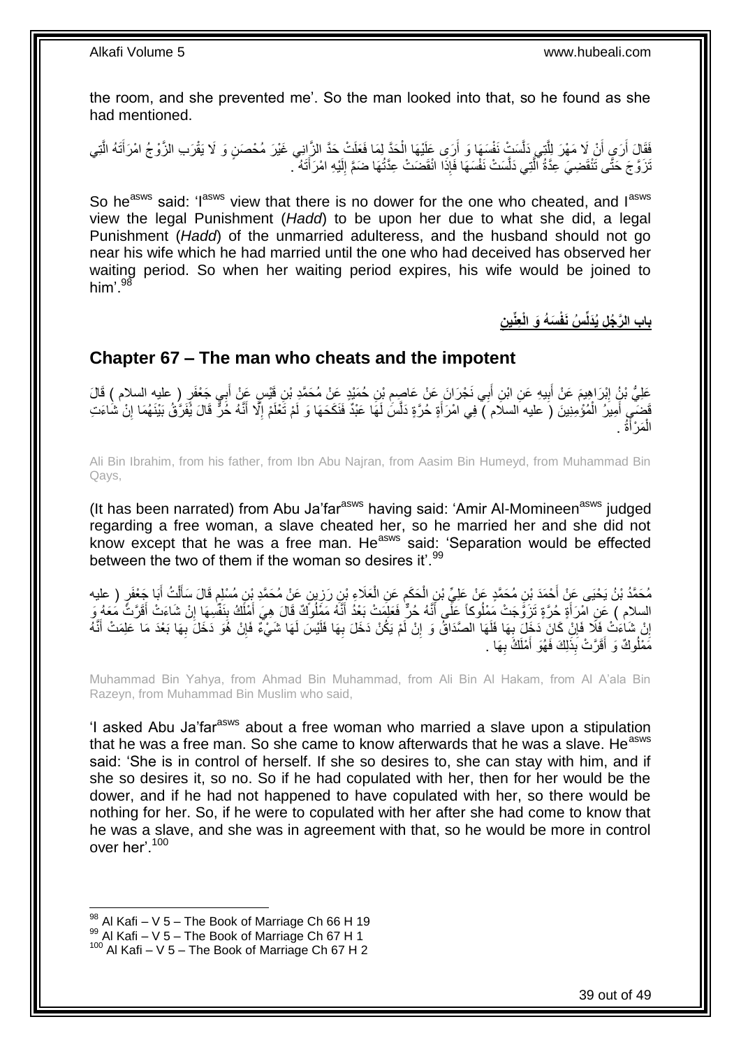the room, and she prevented me'. So the man looked into that, so he found as she had mentioned.

فَقَالَ أَرَى أَنْ لَا مَهْرَ لِلَّتِي دَلَّسَتْ نَفْسَهَا وَ أَرَى عَلَيْهَا الْحَدَّ لِمَا فَعَلَتْ حَدَّ الزَّانِي غَيْرَ مُحْصَنٍ وَ لَا يَقْرَبِ الزَّوْجُ امْرَأَتَهُ الَّتِي تَزَوَّجَ حَتَّى تَنْقَضِيَ عِدَّةُ الَّتِي دَلَّسَتْ نَفْسَهَا فَإِذَا انْقَضَتْ عِدَّتُهَا ضَمَّ إِلَيْهِ امْرَأَتَهُ .

So he[asws] said: 'I[asws] view that there is no dower for the one who cheated, and I[asws] view the legal Punishment (*Hadd*) to be upon her due to what she did, a legal Punishment (*Hadd*) of the unmarried adulteress, and the husband should not go near his wife which he had married until the one who had deceived has observed her waiting period. So when her waiting period expires, his wife would be joined to him'.[98]

## باب الرَّجُلِ يُدَلِّسُ نَفْسَهُ وَ الْعِنِّينِ

## Chapter 67 – The man who cheats and the impotent

عَلِيُّ بْنُ إِبْرَاهِيمَ عَنْ أَبِيهِ عَنِ ابْنِ أَبِي نَجْرَانَ عَنْ عَاصِمِ بْنِ حُمَيْدٍ عَنْ مُحَمَّدِ بْنِ قَيْسٍ عَنْ أَبِي جَعْفَرٍ ( عليه السلام ) قَالَ قَضَى أَمِيرُ الْمُؤْمِنِينَ ( عليه السلام ) فِي امْرَأَةٍ حُرَّةٍ دَلَّسَ لَهَا عَبْدٌ فَنَكَحَهَا وَ لَمْ تَعْلَمْ إِلَّا أَنَّهُ حُرٌّ قَالَ يُفَرَّقُ بَيْنَهُمَا إِنْ شَاءَتِ الْمَرْأَةُ .

Ali Bin Ibrahim, from his father, from Ibn Abu Najran, from Aasim Bin Humeyd, from Muhammad Bin Qays,

(It has been narrated) from Abu Ja'far[asws] having said: 'Amir Al-Momineen[asws] judged regarding a free woman, a slave cheated her, so he married her and she did not know except that he was a free man. He[asws] said: 'Separation would be effected between the two of them if the woman so desires it'.[99]

مُحَمَّدُ بْنُ يَحْيَى عَنْ أَحْمَدَ بْنِ مُحَمَّدٍ عَنْ عَلِيِّ بْنِ الْحَكَمِ عَنِ الْعَلَاءِ بْنِ رَزِينٍ عَنْ مُحَمَّدِ بْنِ مُسْلِمٍ قَالَ سَأَلْتُ أَبَا جَعْفَرٍ ( عليه السلام ) عَنِ امْرَأَةٍ حُرَّةٍ تَزَوَّجَتْ مَمْلُوكاً عَلَى أَنَّهُ حُرٌّ فَعَلِمَتْ بَعْدُ أَنَّهُ مَمْلُوكٌ قَالَ هِيَ أَمْلَكُ بِنَفْسِهَا إِنْ شَاءَتْ أَقَرَّتْ مَعَهُ وَ إِنْ شَاءَتْ فَلَا فَإِنْ كَانَ دَخَلَ بِهَا فَلَهَا الصَّدَاقُ وَ إِنْ لَمْ يَكُنْ دَخَلَ بِهَا فَلَيْسَ لَهَا شَيْءٌ فَإِنْ هُوَ دَخَلَ بِهَا بَعْدَ مَا عَلِمَتْ أَنَّهُ مَمْلُوكٌ وَ أَقَرَّتْ بِذَلِكَ فَهُوَ أَمْلَكُ بِهَا .

Muhammad Bin Yahya, from Ahmad Bin Muhammad, from Ali Bin Al Hakam, from Al A'ala Bin Razeyn, from Muhammad Bin Muslim who said,

'I asked Abu Ja'far[asws] about a free woman who married a slave upon a stipulation that he was a free man. So she came to know afterwards that he was a slave. He[asws] said: 'She is in control of herself. If she so desires to, she can stay with him, and if she so desires it, so no. So if he had copulated with her, then for her would be the dower, and if he had not happened to have copulated with her, so there would be nothing for her. So, if he were to copulated with her after she had come to know that he was a slave, and she was in agreement with that, so he would be more in control over her'.[100]

---

[98] Al Kafi – V 5 – The Book of Marriage Ch 66 H 19
[99] Al Kafi – V 5 – The Book of Marriage Ch 67 H 1
[100] Al Kafi – V 5 – The Book of Marriage Ch 67 H 2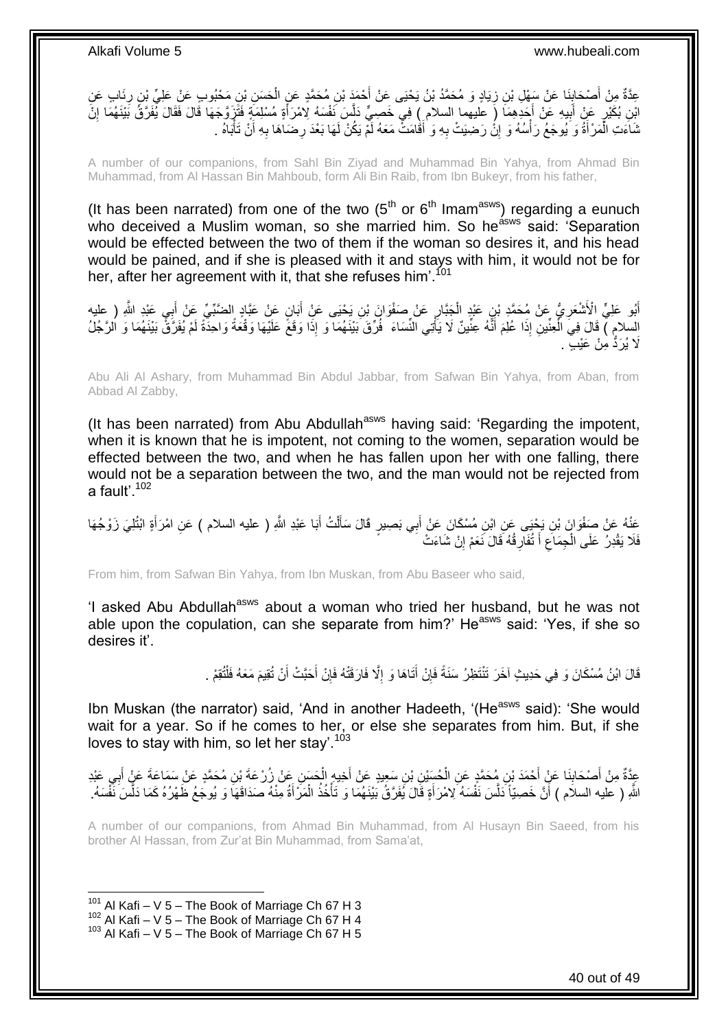عِدَّةٌ مِنْ أَصْحَابِنَا عَنْ سَهْلِ بْنِ زِيَادٍ وَ مُحَمَّدُ بْنُ يَحْيَى عَنْ أَحْمَدَ بْنِ مُحَمَّدٍ عَنِ الْحَسَنِ بْنِ مَحْبُوبٍ عَنْ عَلِيِّ بْنِ رِئَابٍ عَنِ ابْنِ بُكَيْرٍ عَنْ أَبِيهِ عَنْ أَحَدِهِمَا ( عليهما السلام ) فِي خَصِيٍّ دَلَّسَ نَفْسَهُ لِامْرَأَةٍ مُسْلِمَةٍ فَتَزَوَّجَهَا قَالَ فَقَالَ يُفَرَّقُ بَيْنَهُمَا إِنْ شَاءَتِ الْمَرْأَةُ وَ يُوجَعُ رَأْسُهُ وَ إِنْ رَضِيَتْ بِهِ وَ أَقَامَتْ مَعَهُ لَمْ يَكُنْ لَهَا بَعْدَ رِضَاهَا بِهِ أَنْ تَأْبَاهُ .

A number of our companions, from Sahl Bin Ziyad and Muhammad Bin Yahya, from Ahmad Bin Muhammad, from Al Hassan Bin Mahboub, form Ali Bin Raib, from Ibn Bukeyr, from his father,

(It has been narrated) from one of the two (5th or 6th Imam[asws]) regarding a eunuch who deceived a Muslim woman, so she married him. So he[asws] said: 'Separation would be effected between the two of them if the woman so desires it, and his head would be pained, and if she is pleased with it and stays with him, it would not be for her, after her agreement with it, that she refuses him'.[101]

أَبُو عَلِيٍّ الْأَشْعَرِيُّ عَنْ مُحَمَّدِ بْنِ عَبْدِ الْجَبَّارِ عَنْ صَفْوَانَ بْنِ يَحْيَى عَنْ أَبَانٍ عَنْ عَبَّادٍ الضَّبِّيِّ عَنْ أَبِي عَبْدِ اللَّهِ ( عليه السلام ) قَالَ فِي الْعِنِّينِ إِذَا عُلِمَ أَنَّهُ عِنِّينٌ لَا يَأْتِي النِّسَاءَ فُرِّقَ بَيْنَهُمَا وَ إِذَا وَقَعَ عَلَيْهَا وَقْعَةً وَاحِدَةً لَمْ يُفَرَّقْ بَيْنَهُمَا وَ الرَّجُلُ لَا يُرَدُّ مِنْ عَيْبٍ .

Abu Ali Al Ashary, from Muhammad Bin Abdul Jabbar, from Safwan Bin Yahya, from Aban, from Abbad Al Zabby,

(It has been narrated) from Abu Abdullah[asws] having said: 'Regarding the impotent, when it is known that he is impotent, not coming to the women, separation would be effected between the two, and when he has fallen upon her with one falling, there would not be a separation between the two, and the man would not be rejected from a fault'.[102]

عَنْهُ عَنْ صَفْوَانَ بْنِ يَحْيَى عَنِ ابْنِ مُسْكَانَ عَنْ أَبِي بَصِيرٍ قَالَ سَأَلْتُ أَبَا عَبْدِ اللَّهِ ( عليه السلام ) عَنِ امْرَأَةٍ ابْتُلِيَ زَوْجُهَا فَلَا يَقْدِرُ عَلَى الْجِمَاعِ أَ تُفَارِقُهُ قَالَ نَعَمْ إِنْ شَاءَتْ

From him, from Safwan Bin Yahya, from Ibn Muskan, from Abu Baseer who said,

'I asked Abu Abdullah[asws] about a woman who tried her husband, but he was not able upon the copulation, can she separate from him?' He[asws] said: 'Yes, if she so desires it'.

قَالَ ابْنُ مُسْكَانَ وَ فِي حَدِيثٍ آخَرَ تَنْتَظِرُ سَنَةً فَإِنْ أَتَاهَا وَ إِلَّا فَارَقَتْهُ فَإِنْ أَحَبَّتْ أَنْ تُقِيمَ مَعَهُ فَلْتُقِمْ .

Ibn Muskan (the narrator) said, 'And in another Hadeeth, '(He[asws] said): 'She would wait for a year. So if he comes to her, or else she separates from him. But, if she loves to stay with him, so let her stay'.[103]

عِدَّةٌ مِنْ أَصْحَابِنَا عَنْ أَحْمَدَ بْنِ مُحَمَّدٍ عَنِ الْحُسَيْنِ بْنِ سَعِيدٍ عَنْ أَخِيهِ الْحَسَنِ عَنْ زُرْعَةَ بْنِ مُحَمَّدٍ عَنْ سَمَاعَةَ عَنْ أَبِي عَبْدِ اللَّهِ ( عليه السلام ) أَنَّ خَصِيّاً دَلَّسَ نَفْسَهُ لِامْرَأَةٍ قَالَ يُفَرَّقُ بَيْنَهُمَا وَ تَأْخُذُ الْمَرْأَةُ مِنْهُ صَدَاقَهَا وَ يُوجَعُ ظَهْرُهُ كَمَا دَلَّسَ نَفْسَهُ .

A number of our companions, from Ahmad Bin Muhammad, from Al Husayn Bin Saeed, from his brother Al Hassan, from Zur'at Bin Muhammad, from Sama'at,

[101] Al Kafi – V 5 – The Book of Marriage Ch 67 H 3
[102] Al Kafi – V 5 – The Book of Marriage Ch 67 H 4
[103] Al Kafi – V 5 – The Book of Marriage Ch 67 H 5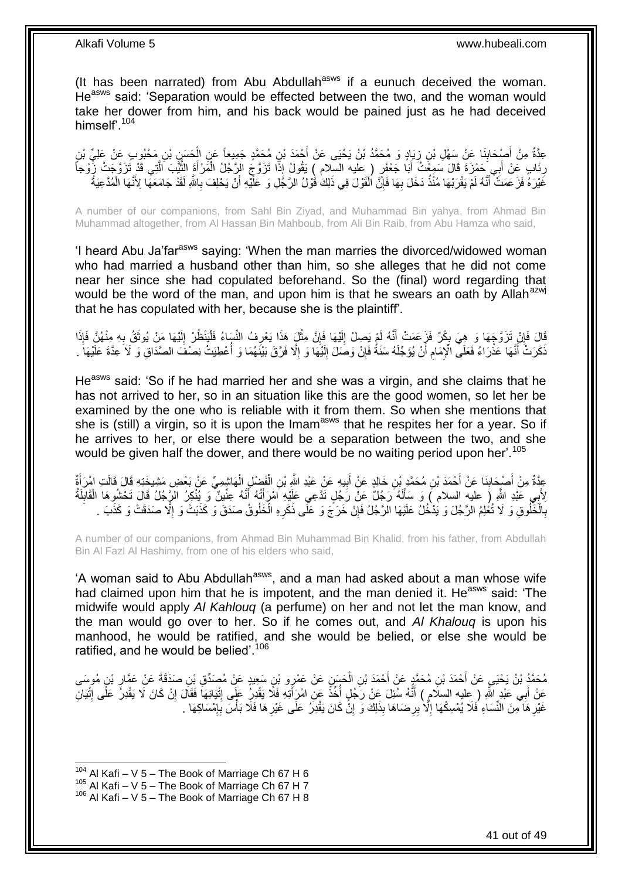(It has been narrated) from Abu Abdullah[asws] if a eunuch deceived the woman. He[asws] said: 'Separation would be effected between the two, and the woman would take her dower from him, and his back would be pained just as he had deceived himself'.[104]

عِدَّةٌ مِنْ أَصْحَابِنَا عَنْ سَهْلِ بْنِ زِيَادٍ وَ مُحَمَّدُ بْنُ يَحْيَى عَنْ أَحْمَدَ بْنِ مُحَمَّدٍ جَمِيعاً عَنِ الْحَسَنِ بْنِ مَحْبُوبٍ عَنْ عَلِيِّ بْنِ رِئَابٍ عَنْ أَبِي حَمْزَةَ قَالَ سَمِعْتُ أَبَا جَعْفَرٍ ( عليه السلام ) يَقُولُ إِذَا تَزَوَّجَ الرَّجُلُ الْمَرْأَةَ الثَّيِّبَ الَّتِي قَدْ تَزَوَّجَتْ زَوْجاً غَيْرَهُ فَزَعَمَتْ أَنَّهُ لَمْ يَقْرَبْهَا مُنْذُ دَخَلَ بِهَا فَإِنَّ الْقَوْلَ فِي ذَلِكَ قَوْلُ الرَّجُلِ وَ عَلَيْهِ أَنْ يَحْلِفَ بِاللَّهِ لَقَدْ جَامَعَهَا لِأَنَّهَا الْمُدَّعِيَةُ

A number of our companions, from Sahl Bin Ziyad, and Muhammad Bin yahya, from Ahmad Bin Muhammad altogether, from Al Hassan Bin Mahboub, from Ali Bin Raib, from Abu Hamza who said,

'I heard Abu Ja'far[asws] saying: 'When the man marries the divorced/widowed woman who had married a husband other than him, so she alleges that he did not come near her since she had copulated beforehand. So the (final) word regarding that would be the word of the man, and upon him is that he swears an oath by Allah[azwj] that he has copulated with her, because she is the plaintiff'.

قَالَ فَإِنْ تَزَوَّجَهَا وَ هِيَ بِكْرٌ فَزَعَمَتْ أَنَّهُ لَمْ يَصِلْ إِلَيْهَا فَإِنَّ مِثْلَ هَذَا يَعْرِفُ النِّسَاءُ فَلْيَنْظُرْ إِلَيْهَا مَنْ يُوثَقُ بِهِ مِنْهُنَّ فَإِذَا ذَكَرَتْ أَنَّهَا عَذْرَاءُ فَعَلَى الْإِمَامِ أَنْ يُؤَجِّلَهُ سَنَةً فَإِنْ وَصَلَ إِلَيْهَا وَ إِلَّا فَرَّقَ بَيْنَهُمَا وَ أُعْطِيَتْ نِصْفَ الصَّدَاقِ وَ لَا عِدَّةَ عَلَيْهَا .

He[asws] said: 'So if he had married her and she was a virgin, and she claims that he has not arrived to her, so in an situation like this are the good women, so let her be examined by the one who is reliable with it from them. So when she mentions that she is (still) a virgin, so it is upon the Imam[asws] that he respites her for a year. So if he arrives to her, or else there would be a separation between the two, and she would be given half the dower, and there would be no waiting period upon her'.[105]

عِدَّةٌ مِنْ أَصْحَابِنَا عَنْ أَحْمَدَ بْنِ مُحَمَّدِ بْنِ خَالِدٍ عَنْ أَبِيهِ عَنْ عَبْدِ اللَّهِ بْنِ الْفَضْلِ الْهَاشِمِيِّ عَنْ بَعْضِ مَشِيخَتِهِ قَالَ قَالَتِ امْرَأَةٌ لِأَبِي عَبْدِ اللَّهِ ( عليه السلام ) وَ سَأَلَهُ رَجُلٌ عَنْ رَجُلٍ تَدَّعِي عَلَيْهِ امْرَأَتُهُ أَنَّهُ عِنِّينٌ وَ يُنْكِرُ الرَّجُلُ قَالَ تَحْشُوهَا الْقَابِلَةُ بِالْخَلُوقِ وَ لَا تُعْلِمُ الرَّجُلَ وَ يَدْخُلُ عَلَيْهَا الرَّجُلُ فَإِنْ خَرَجَ وَ عَلَى ذَكَرِهِ الْخَلُوقُ صَدَقَ وَ كَذَبَتْ وَ إِلَّا صَدَقَتْ وَ كَذَبَ .

A number of our companions, from Ahmad Bin Muhammad Bin Khalid, from his father, from Abdullah Bin Al Fazl Al Hashimy, from one of his elders who said,

'A woman said to Abu Abdullah[asws], and a man had asked about a man whose wife had claimed upon him that he is impotent, and the man denied it. He[asws] said: 'The midwife would apply *Al Kahlouq* (a perfume) on her and not let the man know, and the man would go over to her. So if he comes out, and *Al Khalouq* is upon his manhood, he would be ratified, and she would be belied, or else she would be ratified, and he would be belied'.[106]

مُحَمَّدُ بْنُ يَحْيَى عَنْ أَحْمَدَ بْنِ مُحَمَّدٍ عَنْ أَحْمَدَ بْنِ الْحَسَنِ عَنْ عَمْرِو بْنِ سَعِيدٍ عَنْ مُصَدِّقِ بْنِ صَدَقَةَ عَنْ عَمَّارِ بْنِ مُوسَى عَنْ أَبِي عَبْدِ اللَّهِ ( عليه السلام ) أَنَّهُ سُئِلَ عَنْ رَجُلٍ أُخِّذَ عَنِ امْرَأَتِهِ فَلَا يَقْدِرُ عَلَى إِتْيَانِهَا فَقَالَ إِنْ كَانَ لَا يَقْدِرُ عَلَى إِتْيَانِ غَيْرِهَا مِنَ النِّسَاءِ فَلَا يُمْسِكْهَا إِلَّا بِرِضَاهَا بِذَلِكَ وَ إِنْ كَانَ يَقْدِرُ عَلَى غَيْرِهَا فَلَا بَأْسَ بِإِمْسَاكِهَا .

---

[104] Al Kafi – V 5 – The Book of Marriage Ch 67 H 6
[105] Al Kafi – V 5 – The Book of Marriage Ch 67 H 7
[106] Al Kafi – V 5 – The Book of Marriage Ch 67 H 8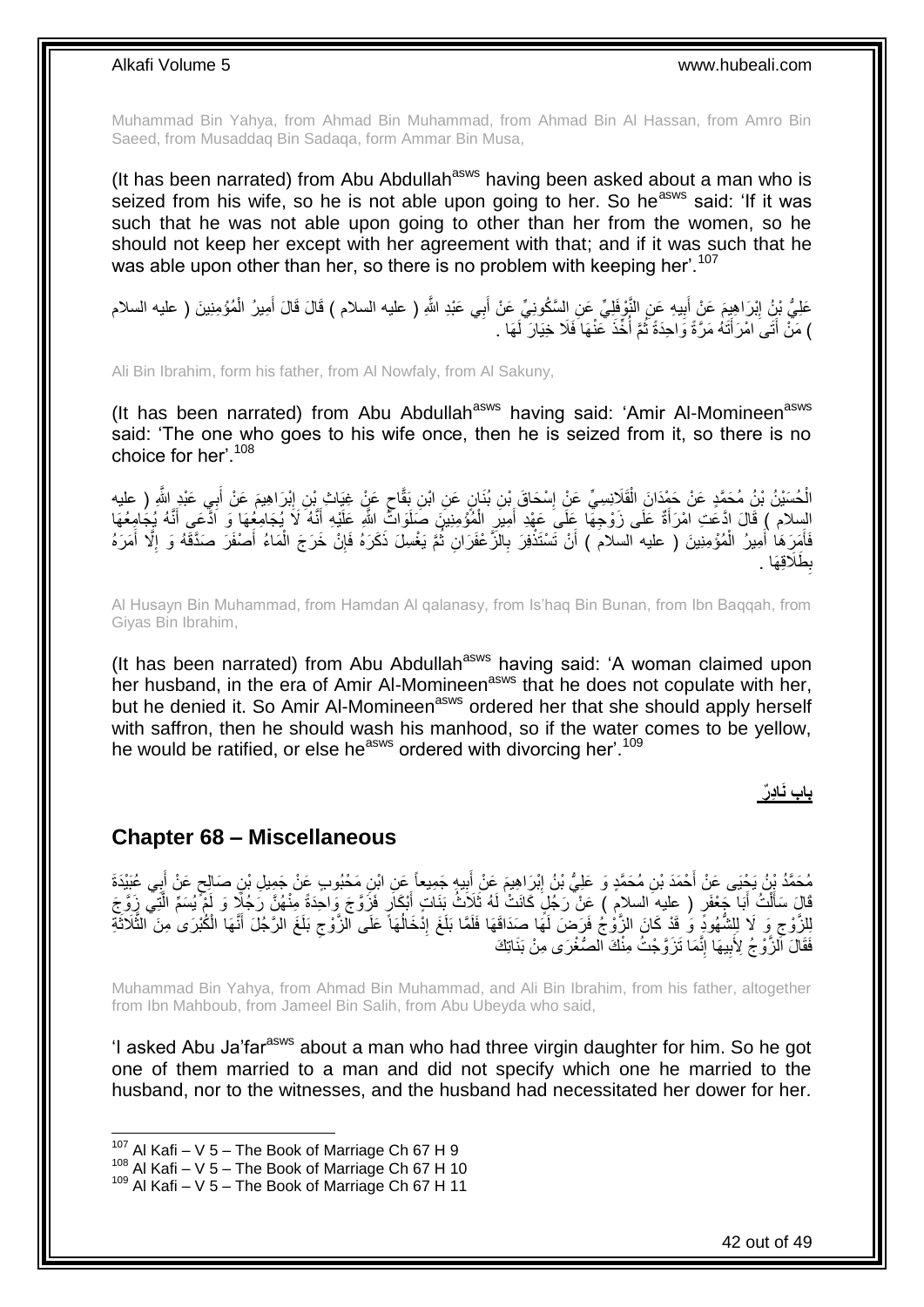Muhammad Bin Yahya, from Ahmad Bin Muhammad, from Ahmad Bin Al Hassan, from Amro Bin Saeed, from Musaddaq Bin Sadaqa, form Ammar Bin Musa,

(It has been narrated) from Abu Abdullah[asws] having been asked about a man who is seized from his wife, so he is not able upon going to her. So he[asws] said: 'If it was such that he was not able upon going to other than her from the women, so he should not keep her except with her agreement with that; and if it was such that he was able upon other than her, so there is no problem with keeping her'.[107]

عَلِيُّ بْنُ إِبْرَاهِيمَ عَنْ أَبِيهِ عَنِ النَّوْفَلِيِّ عَنِ السَّكُونِيِّ عَنْ أَبِي عَبْدِ اللَّهِ ( عليه السلام ) قَالَ قَالَ أَمِيرُ الْمُؤْمِنِينَ ( عليه السلام ) مَنْ أَتَى امْرَأَتَهُ مَرَّةً وَاحِدَةً ثُمَّ أُخِذَ عَنْهَا فَلَا خِيَارَ لَهَا .

Ali Bin Ibrahim, form his father, from Al Nowfaly, from Al Sakuny,

(It has been narrated) from Abu Abdullah[asws] having said: 'Amir Al-Momineen[asws] said: 'The one who goes to his wife once, then he is seized from it, so there is no choice for her'.[108]

الْحُسَيْنُ بْنُ مُحَمَّدٍ عَنْ حَمْدَانَ الْقَلَانِسِيِّ عَنْ إِسْحَاقَ بْنِ بُنَانٍ عَنِ ابْنِ بَقَّاحٍ عَنْ غِيَاثِ بْنِ إِبْرَاهِيمَ عَنْ أَبِي عَبْدِ اللَّهِ ( عليه السلام ) قَالَ ادَّعَتِ امْرَأَةٌ عَلَى زَوْجِهَا عَلَى عَهْدِ أَمِيرِ الْمُؤْمِنِينَ صَلَوَاتُ اللَّهِ عَلَيْهِ أَنَّهُ لَا يُجَامِعُهَا وَ ادَّعَى أَنَّهُ يُجَامِعُهَا فَأَمَرَهَا أَمِيرُ الْمُؤْمِنِينَ ( عليه السلام ) أَنْ تَسْتَذْفِرَ بِالزَّعْفَرَانِ ثُمَّ يَغْسِلَ ذَكَرَهُ فَإِنْ خَرَجَ الْمَاءُ أَصْفَرَ صَدَّقَهُ وَ إِلَّا أَمَرَهُ بِطَلَاقِهَا .

Al Husayn Bin Muhammad, from Hamdan Al qalanasy, from Is'haq Bin Bunan, from Ibn Baqqah, from Giyas Bin Ibrahim,

(It has been narrated) from Abu Abdullah[asws] having said: 'A woman claimed upon her husband, in the era of Amir Al-Momineen[asws] that he does not copulate with her, but he denied it. So Amir Al-Momineen[asws] ordered her that she should apply herself with saffron, then he should wash his manhood, so if the water comes to be yellow, he would be ratified, or else he[asws] ordered with divorcing her'.[109]

**بابٌ نَادِرٌ**

## Chapter 68 – Miscellaneous

مُحَمَّدُ بْنُ يَحْيَى عَنْ أَحْمَدَ بْنِ مُحَمَّدٍ وَ عَلِيُّ بْنُ إِبْرَاهِيمَ عَنْ أَبِيهِ جَمِيعاً عَنِ ابْنِ مَحْبُوبٍ عَنْ جَمِيلِ بْنِ صَالِحٍ عَنْ أَبِي عُبَيْدَةَ قَالَ سَأَلْتُ أَبَا جَعْفَرٍ ( عليه السلام ) عَنْ رَجُلٍ كَانَتْ لَهُ ثَلَاثُ بَنَاتٍ أَبْكَارٍ فَزَوَّجَ وَاحِدَةً مِنْهُنَّ رَجُلًا وَ لَمْ يُسَمِّ الَّتِي زَوَّجَ لِلزَّوْجِ وَ لَا لِلشُّهُودِ وَ قَدْ كَانَ الزَّوْجُ فَرَضَ لَهَا صَدَاقَهَا فَلَمَّا بَلَغَ إِدْخَالُهَا عَلَى الزَّوْجِ بَلَغَ الرَّجُلَ أَنَّهَا الْكُبْرَى مِنَ الثَّلَاثَةِ فَقَالَ الزَّوْجُ لِأَبِيهَا إِنَّمَا تَزَوَّجْتُ مِنْكَ الصُّغْرَى مِنْ بَنَاتِكَ

Muhammad Bin Yahya, from Ahmad Bin Muhammad, and Ali Bin Ibrahim, from his father, altogether from Ibn Mahboub, from Jameel Bin Salih, from Abu Ubeyda who said,

'I asked Abu Ja'far[asws] about a man who had three virgin daughter for him. So he got one of them married to a man and did not specify which one he married to the husband, nor to the witnesses, and the husband had necessitated her dower for her.

[107] Al Kafi – V 5 – The Book of Marriage Ch 67 H 9
[108] Al Kafi – V 5 – The Book of Marriage Ch 67 H 10
[109] Al Kafi – V 5 – The Book of Marriage Ch 67 H 11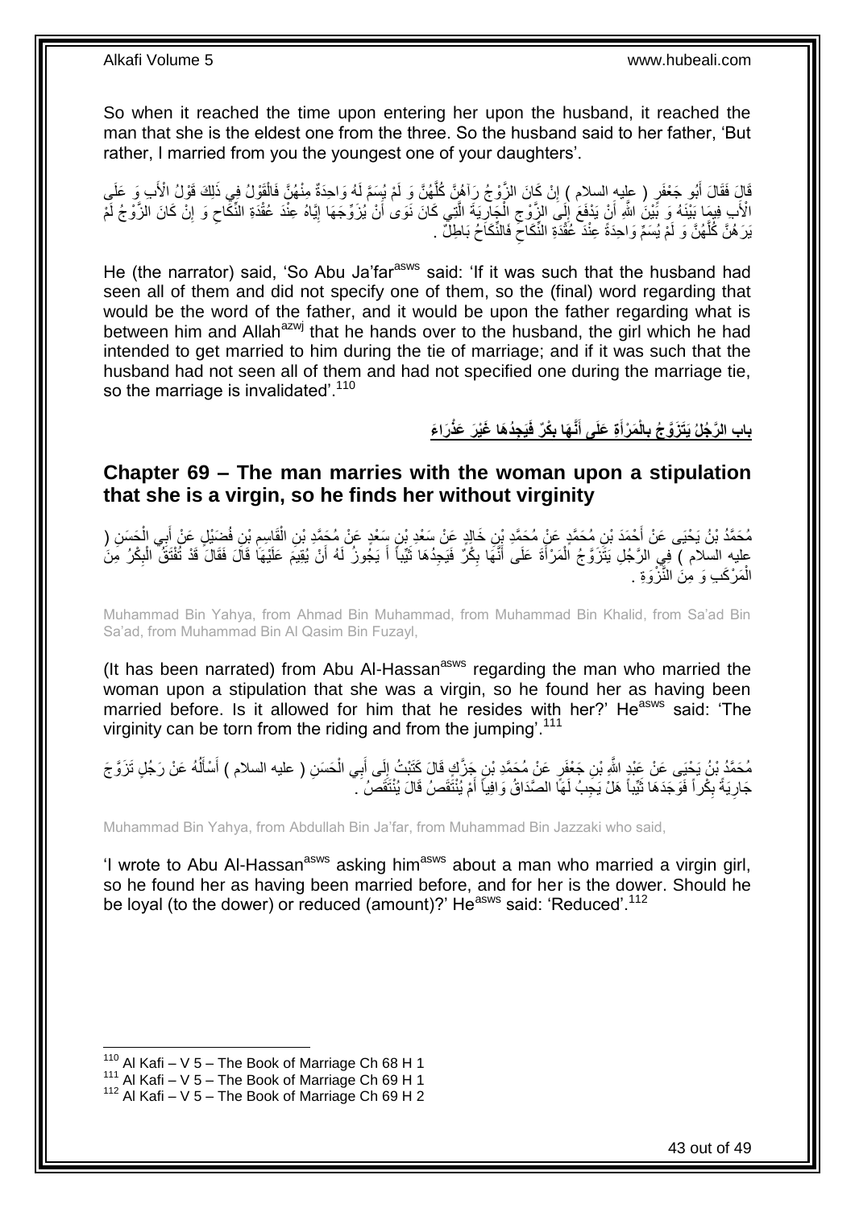So when it reached the time upon entering her upon the husband, it reached the man that she is the eldest one from the three. So the husband said to her father, 'But rather, I married from you the youngest one of your daughters'.

قَالَ فَقَالَ أَبُو جَعْفَرٍ ( عليه السلام ) إِنْ كَانَ الزَّوْجُ رَآهُنَّ كُلَّهُنَّ وَ لَمْ يُسَمَّ لَهُ وَاحِدَةٌ مِنْهُنَّ فَالْقَوْلُ فِي ذَلِكَ قَوْلُ الْأَبِ وَ عَلَى الْأَبِ فِيمَا بَيْنَهُ وَ بَيْنَ اللَّهِ أَنْ يَدْفَعَ إِلَى الزَّوْجِ الْجَارِيَةَ الَّتِي كَانَ نَوَى أَنْ يُزَوِّجَهَا إِيَّاهُ عِنْدَ عُقْدَةِ النِّكَاحِ وَ إِنْ كَانَ الزَّوْجُ لَمْ يَرَهُنَّ كُلَّهُنَّ وَ لَمْ يُسَمِّ وَاحِدَةً عِنْدَ عُقْدَةِ النِّكَاحِ فَالنِّكَاحُ بَاطِلٌ .

He (the narrator) said, 'So Abu Ja'far[asws] said: 'If it was such that the husband had seen all of them and did not specify one of them, so the (final) word regarding that would be the word of the father, and it would be upon the father regarding what is between him and Allah[azwj] that he hands over to the husband, the girl which he had intended to get married to him during the tie of marriage; and if it was such that the husband had not seen all of them and had not specified one during the marriage tie, so the marriage is invalidated'.[110]

## بَابُ الرَّجُلِ يَتَزَوَّجُ بِالْمَرْأَةِ عَلَى أَنَّهَا بِكْرٌ فَيَجِدُهَا غَيْرَ عَذْرَاءَ

## Chapter 69 – The man marries with the woman upon a stipulation that she is a virgin, so he finds her without virginity

مُحَمَّدُ بْنُ يَحْيَى عَنْ أَحْمَدَ بْنِ مُحَمَّدٍ عَنْ مُحَمَّدِ بْنِ خَالِدٍ عَنْ سَعْدِ بْنِ سَعْدٍ عَنْ مُحَمَّدِ بْنِ الْقَاسِمِ بْنِ فُضَيْلٍ عَنْ أَبِي الْحَسَنِ ( عليه السلام ) فِي الرَّجُلِ يَتَزَوَّجُ الْمَرْأَةَ عَلَى أَنَّهَا بِكْرٌ فَيَجِدُهَا ثَيِّباً أَ يَجُوزُ لَهُ أَنْ يُقِيمَ عَلَيْهَا قَالَ فَقَالَ قَدْ تُفْتَقُ الْبِكْرُ مِنَ الْمَرْكَبِ وَ مِنَ النَّزْوَةِ .

Muhammad Bin Yahya, from Ahmad Bin Muhammad, from Muhammad Bin Khalid, from Sa'ad Bin Sa'ad, from Muhammad Bin Al Qasim Bin Fuzayl,

(It has been narrated) from Abu Al-Hassan[asws] regarding the man who married the woman upon a stipulation that she was a virgin, so he found her as having been married before. Is it allowed for him that he resides with her?' He[asws] said: 'The virginity can be torn from the riding and from the jumping'.[111]

مُحَمَّدُ بْنُ يَحْيَى عَنْ عَبْدِ اللَّهِ بْنِ جَعْفَرٍ عَنْ مُحَمَّدِ بْنِ جَزَّكٍ قَالَ كَتَبْتُ إِلَى أَبِي الْحَسَنِ ( عليه السلام ) أَسْأَلُهُ عَنْ رَجُلٍ تَزَوَّجَ جَارِيَةً بِكْراً فَوَجَدَهَا ثَيِّباً هَلْ يَجِبُ لَهَا الصَّدَاقُ وَافِياً أَمْ يُنْتَقَصُ قَالَ يُنْتَقَصُ .

Muhammad Bin Yahya, from Abdullah Bin Ja'far, from Muhammad Bin Jazzaki who said,

'I wrote to Abu Al-Hassan[asws] asking him[asws] about a man who married a virgin girl, so he found her as having been married before, and for her is the dower. Should he be loyal (to the dower) or reduced (amount)?' He[asws] said: 'Reduced'.[112]

[110] Al Kafi – V 5 – The Book of Marriage Ch 68 H 1
[111] Al Kafi – V 5 – The Book of Marriage Ch 69 H 1
[112] Al Kafi – V 5 – The Book of Marriage Ch 69 H 2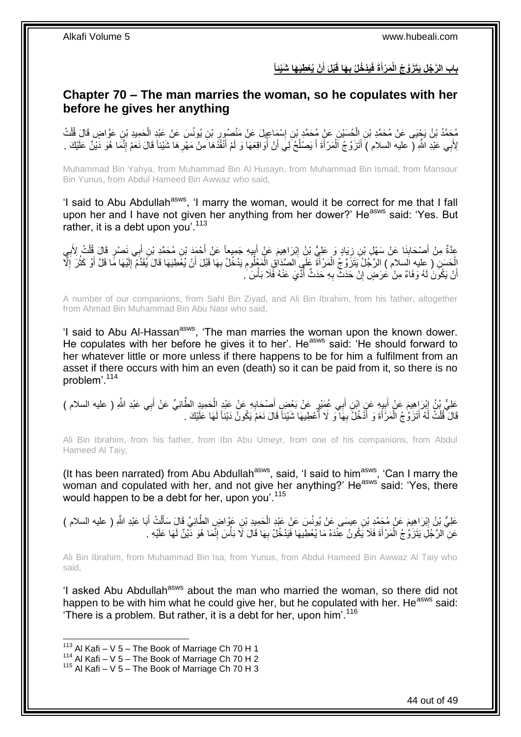## بابِ الرَّجُلِ يَتَزَوَّجُ الْمَرْأَةَ فَيَدْخُلُ بِهَا قَبْلَ أَنْ يُعْطِيَهَا شَيْئاً

## Chapter 70 – The man marries the woman, so he copulates with her before he gives her anything

مُحَمَّدُ بْنُ يَحْيَى عَنْ مُحَمَّدِ بْنِ الْحُسَيْنِ عَنْ مُحَمَّدِ بْنِ إِسْمَاعِيلَ عَنْ مَنْصُورِ بْنِ يُونُسَ عَنْ عَبْدِ الْحَمِيدِ بْنِ عَوَّاضٍ قَالَ قُلْتُ لِأَبِي عَبْدِ اللَّهِ ( عليه السلام ) أَتَزَوَّجُ الْمَرْأَةَ أَ يَصْلُحُ لِي أَنْ أُوَاقِعَهَا وَ لَمْ أَنْقُدْهَا مِنْ مَهْرِهَا شَيْئاً قَالَ نَعَمْ إِنَّمَا هُوَ دَيْنٌ عَلَيْكَ .

Muhammad Bin Yahya, from Muhammad Bin Al Husayn, from Muhammad Bin Ismail, from Mansour Bin Yunus, from Abdul Hameed Bin Awwaz who said,

'I said to Abu Abdullah[asws], 'I marry the woman, would it be correct for me that I fall upon her and I have not given her anything from her dower?' He[asws] said: 'Yes. But rather, it is a debt upon you'.[113]

عِدَّةٌ مِنْ أَصْحَابِنَا عَنْ سَهْلِ بْنِ زِيَادٍ وَ عَلِيُّ بْنُ إِبْرَاهِيمَ عَنْ أَبِيهِ جَمِيعاً عَنْ أَحْمَدَ بْنِ مُحَمَّدِ بْنِ أَبِي نَصْرٍ قَالَ قُلْتُ لِأَبِي الْحَسَنِ ( عليه السلام ) الرَّجُلُ يَتَزَوَّجُ الْمَرْأَةَ عَلَى الصَّدَاقِ الْمَعْلُومِ يَدْخُلُ بِهَا قَبْلَ أَنْ يُعْطِيَهَا قَالَ يُقَدِّمُ إِلَيْهَا مَا قَلَّ أَوْ كَثُرَ إِلَّا أَنْ يَكُونَ لَهُ وَفَاءٌ مِنْ عَرَضٍ إِنْ حَدَثَ بِهِ حَدَثٌ أُدِّيَ عَنْهُ فَلَا بَأْسَ .

A number of our companions, from Sahl Bin Ziyad, and Ali Bin Ibrahim, from his father, altogether from Ahmad Bin Muhammad Bin Abu Nasr who said,

'I said to Abu Al-Hassan[asws], 'The man marries the woman upon the known dower. He copulates with her before he gives it to her'. He[asws] said: 'He should forward to her whatever little or more unless if there happens to be for him a fulfilment from an asset if there occurs with him an even (death) so it can be paid from it, so there is no problem'.[114]

عَلِيُّ بْنُ إِبْرَاهِيمَ عَنْ أَبِيهِ عَنِ ابْنِ أَبِي عُمَيْرٍ عَنْ بَعْضِ أَصْحَابِهِ عَنْ عَبْدِ الْحَمِيدِ الطَّائِيِّ عَنْ أَبِي عَبْدِ اللَّهِ ( عليه السلام ) قَالَ قُلْتُ لَهُ أَتَزَوَّجُ الْمَرْأَةَ وَ أَدْخُلُ بِهَا وَ لَا أُعْطِيهَا شَيْئاً قَالَ نَعَمْ يَكُونُ دَيْناً لَهَا عَلَيْكَ .

Ali Bin Ibrahim, from his father, from Ibn Abu Umeyr, from one of his companions, from Abdul Hameed Al Taiy,

(It has been narrated) from Abu Abdullah[asws], said, 'I said to him[asws], 'Can I marry the woman and copulated with her, and not give her anything?' He[asws] said: 'Yes, there would happen to be a debt for her, upon you'.[115]

عَلِيُّ بْنُ إِبْرَاهِيمَ عَنْ مُحَمَّدِ بْنِ عِيسَى عَنْ يُونُسَ عَنْ عَبْدِ الْحَمِيدِ بْنِ عَوَّاضٍ الطَّائِيِّ قَالَ سَأَلْتُ أَبَا عَبْدِ اللَّهِ ( عليه السلام ) عَنِ الرَّجُلِ يَتَزَوَّجُ الْمَرْأَةَ فَلَا يَكُونُ عِنْدَهُ مَا يُعْطِيهَا فَيَدْخُلُ بِهَا قَالَ لَا بَأْسَ إِنَّمَا هُوَ دَيْنٌ لَهَا عَلَيْهِ .

Ali Bin Ibrahim, from Muhammad Bin Isa, from Yunus, from Abdul Hameed Bin Awwaz Al Taiy who said,

'I asked Abu Abdullah[asws] about the man who married the woman, so there did not happen to be with him what he could give her, but he copulated with her. He[asws] said: 'There is a problem. But rather, it is a debt for her, upon him'.[116]

---

[113] Al Kafi – V 5 – The Book of Marriage Ch 70 H 1
[114] Al Kafi – V 5 – The Book of Marriage Ch 70 H 2
[115] Al Kafi – V 5 – The Book of Marriage Ch 70 H 3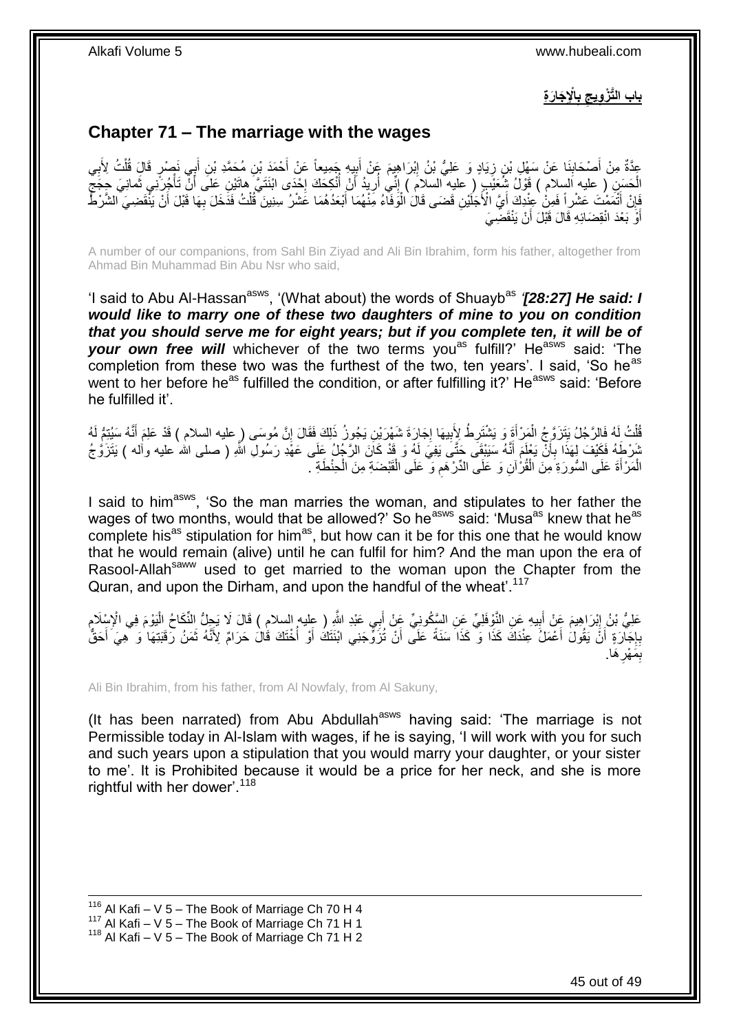## باب التَّزْوِيجِ بِالْإِجَارَةِ

## Chapter 71 – The marriage with the wages

عِدَّةٌ مِنْ أَصْحَابِنَا عَنْ سَهْلِ بْنِ زِيَادٍ وَ عَلِيُّ بْنُ إِبْرَاهِيمَ عَنْ أَبِيهِ جَمِيعاً عَنْ أَحْمَدَ بْنِ مُحَمَّدِ بْنِ أَبِي نَصْرٍ قَالَ قُلْتُ لِأَبِي الْحَسَنِ ( عليه السلام ) قَوْلُ شُعَيْبٍ ( عليه السلام ) إِنِّي أُرِيدُ أَنْ أُنْكِحَكَ إِحْدَى ابْنَتَيَّ هاتَيْنِ عَلى أَنْ تَأْجُرَنِي ثَمانِيَ حِجَجٍ فَإِنْ أَتْمَمْتَ عَشْراً فَمِنْ عِنْدِكَ أَيَّ الْأَجَلَيْنِ قَضَى قَالَ الْوَفَاءُ مِنْهُمَا أَبْعَدُهُمَا عَشْرُ سِنِينَ قُلْتُ فَدَخَلَ بِهَا قَبْلَ أَنْ يَنْقَضِيَ الشَّرْطُ أَوْ بَعْدَ انْقِضَائِهِ قَالَ قَبْلَ أَنْ يَنْقَضِيَ

A number of our companions, from Sahl Bin Ziyad and Ali Bin Ibrahim, form his father, altogether from Ahmad Bin Muhammad Bin Abu Nsr who said,

'I said to Abu Al-Hassan[asws], '(What about) the words of Shuayb[as] *'[28:27] He said: I would like to marry one of these two daughters of mine to you on condition that you should serve me for eight years; but if you complete ten, it will be of your own free will* whichever of the two terms you[as] fulfill?' He[asws] said: 'The completion from these two was the furthest of the two, ten years'. I said, 'So he[as] went to her before he[as] fulfilled the condition, or after fulfilling it?' He[asws] said: 'Before he fulfilled it'.

قُلْتُ لَهُ فَالرَّجُلُ يَتَزَوَّجُ الْمَرْأَةَ وَ يَشْتَرِطُ لِأَبِيهَا إِجَارَةَ شَهْرَيْنِ يَجُوزُ ذَلِكَ فَقَالَ إِنَّ مُوسَى ( عليه السلام ) قَدْ عَلِمَ أَنَّهُ سَيُتِمُّ لَهُ شَرْطَهُ فَكَيْفَ لِهَذَا بِأَنْ يَعْلَمَ أَنَّهُ سَيَبْقَى حَتَّى يَفِيَ لَهُ وَ قَدْ كَانَ الرَّجُلُ عَلَى عَهْدِ رَسُولِ اللَّهِ ( صلى الله عليه وآله ) يَتَزَوَّجُ الْمَرْأَةَ عَلَى السُّورَةِ مِنَ الْقُرْآنِ وَ عَلَى الدِّرْهَمِ وَ عَلَى الْقَبْضَةِ مِنَ الْحِنْطَةِ .

I said to him[asws], 'So the man marries the woman, and stipulates to her father the wages of two months, would that be allowed?' So he[asws] said: 'Musa[as] knew that he[as] complete his[as] stipulation for him[as], but how can it be for this one that he would know that he would remain (alive) until he can fulfil for him? And the man upon the era of Rasool-Allah[saww] used to get married to the woman upon the Chapter from the Quran, and upon the Dirham, and upon the handful of the wheat'.[117]

عَلِيُّ بْنُ إِبْرَاهِيمَ عَنْ أَبِيهِ عَنِ النَّوْفَلِيِّ عَنِ السَّكُونِيِّ عَنْ أَبِي عَبْدِ اللَّهِ ( عليه السلام ) قَالَ لَا يَحِلُّ النِّكَاحُ الْيَوْمَ فِي الْإِسْلَامِ بِإِجَارَةٍ أَنْ يَقُولَ أَعْمَلُ عِنْدَكَ كَذَا وَ كَذَا سَنَةً عَلَى أَنْ تُزَوِّجَنِي ابْنَتَكَ أَوْ أُخْتَكَ قَالَ حَرَامٌ لِأَنَّهُ ثَمَنُ رَقَبَتِهَا وَ هِيَ أَحَقُّ بِمَهْرِهَا .

Ali Bin Ibrahim, from his father, from Al Nowfaly, from Al Sakuny,

(It has been narrated) from Abu Abdullah[asws] having said: 'The marriage is not Permissible today in Al-Islam with wages, if he is saying, 'I will work with you for such and such years upon a stipulation that you would marry your daughter, or your sister to me'. It is Prohibited because it would be a price for her neck, and she is more rightful with her dower'.[118]

[116] Al Kafi – V 5 – The Book of Marriage Ch 70 H 4
[117] Al Kafi – V 5 – The Book of Marriage Ch 71 H 1
[118] Al Kafi – V 5 – The Book of Marriage Ch 71 H 2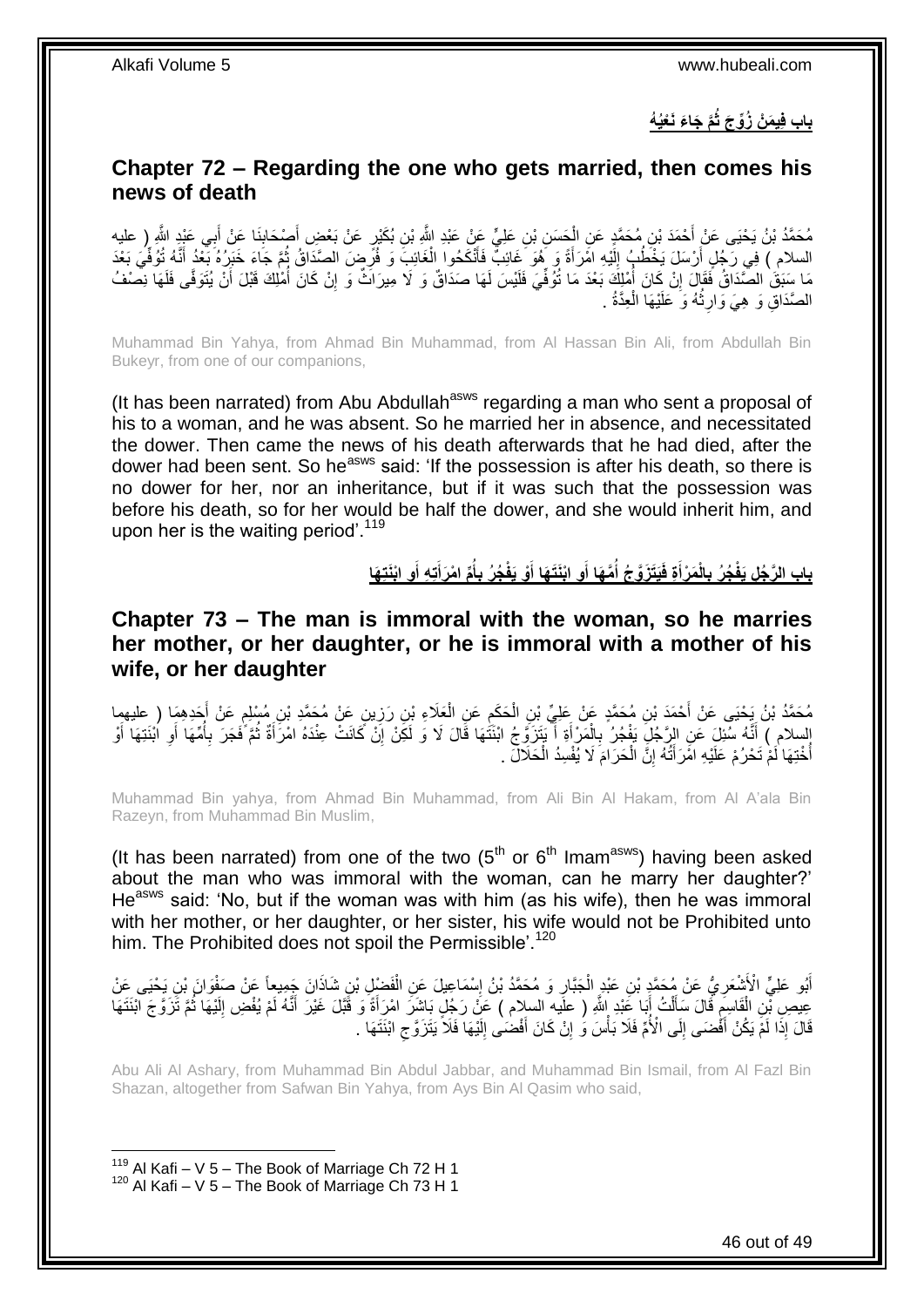## باب فِيمَنْ زُوِّجَ ثُمَّ جَاءَ نَعْيُهُ

## Chapter 72 – Regarding the one who gets married, then comes his news of death

مُحَمَّدُ بْنُ يَحْيَى عَنْ أَحْمَدَ بْنِ مُحَمَّدٍ عَنِ الْحَسَنِ بْنِ عَلِيٍّ عَنْ عَبْدِ اللَّهِ بْنِ بُكَيْرٍ عَنْ بَعْضِ أَصْحَابِنَا عَنْ أَبِي عَبْدِ اللَّهِ ( عليه السلام ) فِي رَجُلٍ أَرْسَلَ يَخْطُبُ إِلَيْهِ امْرَأَةً وَ هُوَ غَائِبٌ فَأَنْكَحُوا الْغَائِبَ وَ فُرِضَ الصَّدَاقُ ثُمَّ جَاءَ خَبَرُهُ بَعْدُ أَنَّهُ تُوُفِّيَ بَعْدَ مَا سِيقَ الصَّدَاقُ فَقَالَ إِنْ كَانَ أُمْلِكَ بَعْدَ مَا تُوُفِّيَ فَلَيْسَ لَهَا صَدَاقٌ وَ لَا مِيرَاثٌ وَ إِنْ كَانَ أُمْلِكَ قَبْلَ أَنْ يُتَوَفَّى فَلَهَا نِصْفُ الصَّدَاقِ وَ هِيَ وَارِثَتُهُ وَ عَلَيْهَا الْعِدَّةُ .

Muhammad Bin Yahya, from Ahmad Bin Muhammad, from Al Hassan Bin Ali, from Abdullah Bin Bukeyr, from one of our companions,

(It has been narrated) from Abu Abdullah[asws] regarding a man who sent a proposal of his to a woman, and he was absent. So he married her in absence, and necessitated the dower. Then came the news of his death afterwards that he had died, after the dower had been sent. So he[asws] said: 'If the possession is after his death, so there is no dower for her, nor an inheritance, but if it was such that the possession was before his death, so for her would be half the dower, and she would inherit him, and upon her is the waiting period'.[119]

## باب الرَّجُلِ يَفْجُرُ بِالْمَرْأَةِ فَيَتَزَوَّجُ أُمَّهَا أَوِ ابْنَتَهَا أَوْ يَفْجُرُ بِأُمِّ امْرَأَتِهِ أَوِ ابْنَتِهَا

## Chapter 73 – The man is immoral with the woman, so he marries her mother, or her daughter, or he is immoral with a mother of his wife, or her daughter

مُحَمَّدُ بْنُ يَحْيَى عَنْ أَحْمَدَ بْنِ مُحَمَّدٍ عَنْ عَلِيِّ بْنِ الْحَكَمِ عَنِ الْعَلَاءِ بْنِ رَزِينٍ عَنْ مُحَمَّدِ بْنِ مُسْلِمٍ عَنْ أَحَدِهِمَا ( عليهما السلام ) أَنَّهُ سُئِلَ عَنِ الرَّجُلِ يَفْجُرُ بِالْمَرْأَةِ أَ يَتَزَوَّجُ ابْنَتَهَا قَالَ لَا وَ لَكِنْ إِنْ كَانَتْ عِنْدَهُ امْرَأَةٌ ثُمَّ فَجَرَ بِأُمِّهَا أَوِ ابْنَتِهَا أَوْ أُخْتِهَا لَمْ تَحْرُمْ عَلَيْهِ امْرَأَتُهُ إِنَّ الْحَرَامَ لَا يُفْسِدُ الْحَلَالَ .

Muhammad Bin yahya, from Ahmad Bin Muhammad, from Ali Bin Al Hakam, from Al A'ala Bin Razeyn, from Muhammad Bin Muslim,

(It has been narrated) from one of the two (5[th] or 6[th] Imam[asws]) having been asked about the man who was immoral with the woman, can he marry her daughter?' He[asws] said: 'No, but if the woman was with him (as his wife), then he was immoral with her mother, or her daughter, or her sister, his wife would not be Prohibited unto him. The Prohibited does not spoil the Permissible'.[120]

أَبُو عَلِيٍّ الْأَشْعَرِيُّ عَنْ مُحَمَّدِ بْنِ عَبْدِ الْجَبَّارِ وَ مُحَمَّدُ بْنُ إِسْمَاعِيلَ عَنِ الْفَضْلِ بْنِ شَاذَانَ جَمِيعاً عَنْ صَفْوَانَ بْنِ يَحْيَى عَنْ عِيصِ بْنِ الْقَاسِمِ قَالَ سَأَلْتُ أَبَا عَبْدِ اللَّهِ ( عليه السلام ) عَنْ رَجُلٍ بَاشَرَ امْرَأَةً وَ قَبَّلَ غَيْرَ أَنَّهُ لَمْ يُفْضِ إِلَيْهَا ثُمَّ تَزَوَّجَ ابْنَتَهَا قَالَ إِذَا لَمْ يَكُنْ أَفْضَى إِلَى الْأُمِّ فَلَا بَأْسَ وَ إِنْ كَانَ أَفْضَى إِلَيْهَا فَلَا يَتَزَوَّجِ ابْنَتَهَا .

Abu Ali Al Ashary, from Muhammad Bin Abdul Jabbar, and Muhammad Bin Ismail, from Al Fazl Bin Shazan, altogether from Safwan Bin Yahya, from Ays Bin Al Qasim who said,

[119] Al Kafi – V 5 – The Book of Marriage Ch 72 H 1
[120] Al Kafi – V 5 – The Book of Marriage Ch 73 H 1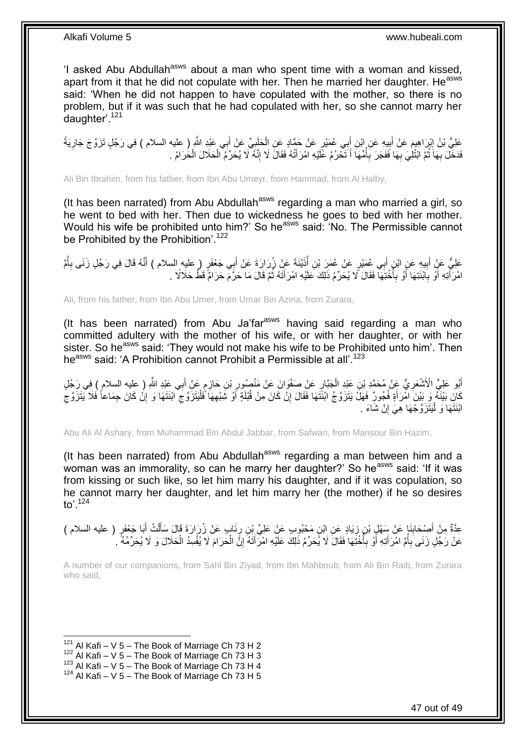'I asked Abu Abdullah[asws] about a man who spent time with a woman and kissed, apart from it that he did not copulate with her. Then he married her daughter. He[asws] said: 'When he did not happen to have copulated with the mother, so there is no problem, but if it was such that he had copulated with her, so she cannot marry her daughter'.[121]

عَلِيُّ بْنُ إِبْرَاهِيمَ عَنْ أَبِيهِ عَنِ ابْنِ أَبِي عُمَيْرٍ عَنْ حَمَّادٍ عَنِ الْحَلَبِيِّ عَنْ أَبِي عَبْدِ اللَّهِ ( عليه السلام ) فِي رَجُلٍ تَزَوَّجَ جَارِيَةً فَدَخَلَ بِهَا ثُمَّ ابْتُلِيَ بِهَا فَفَجَرَ بِأُمِّهَا أَ تَحْرُمُ عَلَيْهِ امْرَأَتُهُ فَقَالَ لَا إِنَّهُ لَا يُحَرِّمُ الْحَلَالَ الْحَرَامُ .

Ali Bin Ibrahim, from his father, from Ibn Abu Umeyr, from Hammad, from Al Halby,

(It has been narrated) from Abu Abdullah[asws] regarding a man who married a girl, so he went to bed with her. Then due to wickedness he goes to bed with her mother. Would his wife be prohibited unto him?' So he[asws] said: 'No. The Permissible cannot be Prohibited by the Prohibition'.[122]

عَلِيٌّ عَنْ أَبِيهِ عَنِ ابْنِ أَبِي عُمَيْرٍ عَنْ عُمَرَ بْنِ أُذَيْنَةَ عَنْ زُرَارَةَ عَنْ أَبِي جَعْفَرٍ ( عليه السلام ) أَنَّهُ قَالَ فِي رَجُلٍ زَنَى بِأُمِّ امْرَأَتِهِ أَوْ بِابْنَتِهَا أَوْ بِأُخْتِهَا فَقَالَ لَا يُحَرِّمُ ذَلِكَ عَلَيْهِ امْرَأَتَهُ ثُمَّ قَالَ مَا حَرَّمَ حَرَامٌ قَطُّ حَلَالًا .

Ali, from his father, from Ibn Abu Umer, from Umar Bin Azina, from Zurara,

(It has been narrated) from Abu Ja'far[asws] having said regarding a man who committed adultery with the mother of his wife, or with her daughter, or with her sister. So he[asws] said: 'They would not make his wife to be Prohibited unto him'. Then he[asws] said: 'A Prohibition cannot Prohibit a Permissible at all'.[123]

أَبُو عَلِيٍّ الْأَشْعَرِيُّ عَنْ مُحَمَّدِ بْنِ عَبْدِ الْجَبَّارِ عَنْ صَفْوَانَ عَنْ مَنْصُورِ بْنِ حَازِمٍ عَنْ أَبِي عَبْدِ اللَّهِ ( عليه السلام ) فِي رَجُلٍ كَانَ بَيْنَهُ وَ بَيْنَ امْرَأَةٍ فُجُورٌ فَهَلْ يَتَزَوَّجُ ابْنَتَهَا فَقَالَ إِنْ كَانَ مِنْ قُبْلَةٍ أَوْ شِبْهِهَا فَلْيَتَزَوَّجِ ابْنَتَهَا وَ إِنْ كَانَ جِمَاعاً فَلَا يَتَزَوَّجِ ابْنَتَهَا وَ لْيَتَزَوَّجْهَا هِيَ إِنْ شَاءَ .

Abu Ali Al Ashary, from Muhammad Bin Abdul Jabbar, from Safwan, from Mansour Bin Hazim,

(It has been narrated) from Abu Abdullah[asws] regarding a man between him and a woman was an immorality, so can he marry her daughter?' So he[asws] said: 'If it was from kissing or such like, so let him marry his daughter, and if it was copulation, so he cannot marry her daughter, and let him marry her (the mother) if he so desires to'.[124]

عِدَّةٌ مِنْ أَصْحَابِنَا عَنْ سَهْلِ بْنِ زِيَادٍ عَنِ ابْنِ مَحْبُوبٍ عَنْ عَلِيِّ بْنِ رِئَابٍ عَنْ زُرَارَةَ قَالَ سَأَلْتُ أَبَا جَعْفَرٍ ( عليه السلام ) عَنْ رَجُلٍ زَنَى بِأُمِّ امْرَأَتِهِ أَوْ بِأُخْتِهَا فَقَالَ لَا يُحَرِّمُ ذَلِكَ عَلَيْهِ امْرَأَتَهُ إِنَّ الْحَرَامَ لَا يُفْسِدُ الْحَلَالَ وَ لَا يُحَرِّمُهُ .

A number of our companions, from Sahl Bin Ziyad, from Ibn Mahboub, from Ali Bin Raib, from Zurara who said,

---

[121] Al Kafi – V 5 – The Book of Marriage Ch 73 H 2
[122] Al Kafi – V 5 – The Book of Marriage Ch 73 H 3
[123] Al Kafi – V 5 – The Book of Marriage Ch 73 H 4
[124] Al Kafi – V 5 – The Book of Marriage Ch 73 H 5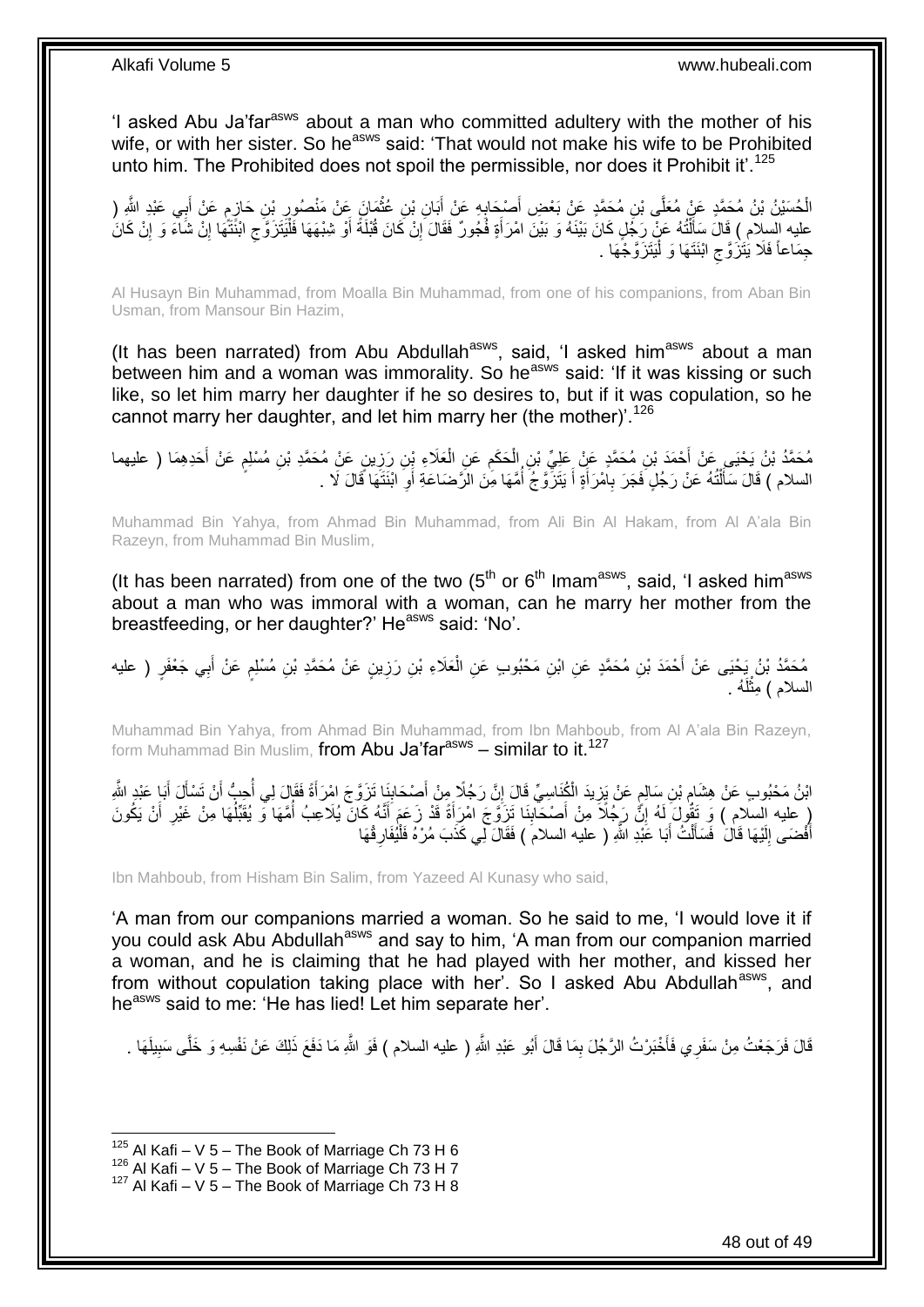'I asked Abu Ja'far[asws] about a man who committed adultery with the mother of his wife, or with her sister. So he[asws] said: 'That would not make his wife to be Prohibited unto him. The Prohibited does not spoil the permissible, nor does it Prohibit it'.[125]

الْحُسَيْنُ بْنُ مُحَمَّدٍ عَنْ مُعَلَّى بْنِ مُحَمَّدٍ عَنْ بَعْضِ أَصْحَابِهِ عَنْ أَبَانِ بْنِ عُثْمَانَ عَنْ مَنْصُورِ بْنِ حَازِمٍ عَنْ أَبِي عَبْدِ اللَّهِ ( عليه السلام ) قَالَ سَأَلْتُهُ عَنْ رَجُلٍ كَانَ بَيْنَهُ وَ بَيْنَ امْرَأَةٍ فُجُورٌ فَقَالَ إِنْ كَانَ قُبْلَةً أَوْ شِبْهَهَا فَلْيَتَزَوَّجِ ابْنَتَهَا إِنْ شَاءَ وَ إِنْ كَانَ جِمَاعاً فَلَا يَتَزَوَّجِ ابْنَتَهَا وَ لْيَتَزَوَّجْهَا .

Al Husayn Bin Muhammad, from Moalla Bin Muhammad, from one of his companions, from Aban Bin Usman, from Mansour Bin Hazim,

(It has been narrated) from Abu Abdullah[asws], said, 'I asked him[asws] about a man between him and a woman was immorality. So he[asws] said: 'If it was kissing or such like, so let him marry her daughter if he so desires to, but if it was copulation, so he cannot marry her daughter, and let him marry her (the mother)'.[126]

مُحَمَّدُ بْنُ يَحْيَى عَنْ أَحْمَدَ بْنِ مُحَمَّدٍ عَنْ عَلِيِّ بْنِ الْحَكَمِ عَنِ الْعَلَاءِ بْنِ رَزِينٍ عَنْ مُحَمَّدِ بْنِ مُسْلِمٍ عَنْ أَحَدِهِمَا ( عليهما السلام ) قَالَ سَأَلْتُهُ عَنْ رَجُلٍ فَجَرَ بِامْرَأَةٍ أَ يَتَزَوَّجُ أُمَّهَا مِنَ الرَّضَاعَةِ أَوِ ابْنَتَهَا قَالَ لَا .

Muhammad Bin Yahya, from Ahmad Bin Muhammad, from Ali Bin Al Hakam, from Al A'ala Bin Razeyn, from Muhammad Bin Muslim,

(It has been narrated) from one of the two (5[th] or 6[th] Imam[asws], said, 'I asked him[asws] about a man who was immoral with a woman, can he marry her mother from the breastfeeding, or her daughter?' He[asws] said: 'No'.

مُحَمَّدُ بْنُ يَحْيَى عَنْ أَحْمَدَ بْنِ مُحَمَّدٍ عَنِ ابْنِ مَحْبُوبٍ عَنِ الْعَلَاءِ بْنِ رَزِينٍ عَنْ مُحَمَّدِ بْنِ مُسْلِمٍ عَنْ أَبِي جَعْفَرٍ ( عليه السلام ) مِثْلَهُ .

Muhammad Bin Yahya, from Ahmad Bin Muhammad, from Ibn Mahboub, from Al A'ala Bin Razeyn, form Muhammad Bin Muslim, from Abu Ja'far[asws] – similar to it.[127]

ابْنُ مَحْبُوبٍ عَنْ هِشَامِ بْنِ سَالِمٍ عَنْ يَزِيدَ الْكُنَاسِيِّ قَالَ إِنَّ رَجُلًا مِنْ أَصْحَابِنَا تَزَوَّجَ امْرَأَةً فَقَالَ لِي أُحِبُّ أَنْ تَسْأَلَ أَبَا عَبْدِ اللَّهِ ( عليه السلام ) وَ تَقُولَ لَهُ إِنَّ رَجُلًا مِنْ أَصْحَابِنَا تَزَوَّجَ امْرَأَةً قَدْ زَعَمَ أَنَّهُ كَانَ يُلَاعِبُ أُمَّهَا وَ يُقَبِّلُهَا مِنْ غَيْرِ أَنْ يَكُونَ أَفْضَى إِلَيْهَا قَالَ فَسَأَلْتُ أَبَا عَبْدِ اللَّهِ ( عليه السلام ) فَقَالَ لِي كَذَبَ مُرْهُ فَلْيُفَارِقْهَا

Ibn Mahboub, from Hisham Bin Salim, from Yazeed Al Kunasy who said,

'A man from our companions married a woman. So he said to me, 'I would love it if you could ask Abu Abdullah[asws] and say to him, 'A man from our companion married a woman, and he is claiming that he had played with her mother, and kissed her from without copulation taking place with her'. So I asked Abu Abdullah[asws], and he[asws] said to me: 'He has lied! Let him separate her'.

قَالَ فَرَجَعْتُ مِنْ سَفَرِي فَأَخْبَرْتُ الرَّجُلَ بِمَا قَالَ أَبُو عَبْدِ اللَّهِ ( عليه السلام ) فَوَ اللَّهِ مَا دَفَعَ ذَلِكَ عَنْ نَفْسِهِ وَ خَلَّى سَبِيلَهَا .

[125] Al Kafi – V 5 – The Book of Marriage Ch 73 H 6
[126] Al Kafi – V 5 – The Book of Marriage Ch 73 H 7
[127] Al Kafi – V 5 – The Book of Marriage Ch 73 H 8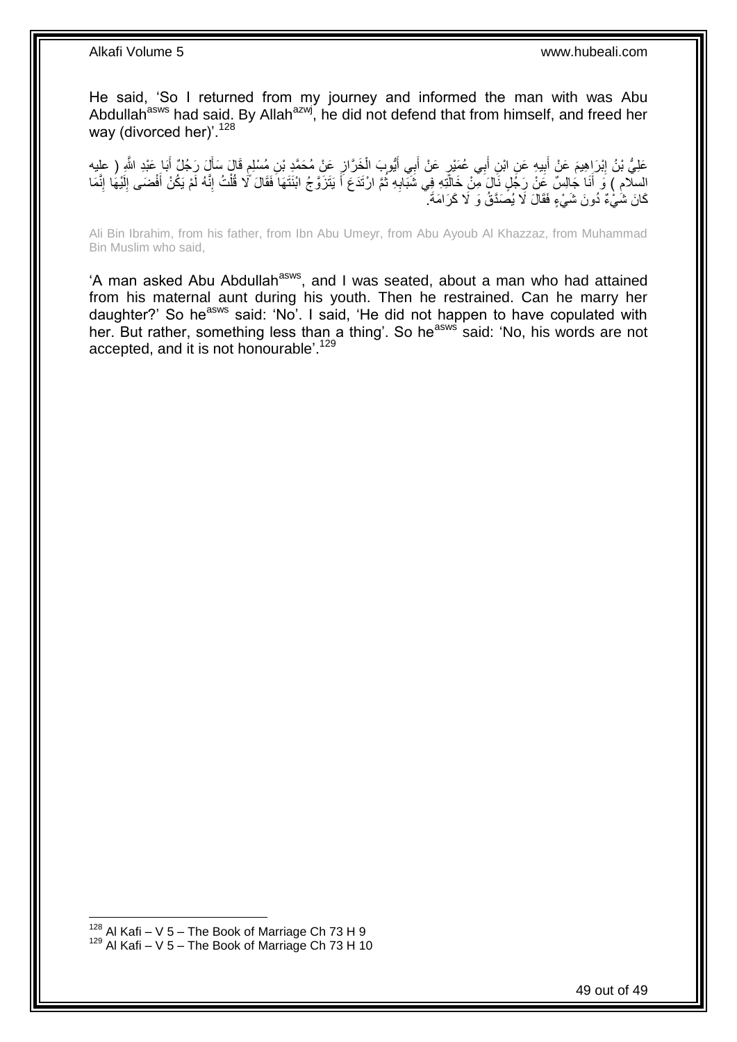He said, 'So I returned from my journey and informed the man with was Abu Abdullah[asws] had said. By Allah[azwj], he did not defend that from himself, and freed her way (divorced her)'.[128]

عَلِيُّ بْنُ إِبْرَاهِيمَ عَنْ أَبِيهِ عَنِ ابْنِ أَبِي عُمَيْرٍ عَنْ أَبِي أَيُّوبَ الْخَزَّازِ عَنْ مُحَمَّدِ بْنِ مُسْلِمٍ قَالَ سَأَلَ رَجُلٌ أَبَا عَبْدِ اللَّهِ ( عليه السلام ) وَ أَنَا جَالِسٌ عَنْ رَجُلٍ نَالَ مِنْ خَالَتِهِ فِي شَبَابِهِ ثُمَّ ارْتَدَعَ أَ يَتَزَوَّجُ ابْنَتَهَا فَقَالَ لَا قُلْتُ إِنَّهُ لَمْ يَكُنْ أَفْضَى إِلَيْهَا إِنَّمَا كَانَ شَيْءٌ دُونَ شَيْءٍ فَقَالَ لَا يُصَدَّقُ وَ لَا كَرَامَةَ.

Ali Bin Ibrahim, from his father, from Ibn Abu Umeyr, from Abu Ayoub Al Khazzaz, from Muhammad Bin Muslim who said,

'A man asked Abu Abdullah[asws], and I was seated, about a man who had attained from his maternal aunt during his youth. Then he restrained. Can he marry her daughter?' So he[asws] said: 'No'. I said, 'He did not happen to have copulated with her. But rather, something less than a thing'. So he[asws] said: 'No, his words are not accepted, and it is not honourable'.[129]

[128] Al Kafi – V 5 – The Book of Marriage Ch 73 H 9
[129] Al Kafi – V 5 – The Book of Marriage Ch 73 H 10